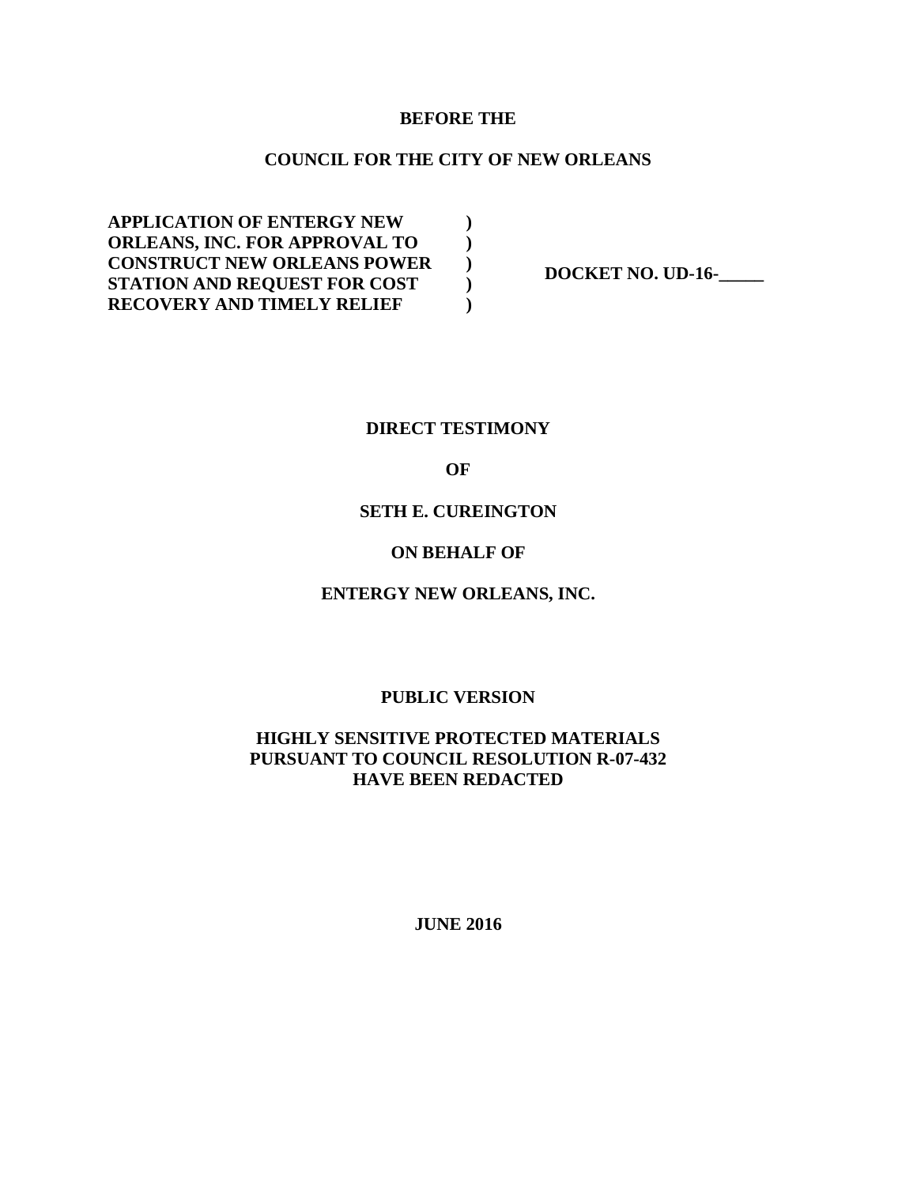**BEFORE THE**

**COUNCIL FOR THE CITY OF NEW ORLEANS**

| | | |
|---|---|---|
| **APPLICATION OF ENTERGY NEW ORLEANS, INC. FOR APPROVAL TO CONSTRUCT NEW ORLEANS POWER STATION AND REQUEST FOR COST RECOVERY AND TIMELY RELIEF** | **)<br>)<br>)<br>)<br>)** | **DOCKET NO. UD-16-_____** |

**DIRECT TESTIMONY**

**OF**

**SETH E. CUREINGTON**

**ON BEHALF OF**

**ENTERGY NEW ORLEANS, INC.**

**PUBLIC VERSION**

**HIGHLY SENSITIVE PROTECTED MATERIALS PURSUANT TO COUNCIL RESOLUTION R-07-432 HAVE BEEN REDACTED**

**JUNE 2016**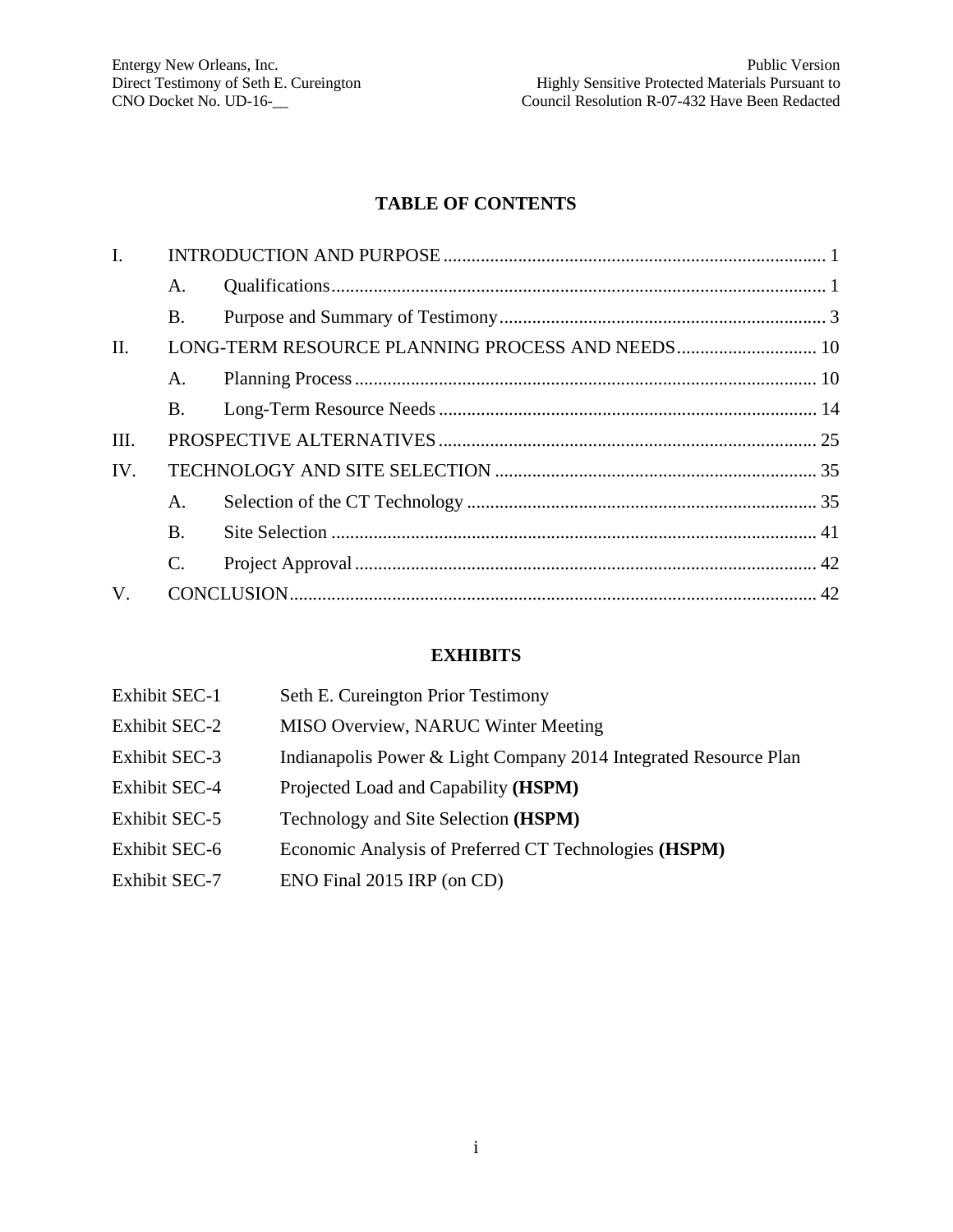## TABLE OF CONTENTS

| | | | |
|---|---|---|---|
| I. | INTRODUCTION AND PURPOSE | | 1 |
| | A. | Qualifications | 1 |
| | B. | Purpose and Summary of Testimony | 3 |
| II. | LONG-TERM RESOURCE PLANNING PROCESS AND NEEDS | | 10 |
| | A. | Planning Process | 10 |
| | B. | Long-Term Resource Needs | 14 |
| III. | PROSPECTIVE ALTERNATIVES | | 25 |
| IV. | TECHNOLOGY AND SITE SELECTION | | 35 |
| | A. | Selection of the CT Technology | 35 |
| | B. | Site Selection | 41 |
| | C. | Project Approval | 42 |
| V. | CONCLUSION | | 42 |

## EXHIBITS

| | |
|---|---|
| Exhibit SEC-1 | Seth E. Cureington Prior Testimony |
| Exhibit SEC-2 | MISO Overview, NARUC Winter Meeting |
| Exhibit SEC-3 | Indianapolis Power & Light Company 2014 Integrated Resource Plan |
| Exhibit SEC-4 | Projected Load and Capability **(HSPM)** |
| Exhibit SEC-5 | Technology and Site Selection **(HSPM)** |
| Exhibit SEC-6 | Economic Analysis of Preferred CT Technologies **(HSPM)** |
| Exhibit SEC-7 | ENO Final 2015 IRP (on CD) |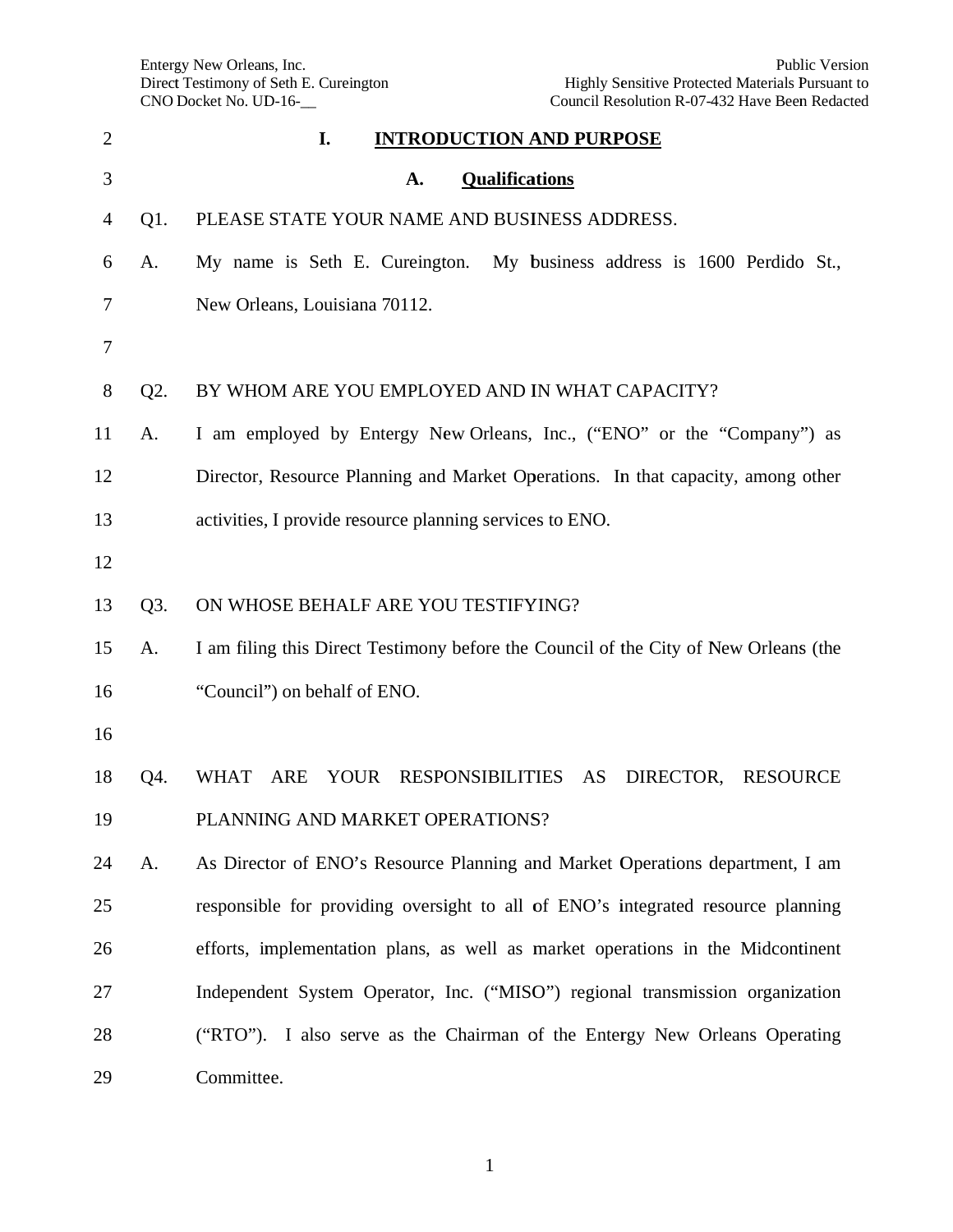# I. INTRODUCTION AND PURPOSE

## A. Qualifications

Q1. PLEASE STATE YOUR NAME AND BUSINESS ADDRESS.

A. My name is Seth E. Cureington. My business address is 1600 Perdido St., New Orleans, Louisiana 70112.

Q2. BY WHOM ARE YOU EMPLOYED AND IN WHAT CAPACITY?

A. I am employed by Entergy New Orleans, Inc., ("ENO" or the "Company") as Director, Resource Planning and Market Operations. In that capacity, among other activities, I provide resource planning services to ENO.

Q3. ON WHOSE BEHALF ARE YOU TESTIFYING?

A. I am filing this Direct Testimony before the Council of the City of New Orleans (the "Council") on behalf of ENO.

Q4. WHAT ARE YOUR RESPONSIBILITIES AS DIRECTOR, RESOURCE PLANNING AND MARKET OPERATIONS?

A. As Director of ENO's Resource Planning and Market Operations department, I am responsible for providing oversight to all of ENO's integrated resource planning efforts, implementation plans, as well as market operations in the Midcontinent Independent System Operator, Inc. ("MISO") regional transmission organization ("RTO"). I also serve as the Chairman of the Entergy New Orleans Operating Committee.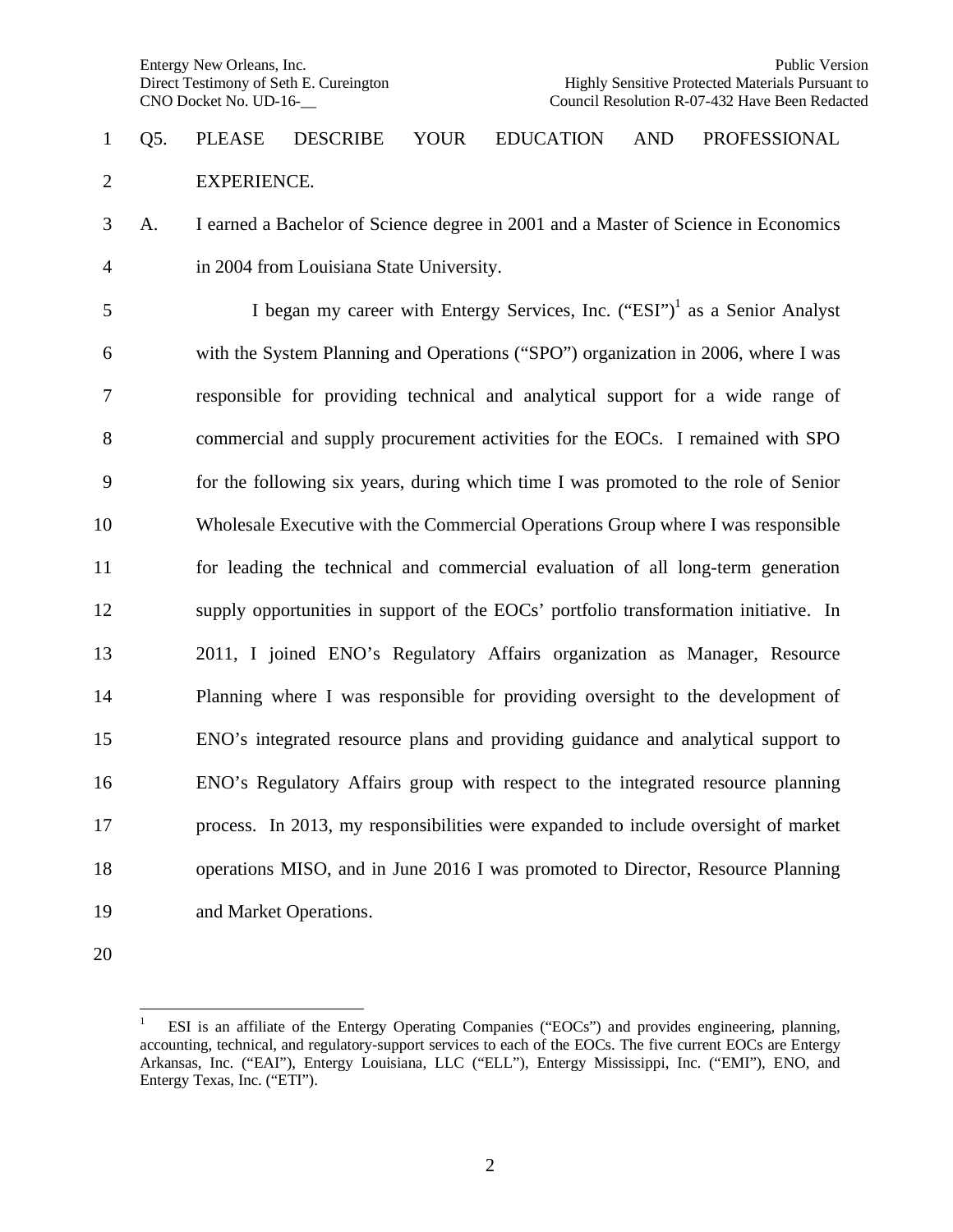Q5. PLEASE DESCRIBE YOUR EDUCATION AND PROFESSIONAL EXPERIENCE.

A. I earned a Bachelor of Science degree in 2001 and a Master of Science in Economics in 2004 from Louisiana State University.

I began my career with Entergy Services, Inc. ("ESI")[1] as a Senior Analyst with the System Planning and Operations ("SPO") organization in 2006, where I was responsible for providing technical and analytical support for a wide range of commercial and supply procurement activities for the EOCs. I remained with SPO for the following six years, during which time I was promoted to the role of Senior Wholesale Executive with the Commercial Operations Group where I was responsible for leading the technical and commercial evaluation of all long-term generation supply opportunities in support of the EOCs' portfolio transformation initiative. In 2011, I joined ENO's Regulatory Affairs organization as Manager, Resource Planning where I was responsible for providing oversight to the development of ENO's integrated resource plans and providing guidance and analytical support to ENO's Regulatory Affairs group with respect to the integrated resource planning process. In 2013, my responsibilities were expanded to include oversight of market operations MISO, and in June 2016 I was promoted to Director, Resource Planning and Market Operations.

[1] ESI is an affiliate of the Entergy Operating Companies ("EOCs") and provides engineering, planning, accounting, technical, and regulatory-support services to each of the EOCs. The five current EOCs are Entergy Arkansas, Inc. ("EAI"), Entergy Louisiana, LLC ("ELL"), Entergy Mississippi, Inc. ("EMI"), ENO, and Entergy Texas, Inc. ("ETI").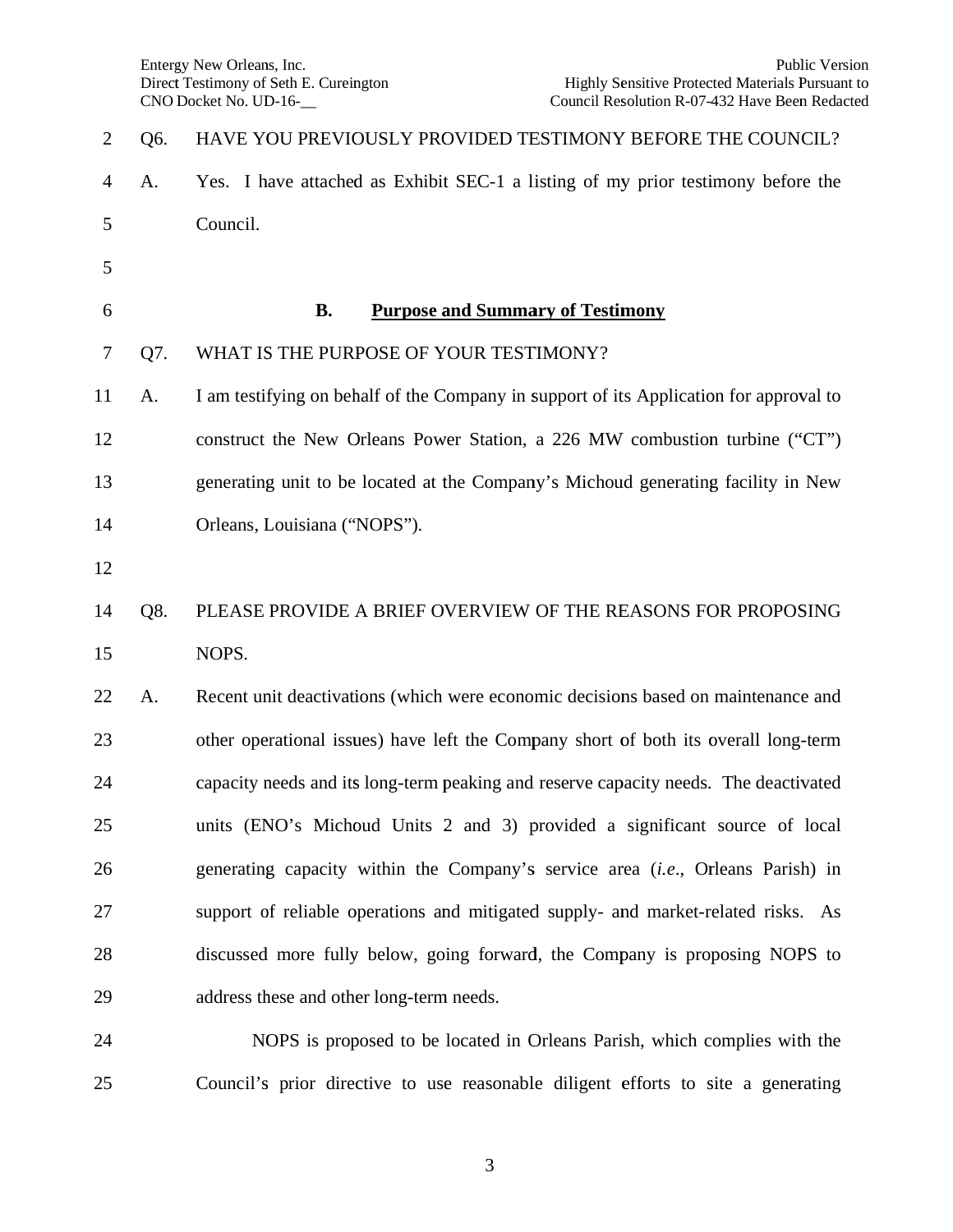Q6. HAVE YOU PREVIOUSLY PROVIDED TESTIMONY BEFORE THE COUNCIL?

A. Yes. I have attached as Exhibit SEC-1 a listing of my prior testimony before the Council.

### B. Purpose and Summary of Testimony

Q7. WHAT IS THE PURPOSE OF YOUR TESTIMONY?

A. I am testifying on behalf of the Company in support of its Application for approval to construct the New Orleans Power Station, a 226 MW combustion turbine ("CT") generating unit to be located at the Company's Michoud generating facility in New Orleans, Louisiana ("NOPS").

Q8. PLEASE PROVIDE A BRIEF OVERVIEW OF THE REASONS FOR PROPOSING NOPS.

A. Recent unit deactivations (which were economic decisions based on maintenance and other operational issues) have left the Company short of both its overall long-term capacity needs and its long-term peaking and reserve capacity needs. The deactivated units (ENO's Michoud Units 2 and 3) provided a significant source of local generating capacity within the Company's service area (*i.e.*, Orleans Parish) in support of reliable operations and mitigated supply- and market-related risks. As discussed more fully below, going forward, the Company is proposing NOPS to address these and other long-term needs.

NOPS is proposed to be located in Orleans Parish, which complies with the Council's prior directive to use reasonable diligent efforts to site a generating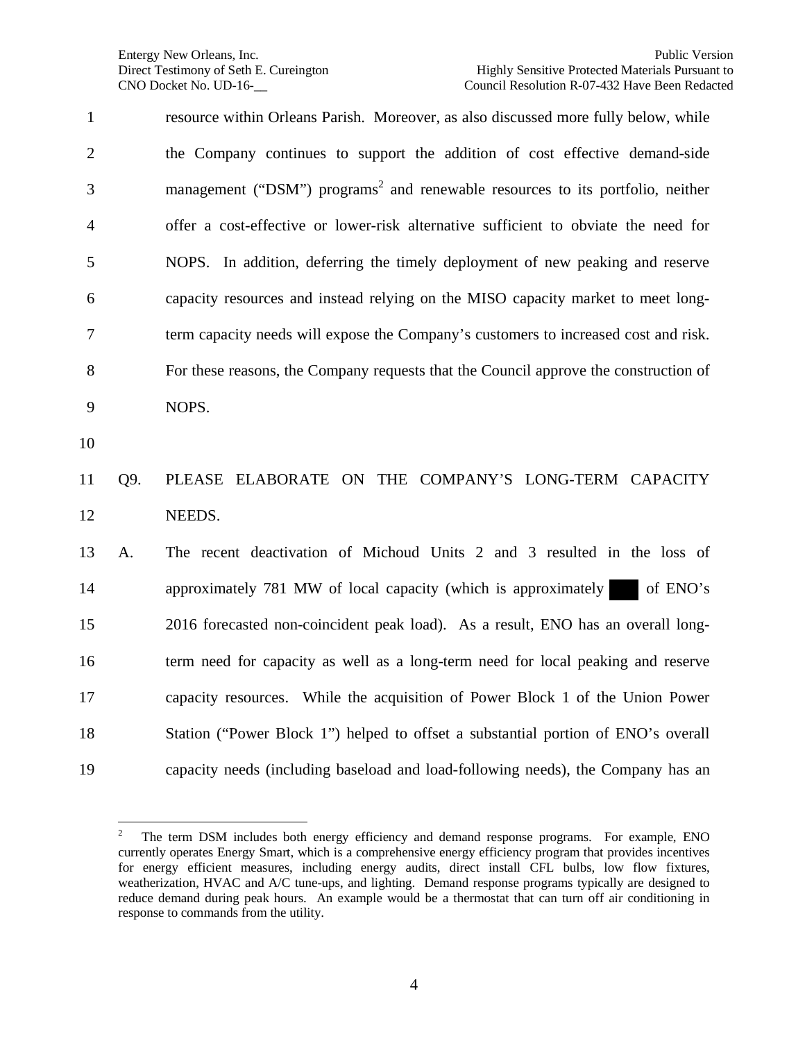resource within Orleans Parish. Moreover, as also discussed more fully below, while the Company continues to support the addition of cost effective demand-side management ("DSM") programs[2] and renewable resources to its portfolio, neither offer a cost-effective or lower-risk alternative sufficient to obviate the need for NOPS. In addition, deferring the timely deployment of new peaking and reserve capacity resources and instead relying on the MISO capacity market to meet long-term capacity needs will expose the Company's customers to increased cost and risk. For these reasons, the Company requests that the Council approve the construction of NOPS.

Q9. PLEASE ELABORATE ON THE COMPANY'S LONG-TERM CAPACITY NEEDS.

A. The recent deactivation of Michoud Units 2 and 3 resulted in the loss of approximately 781 MW of local capacity (which is approximately ███ of ENO's 2016 forecasted non-coincident peak load). As a result, ENO has an overall long-term need for capacity as well as a long-term need for local peaking and reserve capacity resources. While the acquisition of Power Block 1 of the Union Power Station ("Power Block 1") helped to offset a substantial portion of ENO's overall capacity needs (including baseload and load-following needs), the Company has an

---

[2] The term DSM includes both energy efficiency and demand response programs. For example, ENO currently operates Energy Smart, which is a comprehensive energy efficiency program that provides incentives for energy efficient measures, including energy audits, direct install CFL bulbs, low flow fixtures, weatherization, HVAC and A/C tune-ups, and lighting. Demand response programs typically are designed to reduce demand during peak hours. An example would be a thermostat that can turn off air conditioning in response to commands from the utility.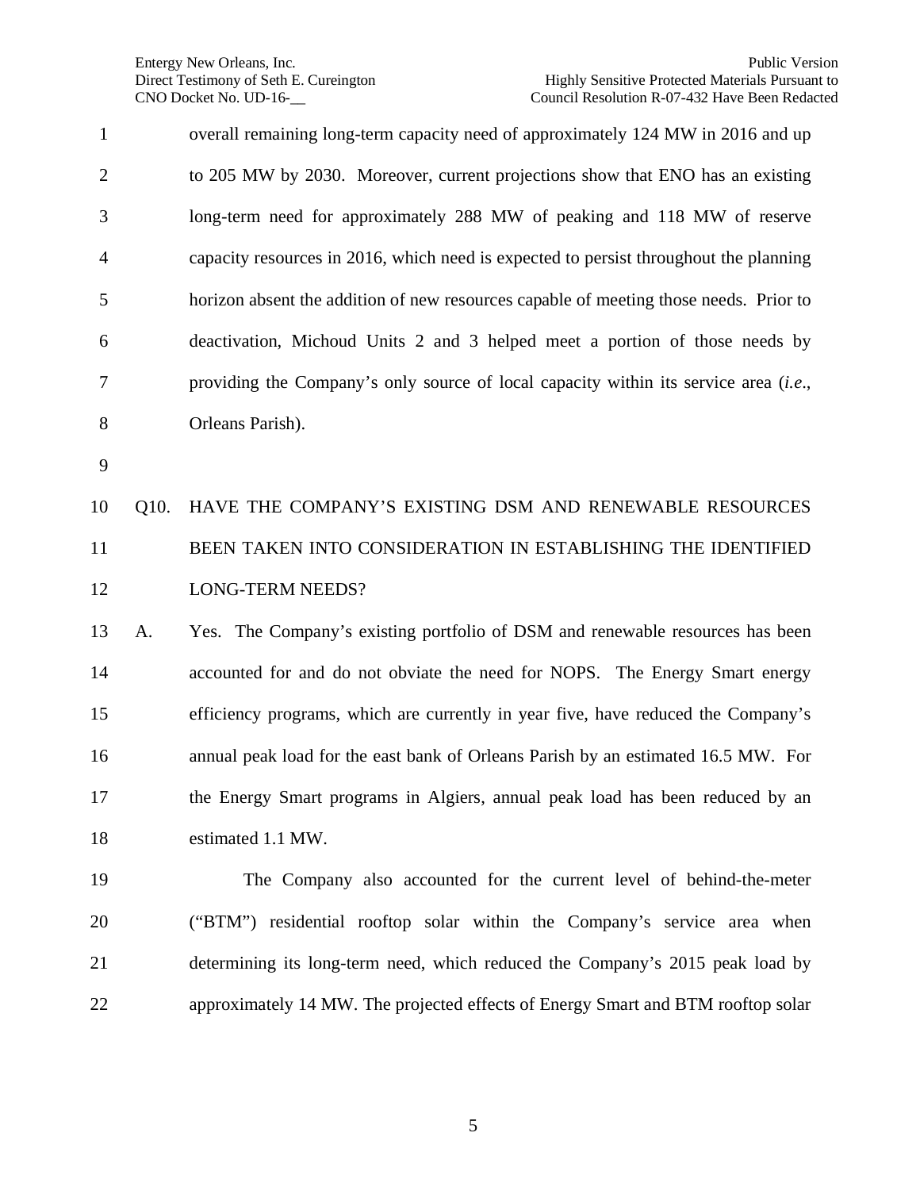overall remaining long-term capacity need of approximately 124 MW in 2016 and up to 205 MW by 2030. Moreover, current projections show that ENO has an existing long-term need for approximately 288 MW of peaking and 118 MW of reserve capacity resources in 2016, which need is expected to persist throughout the planning horizon absent the addition of new resources capable of meeting those needs. Prior to deactivation, Michoud Units 2 and 3 helped meet a portion of those needs by providing the Company's only source of local capacity within its service area (*i.e.*, Orleans Parish).

Q10. HAVE THE COMPANY'S EXISTING DSM AND RENEWABLE RESOURCES BEEN TAKEN INTO CONSIDERATION IN ESTABLISHING THE IDENTIFIED LONG-TERM NEEDS?

A. Yes. The Company's existing portfolio of DSM and renewable resources has been accounted for and do not obviate the need for NOPS. The Energy Smart energy efficiency programs, which are currently in year five, have reduced the Company's annual peak load for the east bank of Orleans Parish by an estimated 16.5 MW. For the Energy Smart programs in Algiers, annual peak load has been reduced by an estimated 1.1 MW.

The Company also accounted for the current level of behind-the-meter ("BTM") residential rooftop solar within the Company's service area when determining its long-term need, which reduced the Company's 2015 peak load by approximately 14 MW. The projected effects of Energy Smart and BTM rooftop solar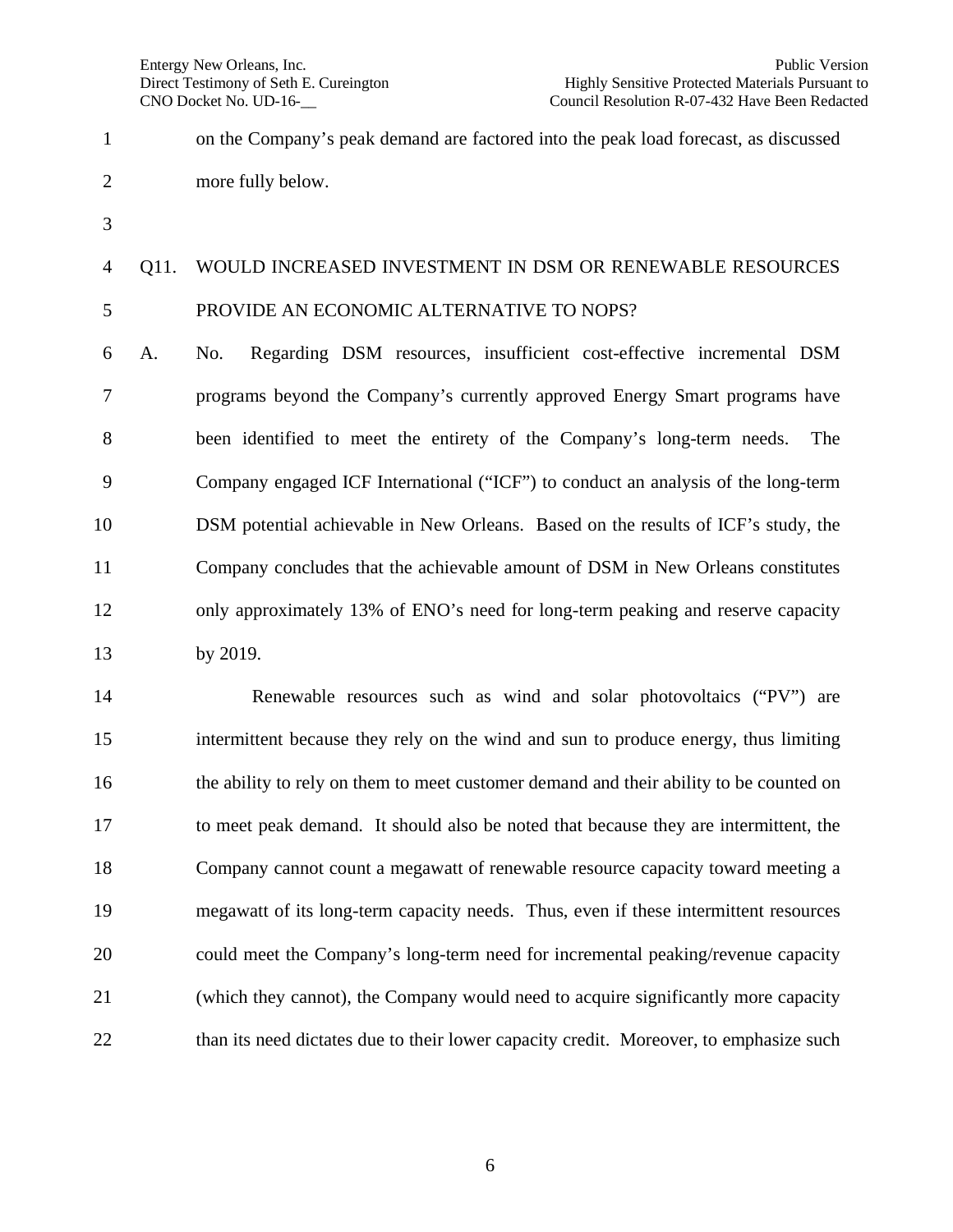on the Company's peak demand are factored into the peak load forecast, as discussed more fully below.

Q11. WOULD INCREASED INVESTMENT IN DSM OR RENEWABLE RESOURCES PROVIDE AN ECONOMIC ALTERNATIVE TO NOPS?

A. No. Regarding DSM resources, insufficient cost-effective incremental DSM programs beyond the Company's currently approved Energy Smart programs have been identified to meet the entirety of the Company's long-term needs. The Company engaged ICF International ("ICF") to conduct an analysis of the long-term DSM potential achievable in New Orleans. Based on the results of ICF's study, the Company concludes that the achievable amount of DSM in New Orleans constitutes only approximately 13% of ENO's need for long-term peaking and reserve capacity by 2019.

Renewable resources such as wind and solar photovoltaics ("PV") are intermittent because they rely on the wind and sun to produce energy, thus limiting the ability to rely on them to meet customer demand and their ability to be counted on to meet peak demand. It should also be noted that because they are intermittent, the Company cannot count a megawatt of renewable resource capacity toward meeting a megawatt of its long-term capacity needs. Thus, even if these intermittent resources could meet the Company's long-term need for incremental peaking/revenue capacity (which they cannot), the Company would need to acquire significantly more capacity than its need dictates due to their lower capacity credit. Moreover, to emphasize such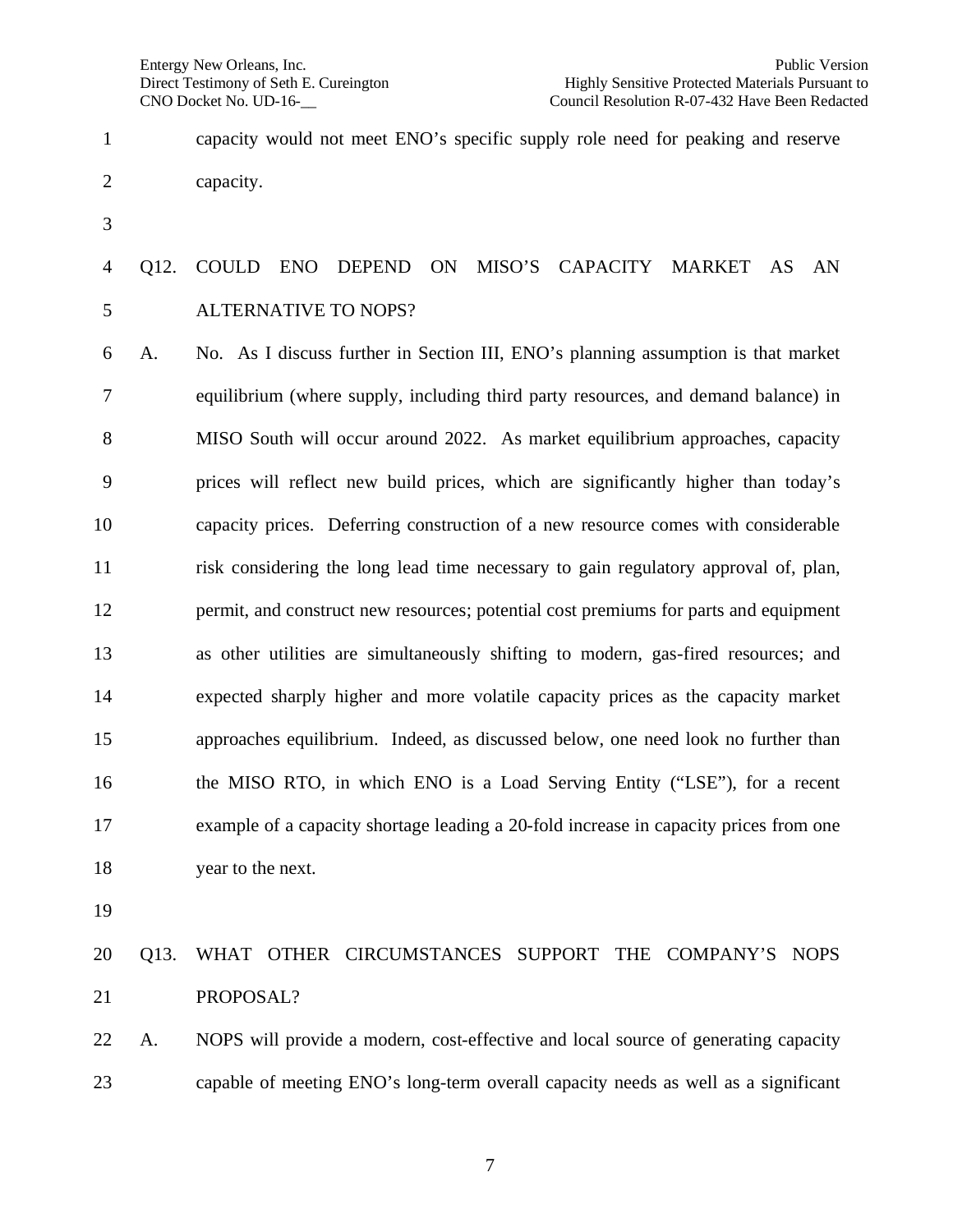capacity would not meet ENO's specific supply role need for peaking and reserve capacity.

Q12. COULD ENO DEPEND ON MISO'S CAPACITY MARKET AS AN ALTERNATIVE TO NOPS?

A. No. As I discuss further in Section III, ENO's planning assumption is that market equilibrium (where supply, including third party resources, and demand balance) in MISO South will occur around 2022. As market equilibrium approaches, capacity prices will reflect new build prices, which are significantly higher than today's capacity prices. Deferring construction of a new resource comes with considerable risk considering the long lead time necessary to gain regulatory approval of, plan, permit, and construct new resources; potential cost premiums for parts and equipment as other utilities are simultaneously shifting to modern, gas-fired resources; and expected sharply higher and more volatile capacity prices as the capacity market approaches equilibrium. Indeed, as discussed below, one need look no further than the MISO RTO, in which ENO is a Load Serving Entity ("LSE"), for a recent example of a capacity shortage leading a 20-fold increase in capacity prices from one year to the next.

Q13. WHAT OTHER CIRCUMSTANCES SUPPORT THE COMPANY'S NOPS PROPOSAL?

A. NOPS will provide a modern, cost-effective and local source of generating capacity capable of meeting ENO's long-term overall capacity needs as well as a significant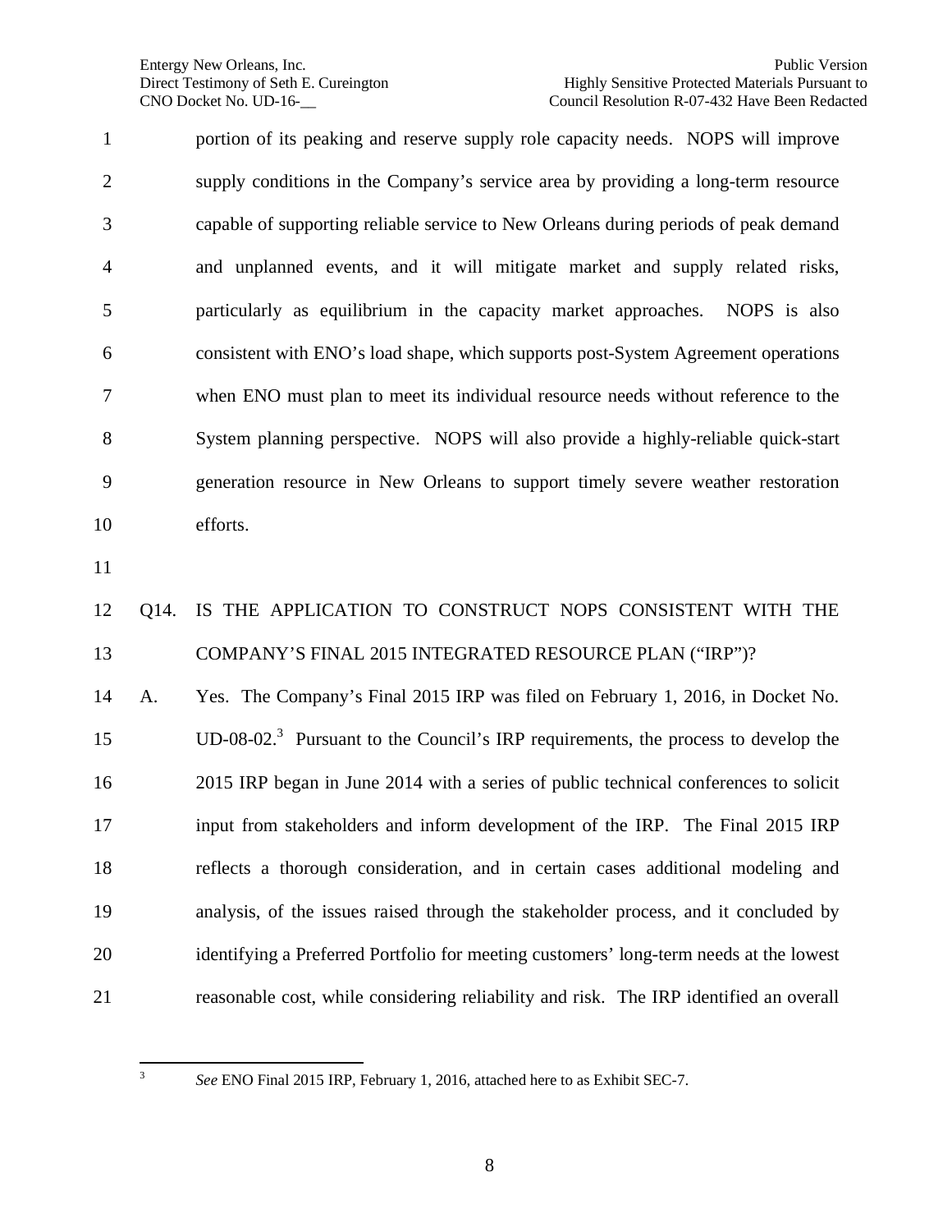portion of its peaking and reserve supply role capacity needs. NOPS will improve supply conditions in the Company's service area by providing a long-term resource capable of supporting reliable service to New Orleans during periods of peak demand and unplanned events, and it will mitigate market and supply related risks, particularly as equilibrium in the capacity market approaches. NOPS is also consistent with ENO's load shape, which supports post-System Agreement operations when ENO must plan to meet its individual resource needs without reference to the System planning perspective. NOPS will also provide a highly-reliable quick-start generation resource in New Orleans to support timely severe weather restoration efforts.

Q14. IS THE APPLICATION TO CONSTRUCT NOPS CONSISTENT WITH THE COMPANY'S FINAL 2015 INTEGRATED RESOURCE PLAN ("IRP")?

A. Yes. The Company's Final 2015 IRP was filed on February 1, 2016, in Docket No. UD-08-02.[3] Pursuant to the Council's IRP requirements, the process to develop the 2015 IRP began in June 2014 with a series of public technical conferences to solicit input from stakeholders and inform development of the IRP. The Final 2015 IRP reflects a thorough consideration, and in certain cases additional modeling and analysis, of the issues raised through the stakeholder process, and it concluded by identifying a Preferred Portfolio for meeting customers' long-term needs at the lowest reasonable cost, while considering reliability and risk. The IRP identified an overall

[3] *See* ENO Final 2015 IRP, February 1, 2016, attached here to as Exhibit SEC-7.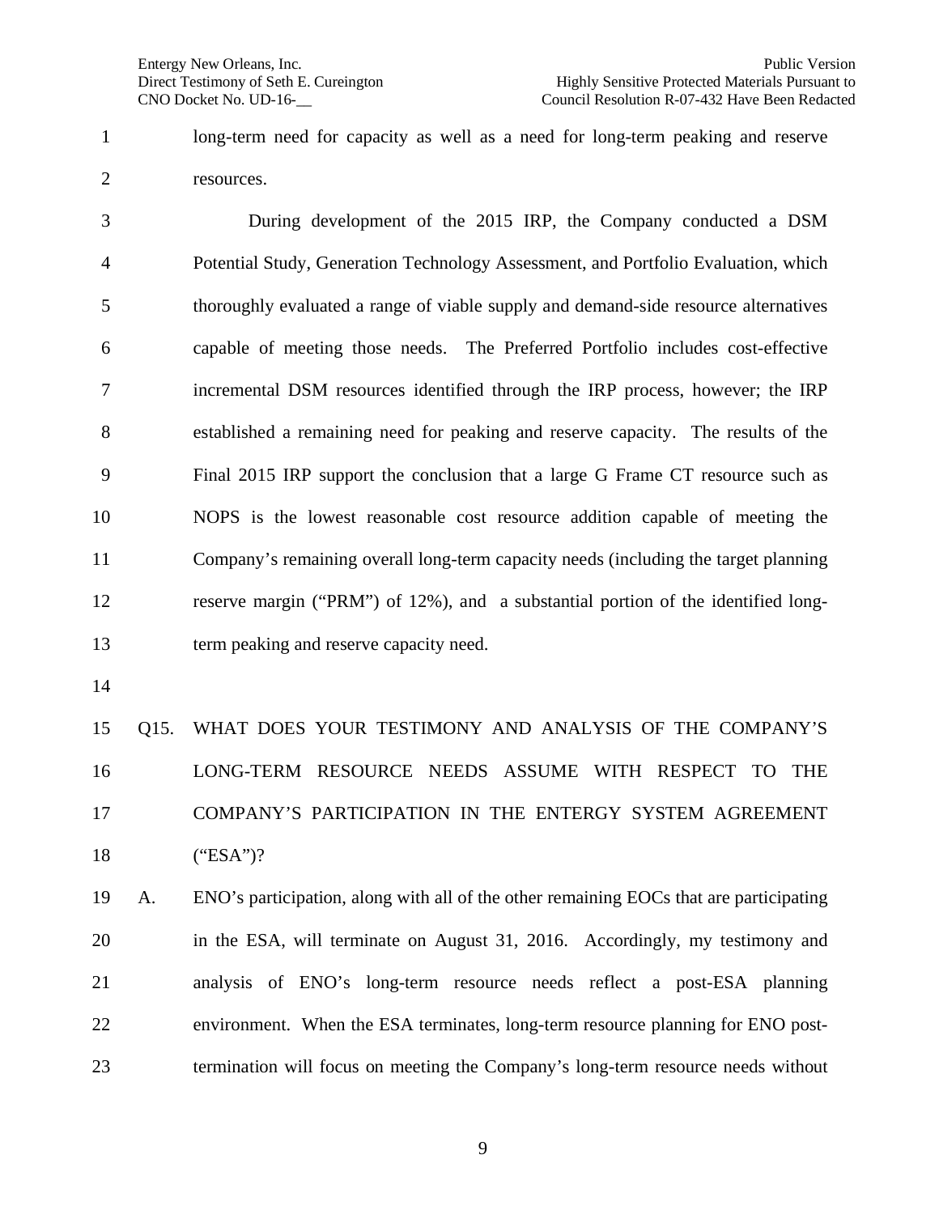long-term need for capacity as well as a need for long-term peaking and reserve resources.

During development of the 2015 IRP, the Company conducted a DSM Potential Study, Generation Technology Assessment, and Portfolio Evaluation, which thoroughly evaluated a range of viable supply and demand-side resource alternatives capable of meeting those needs. The Preferred Portfolio includes cost-effective incremental DSM resources identified through the IRP process, however; the IRP established a remaining need for peaking and reserve capacity. The results of the Final 2015 IRP support the conclusion that a large G Frame CT resource such as NOPS is the lowest reasonable cost resource addition capable of meeting the Company's remaining overall long-term capacity needs (including the target planning reserve margin ("PRM") of 12%), and a substantial portion of the identified long-term peaking and reserve capacity need.

Q15. WHAT DOES YOUR TESTIMONY AND ANALYSIS OF THE COMPANY'S LONG-TERM RESOURCE NEEDS ASSUME WITH RESPECT TO THE COMPANY'S PARTICIPATION IN THE ENTERGY SYSTEM AGREEMENT ("ESA")?

A. ENO's participation, along with all of the other remaining EOCs that are participating in the ESA, will terminate on August 31, 2016. Accordingly, my testimony and analysis of ENO's long-term resource needs reflect a post-ESA planning environment. When the ESA terminates, long-term resource planning for ENO post-termination will focus on meeting the Company's long-term resource needs without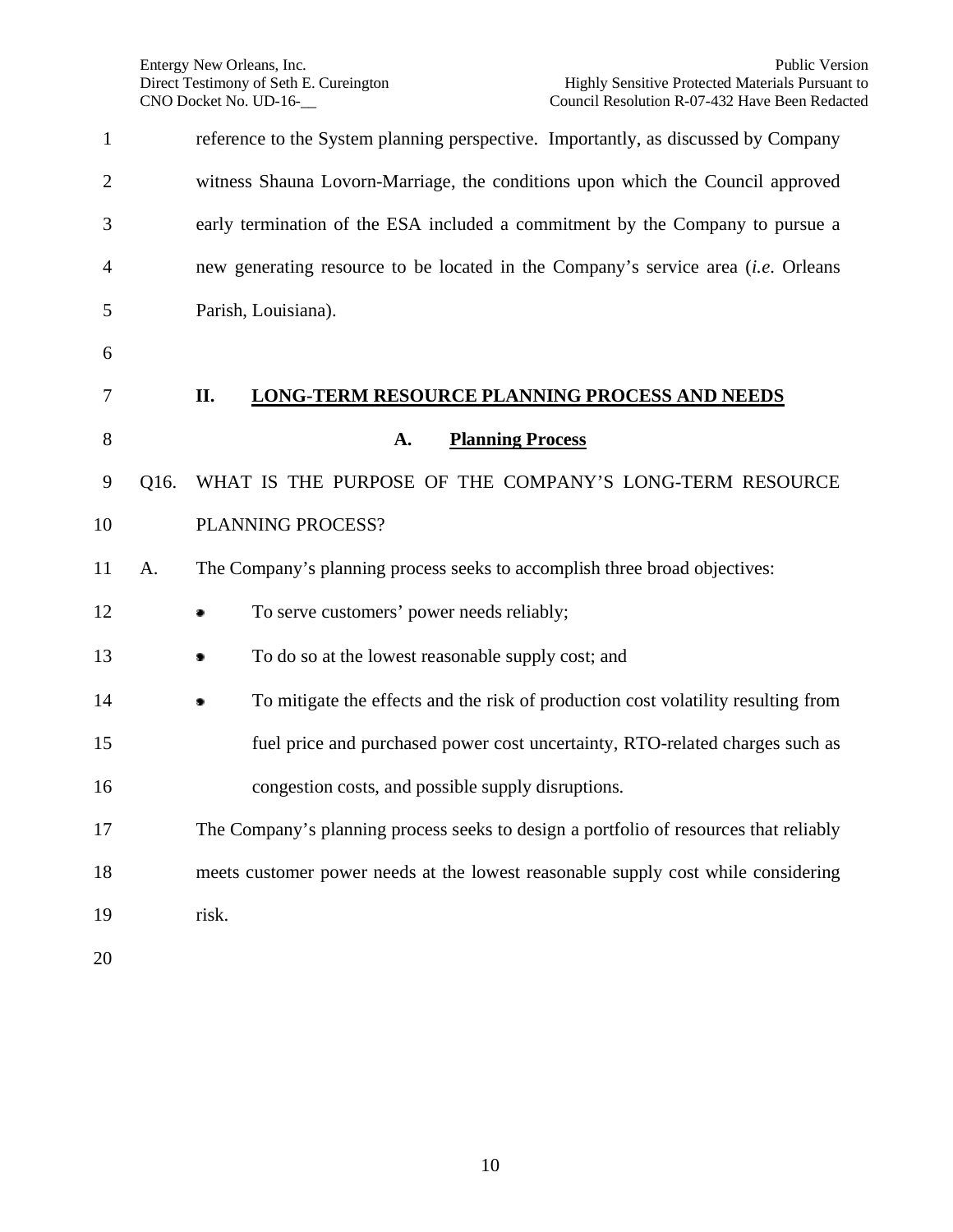reference to the System planning perspective. Importantly, as discussed by Company witness Shauna Lovorn-Marriage, the conditions upon which the Council approved early termination of the ESA included a commitment by the Company to pursue a new generating resource to be located in the Company's service area (*i.e.* Orleans Parish, Louisiana).

## II. LONG-TERM RESOURCE PLANNING PROCESS AND NEEDS

### A. Planning Process

Q16. WHAT IS THE PURPOSE OF THE COMPANY'S LONG-TERM RESOURCE PLANNING PROCESS?

A. The Company's planning process seeks to accomplish three broad objectives:

- To serve customers' power needs reliably;
- To do so at the lowest reasonable supply cost; and
- To mitigate the effects and the risk of production cost volatility resulting from fuel price and purchased power cost uncertainty, RTO-related charges such as congestion costs, and possible supply disruptions.

The Company's planning process seeks to design a portfolio of resources that reliably meets customer power needs at the lowest reasonable supply cost while considering risk.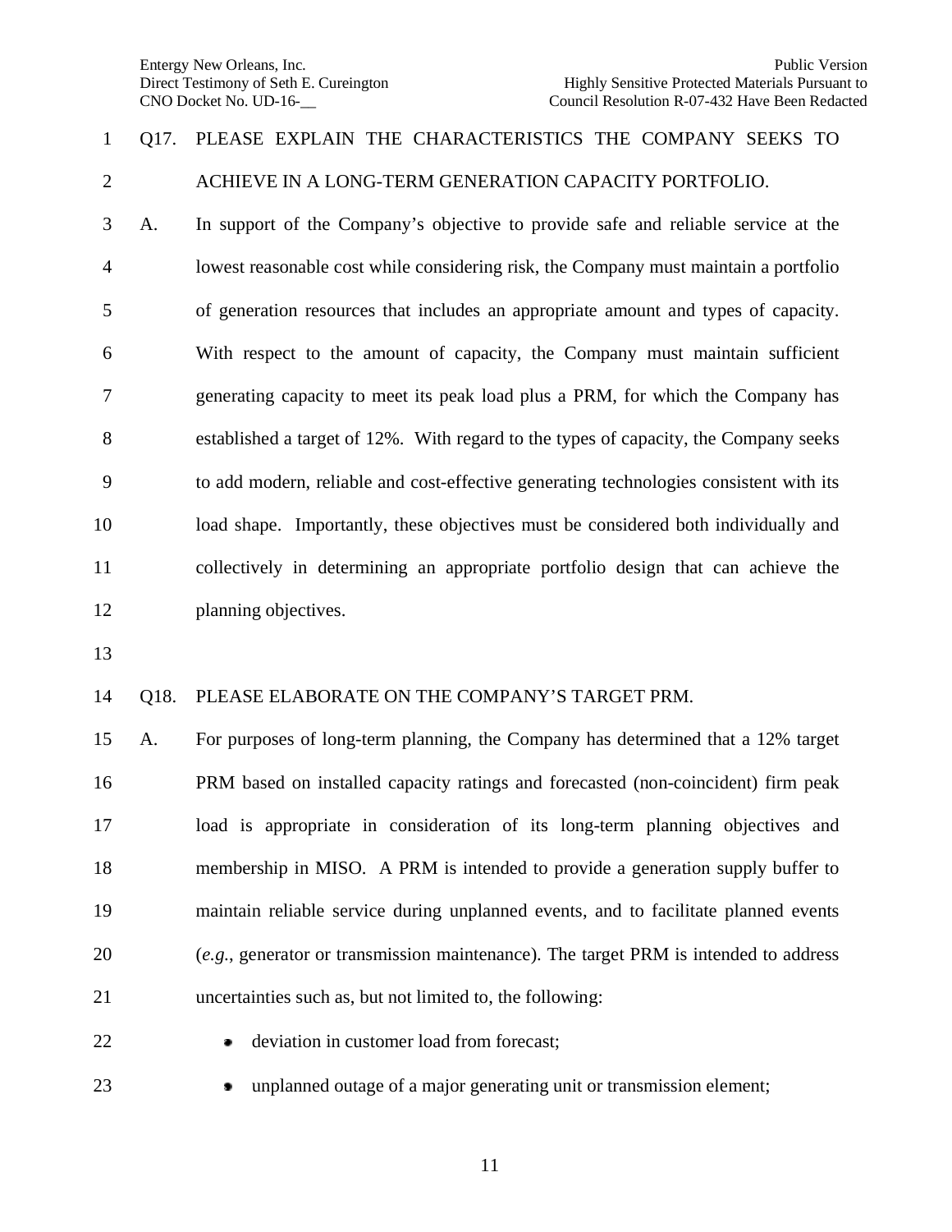Q17. PLEASE EXPLAIN THE CHARACTERISTICS THE COMPANY SEEKS TO ACHIEVE IN A LONG-TERM GENERATION CAPACITY PORTFOLIO.

A. In support of the Company's objective to provide safe and reliable service at the lowest reasonable cost while considering risk, the Company must maintain a portfolio of generation resources that includes an appropriate amount and types of capacity. With respect to the amount of capacity, the Company must maintain sufficient generating capacity to meet its peak load plus a PRM, for which the Company has established a target of 12%. With regard to the types of capacity, the Company seeks to add modern, reliable and cost-effective generating technologies consistent with its load shape. Importantly, these objectives must be considered both individually and collectively in determining an appropriate portfolio design that can achieve the planning objectives.

Q18. PLEASE ELABORATE ON THE COMPANY'S TARGET PRM.

A. For purposes of long-term planning, the Company has determined that a 12% target PRM based on installed capacity ratings and forecasted (non-coincident) firm peak load is appropriate in consideration of its long-term planning objectives and membership in MISO. A PRM is intended to provide a generation supply buffer to maintain reliable service during unplanned events, and to facilitate planned events (*e.g.*, generator or transmission maintenance). The target PRM is intended to address uncertainties such as, but not limited to, the following:

- deviation in customer load from forecast;
- unplanned outage of a major generating unit or transmission element;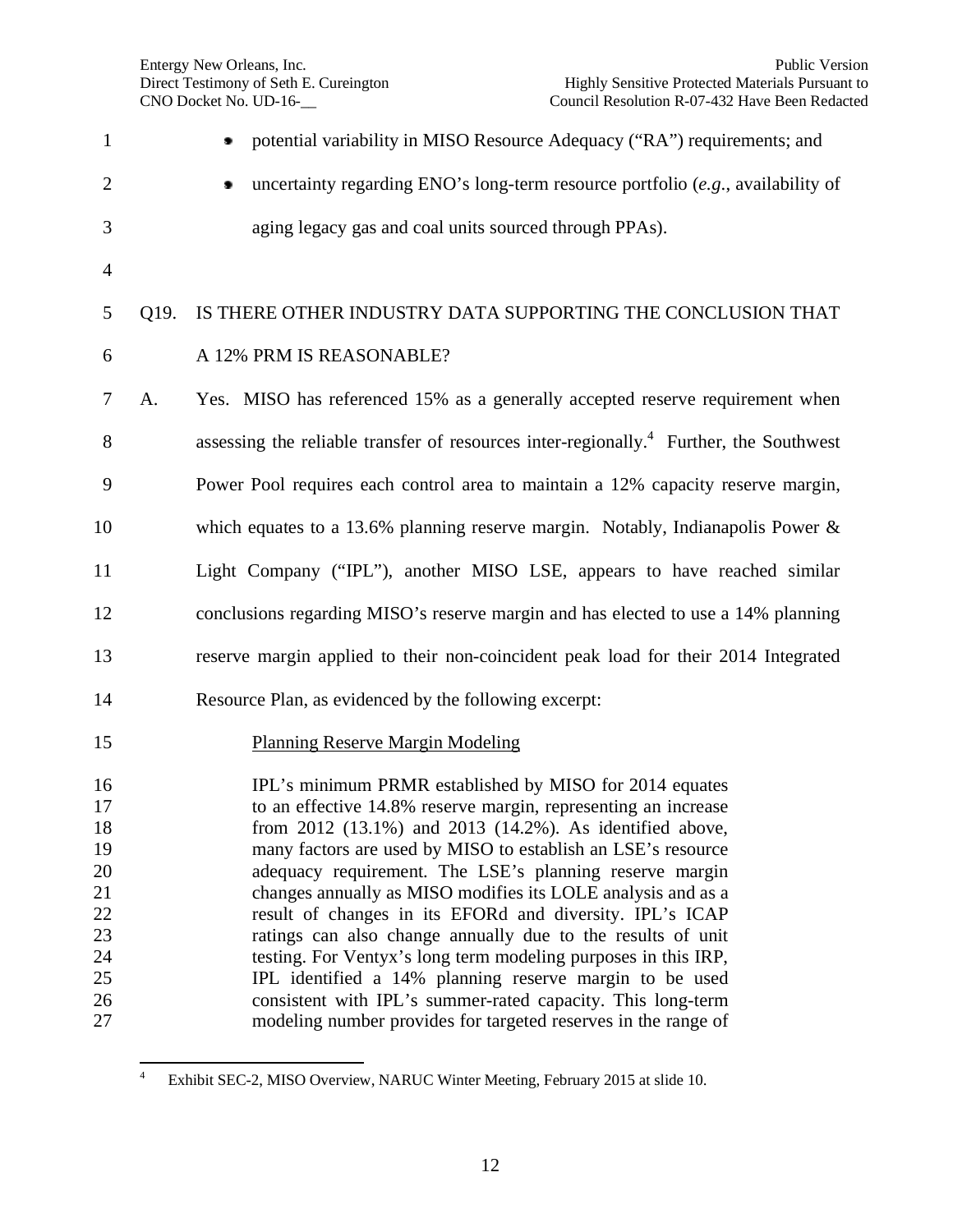- potential variability in MISO Resource Adequacy ("RA") requirements; and
- uncertainty regarding ENO's long-term resource portfolio (*e.g.*, availability of aging legacy gas and coal units sourced through PPAs).

Q19. IS THERE OTHER INDUSTRY DATA SUPPORTING THE CONCLUSION THAT A 12% PRM IS REASONABLE?

A. Yes. MISO has referenced 15% as a generally accepted reserve requirement when assessing the reliable transfer of resources inter-regionally.[4] Further, the Southwest Power Pool requires each control area to maintain a 12% capacity reserve margin, which equates to a 13.6% planning reserve margin. Notably, Indianapolis Power & Light Company ("IPL"), another MISO LSE, appears to have reached similar conclusions regarding MISO's reserve margin and has elected to use a 14% planning reserve margin applied to their non-coincident peak load for their 2014 Integrated Resource Plan, as evidenced by the following excerpt:

> <u>Planning Reserve Margin Modeling</u>
>
> IPL's minimum PRMR established by MISO for 2014 equates to an effective 14.8% reserve margin, representing an increase from 2012 (13.1%) and 2013 (14.2%). As identified above, many factors are used by MISO to establish an LSE's resource adequacy requirement. The LSE's planning reserve margin changes annually as MISO modifies its LOLE analysis and as a result of changes in its EFORd and diversity. IPL's ICAP ratings can also change annually due to the results of unit testing. For Ventyx's long term modeling purposes in this IRP, IPL identified a 14% planning reserve margin to be used consistent with IPL's summer-rated capacity. This long-term modeling number provides for targeted reserves in the range of

[4] Exhibit SEC-2, MISO Overview, NARUC Winter Meeting, February 2015 at slide 10.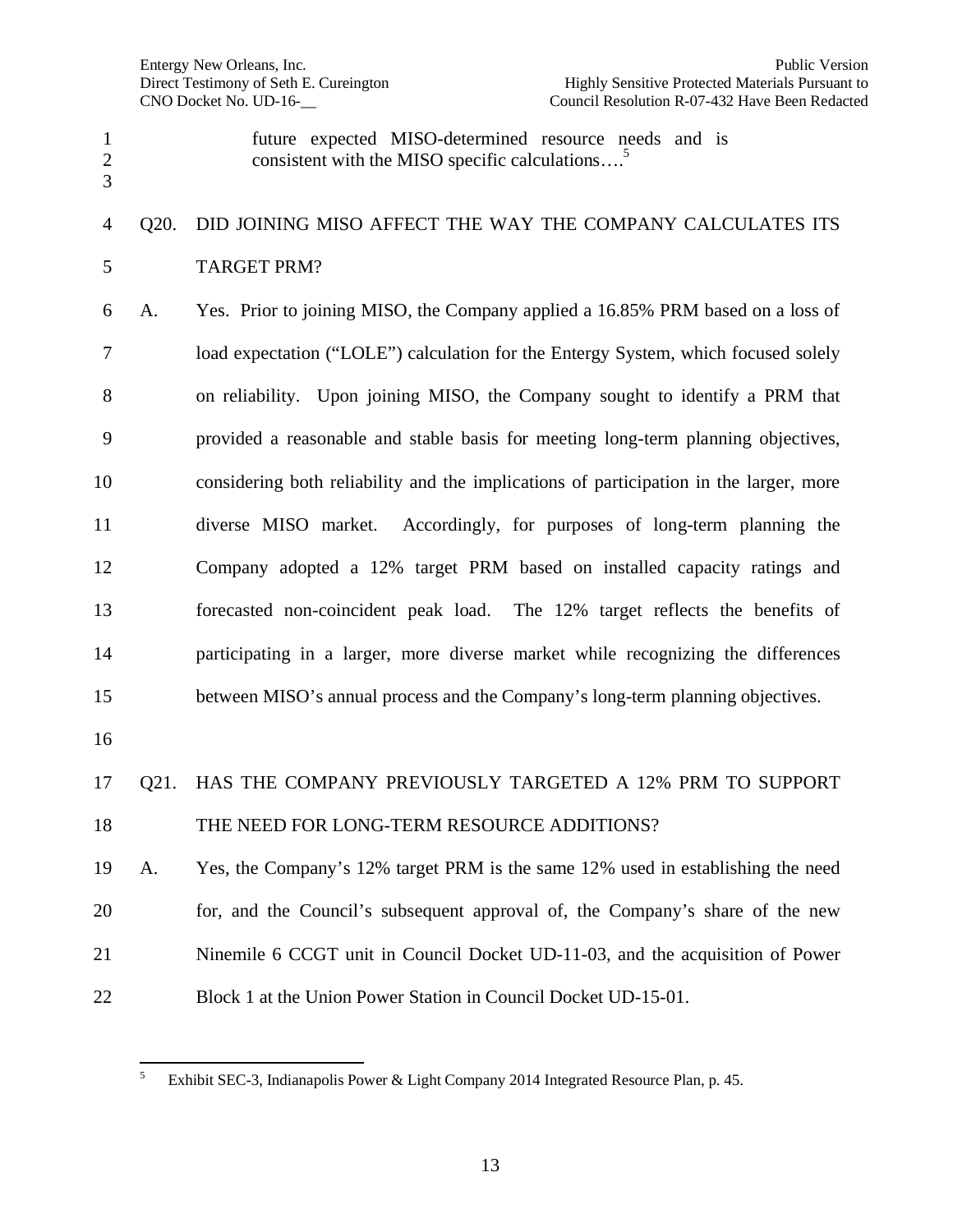future expected MISO-determined resource needs and is consistent with the MISO specific calculations….[5]

Q20. DID JOINING MISO AFFECT THE WAY THE COMPANY CALCULATES ITS TARGET PRM?

A. Yes. Prior to joining MISO, the Company applied a 16.85% PRM based on a loss of load expectation ("LOLE") calculation for the Entergy System, which focused solely on reliability. Upon joining MISO, the Company sought to identify a PRM that provided a reasonable and stable basis for meeting long-term planning objectives, considering both reliability and the implications of participation in the larger, more diverse MISO market. Accordingly, for purposes of long-term planning the Company adopted a 12% target PRM based on installed capacity ratings and forecasted non-coincident peak load. The 12% target reflects the benefits of participating in a larger, more diverse market while recognizing the differences between MISO's annual process and the Company's long-term planning objectives.

Q21. HAS THE COMPANY PREVIOUSLY TARGETED A 12% PRM TO SUPPORT THE NEED FOR LONG-TERM RESOURCE ADDITIONS?

A. Yes, the Company's 12% target PRM is the same 12% used in establishing the need for, and the Council's subsequent approval of, the Company's share of the new Ninemile 6 CCGT unit in Council Docket UD-11-03, and the acquisition of Power Block 1 at the Union Power Station in Council Docket UD-15-01.

[5] Exhibit SEC-3, Indianapolis Power & Light Company 2014 Integrated Resource Plan, p. 45.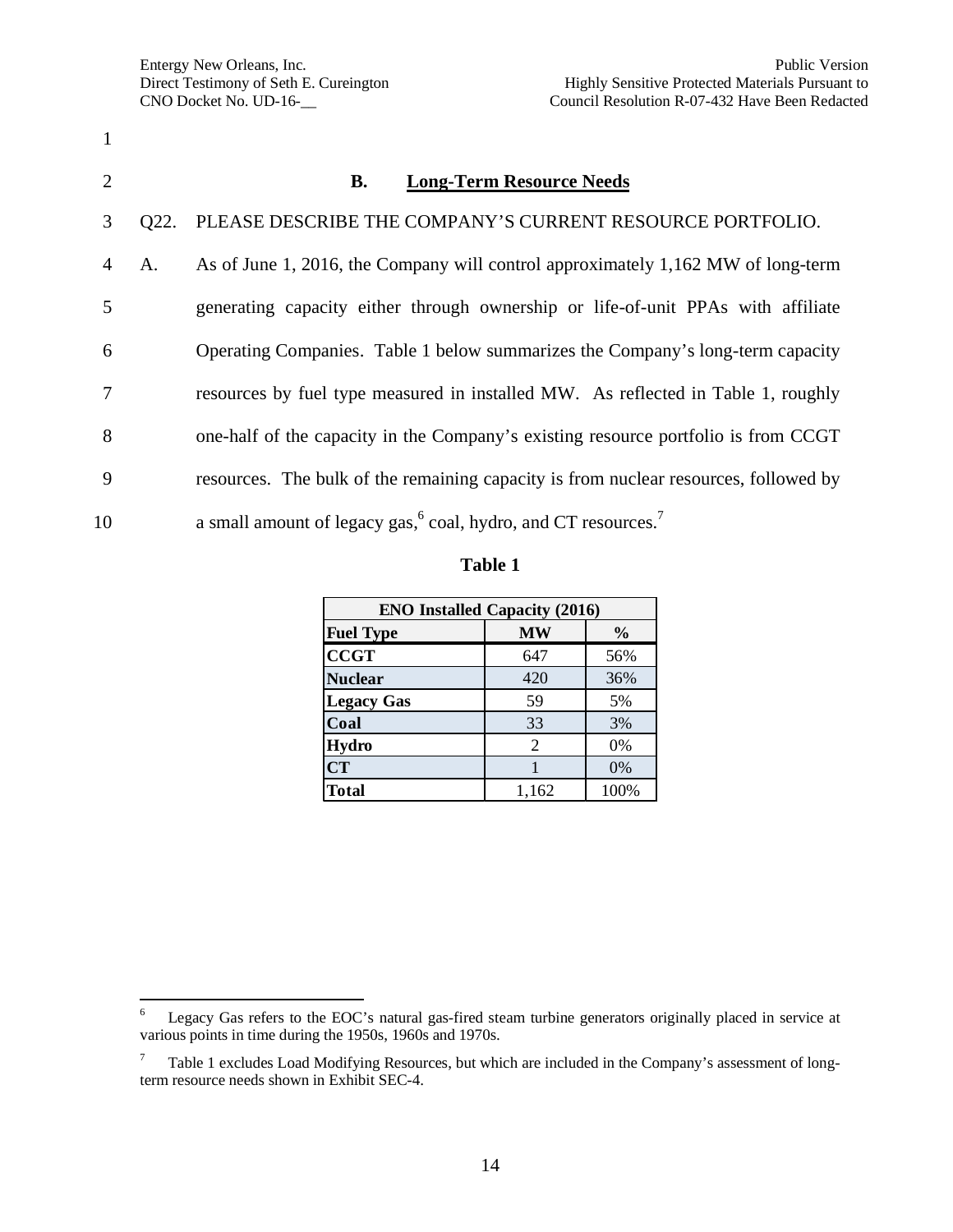## B. Long-Term Resource Needs

Q22. PLEASE DESCRIBE THE COMPANY'S CURRENT RESOURCE PORTFOLIO.

A. As of June 1, 2016, the Company will control approximately 1,162 MW of long-term generating capacity either through ownership or life-of-unit PPAs with affiliate Operating Companies. Table 1 below summarizes the Company's long-term capacity resources by fuel type measured in installed MW. As reflected in Table 1, roughly one-half of the capacity in the Company's existing resource portfolio is from CCGT resources. The bulk of the remaining capacity is from nuclear resources, followed by a small amount of legacy gas,[6] coal, hydro, and CT resources.[7]

**Table 1**

| ENO Installed Capacity (2016) | | |
|---|---|---|
| **Fuel Type** | **MW** | **%** |
| **CCGT** | 647 | 56% |
| **Nuclear** | 420 | 36% |
| **Legacy Gas** | 59 | 5% |
| **Coal** | 33 | 3% |
| **Hydro** | 2 | 0% |
| **CT** | 1 | 0% |
| **Total** | 1,162 | 100% |

---

[6] Legacy Gas refers to the EOC's natural gas-fired steam turbine generators originally placed in service at various points in time during the 1950s, 1960s and 1970s.

[7] Table 1 excludes Load Modifying Resources, but which are included in the Company's assessment of long-term resource needs shown in Exhibit SEC-4.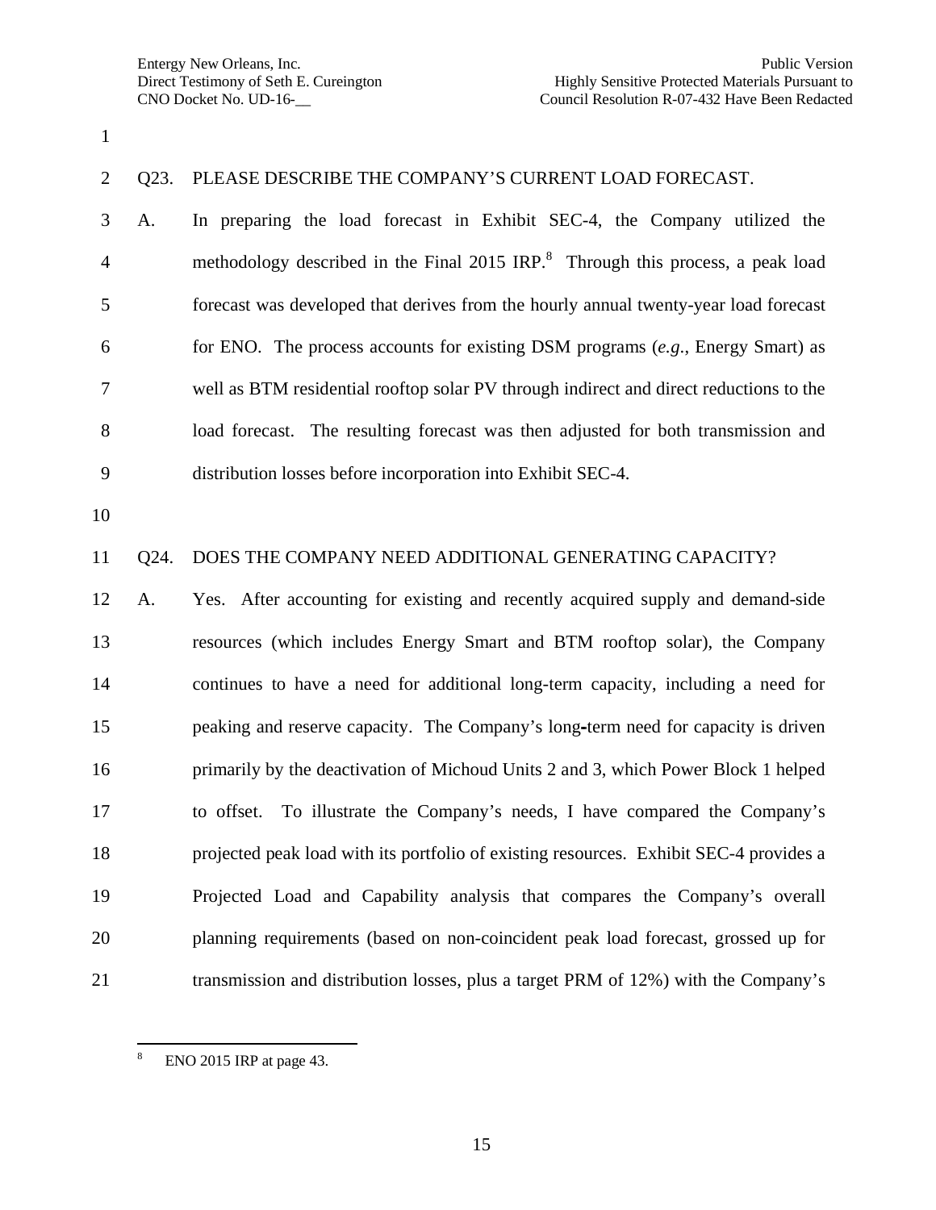Q23. PLEASE DESCRIBE THE COMPANY'S CURRENT LOAD FORECAST.

A. In preparing the load forecast in Exhibit SEC-4, the Company utilized the methodology described in the Final 2015 IRP.[8] Through this process, a peak load forecast was developed that derives from the hourly annual twenty-year load forecast for ENO. The process accounts for existing DSM programs (*e.g.*, Energy Smart) as well as BTM residential rooftop solar PV through indirect and direct reductions to the load forecast. The resulting forecast was then adjusted for both transmission and distribution losses before incorporation into Exhibit SEC-4.

Q24. DOES THE COMPANY NEED ADDITIONAL GENERATING CAPACITY?

A. Yes. After accounting for existing and recently acquired supply and demand-side resources (which includes Energy Smart and BTM rooftop solar), the Company continues to have a need for additional long-term capacity, including a need for peaking and reserve capacity. The Company's long-term need for capacity is driven primarily by the deactivation of Michoud Units 2 and 3, which Power Block 1 helped to offset. To illustrate the Company's needs, I have compared the Company's projected peak load with its portfolio of existing resources. Exhibit SEC-4 provides a Projected Load and Capability analysis that compares the Company's overall planning requirements (based on non-coincident peak load forecast, grossed up for transmission and distribution losses, plus a target PRM of 12%) with the Company's

[8] ENO 2015 IRP at page 43.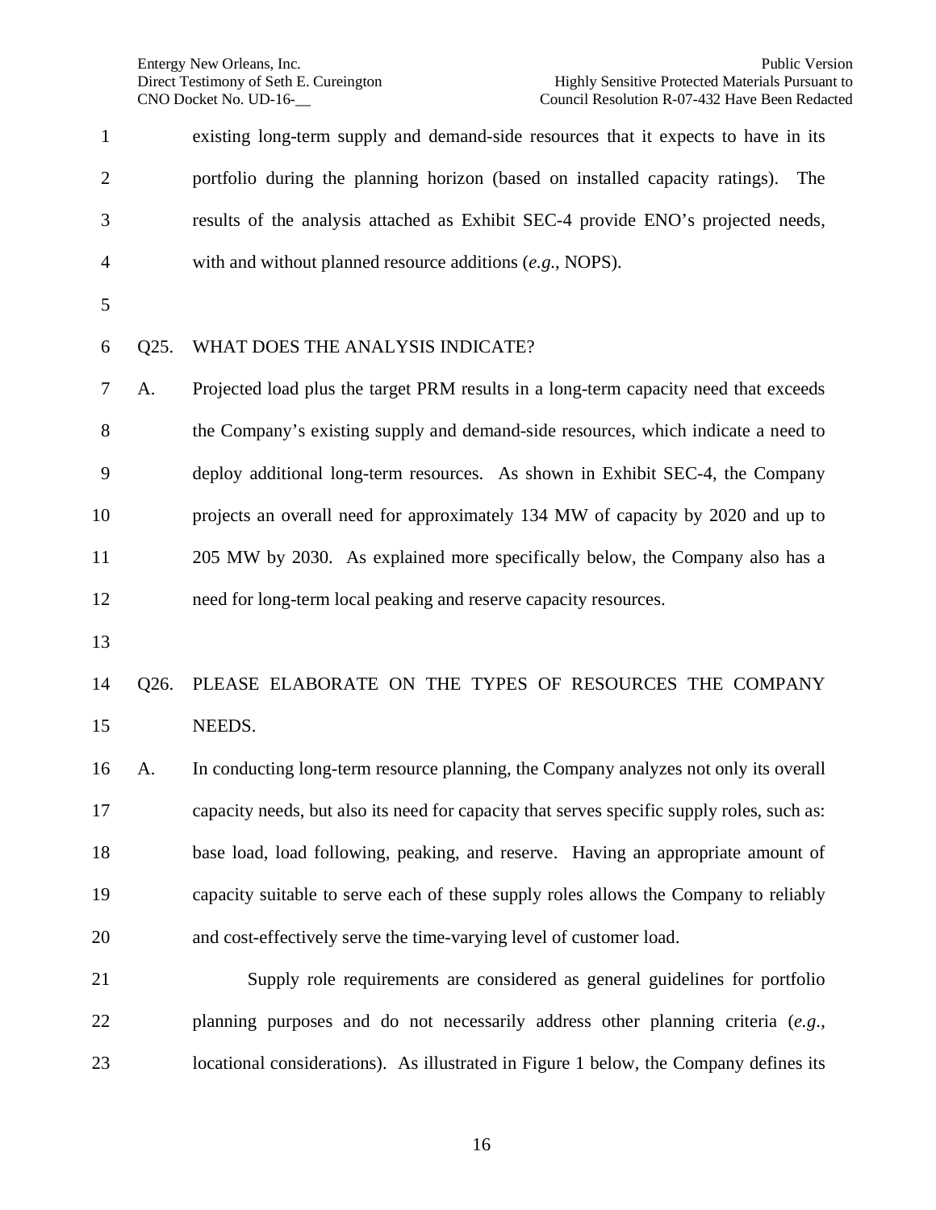existing long-term supply and demand-side resources that it expects to have in its portfolio during the planning horizon (based on installed capacity ratings). The results of the analysis attached as Exhibit SEC-4 provide ENO's projected needs, with and without planned resource additions (*e.g.*, NOPS).

Q25. WHAT DOES THE ANALYSIS INDICATE?

A. Projected load plus the target PRM results in a long-term capacity need that exceeds the Company's existing supply and demand-side resources, which indicate a need to deploy additional long-term resources. As shown in Exhibit SEC-4, the Company projects an overall need for approximately 134 MW of capacity by 2020 and up to 205 MW by 2030. As explained more specifically below, the Company also has a need for long-term local peaking and reserve capacity resources.

Q26. PLEASE ELABORATE ON THE TYPES OF RESOURCES THE COMPANY NEEDS.

A. In conducting long-term resource planning, the Company analyzes not only its overall capacity needs, but also its need for capacity that serves specific supply roles, such as: base load, load following, peaking, and reserve. Having an appropriate amount of capacity suitable to serve each of these supply roles allows the Company to reliably and cost-effectively serve the time-varying level of customer load.

Supply role requirements are considered as general guidelines for portfolio planning purposes and do not necessarily address other planning criteria (*e.g.*, locational considerations). As illustrated in Figure 1 below, the Company defines its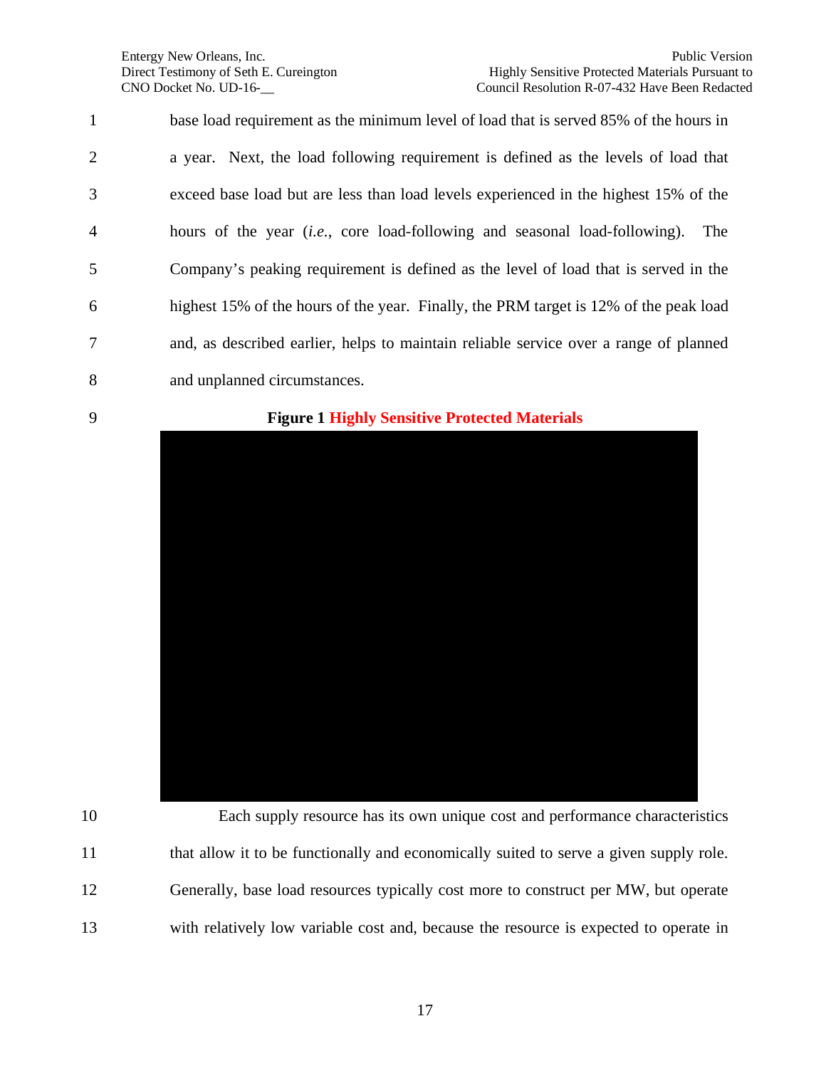base load requirement as the minimum level of load that is served 85% of the hours in a year. Next, the load following requirement is defined as the levels of load that exceed base load but are less than load levels experienced in the highest 15% of the hours of the year (*i.e.*, core load-following and seasonal load-following). The Company's peaking requirement is defined as the level of load that is served in the highest 15% of the hours of the year. Finally, the PRM target is 12% of the peak load and, as described earlier, helps to maintain reliable service over a range of planned and unplanned circumstances.

**Figure 1 Highly Sensitive Protected Materials**

Each supply resource has its own unique cost and performance characteristics that allow it to be functionally and economically suited to serve a given supply role. Generally, base load resources typically cost more to construct per MW, but operate with relatively low variable cost and, because the resource is expected to operate in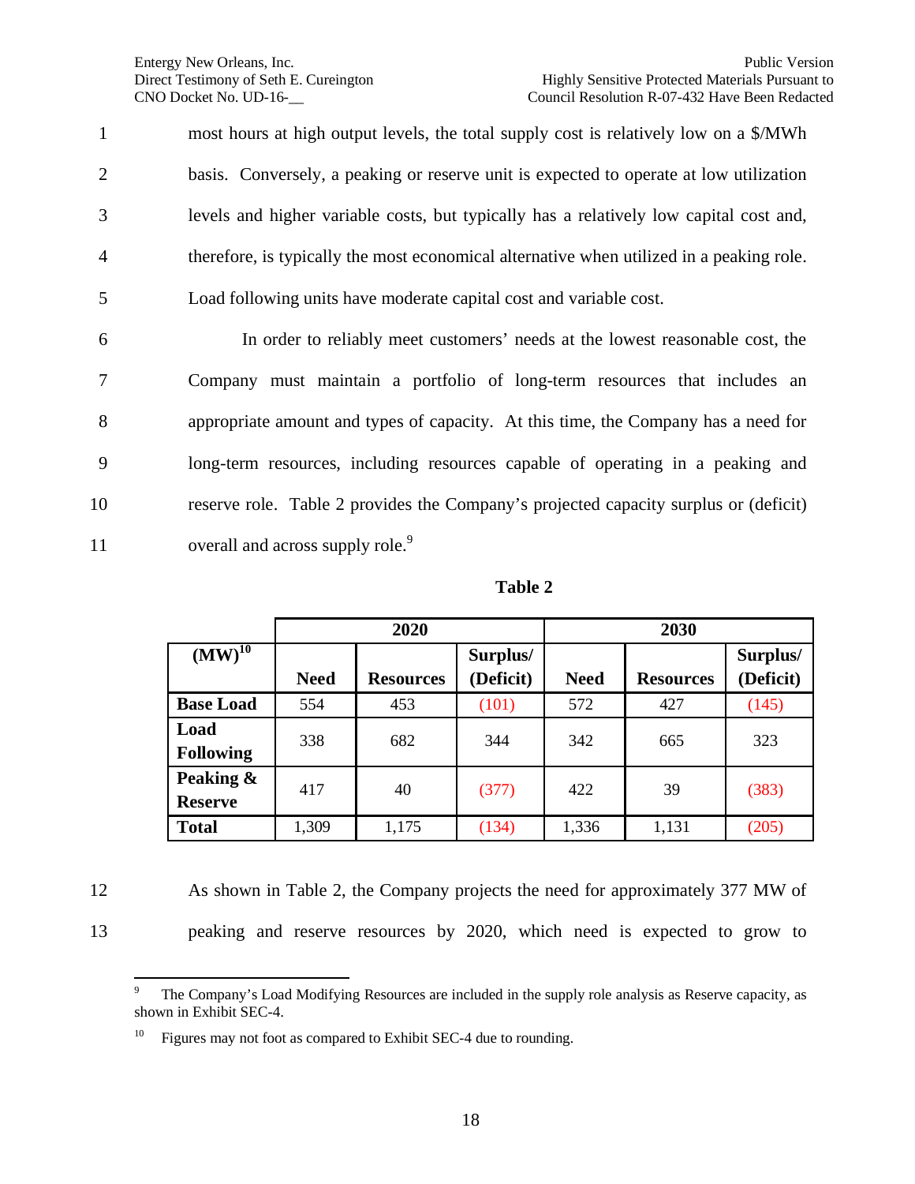most hours at high output levels, the total supply cost is relatively low on a \$/MWh basis. Conversely, a peaking or reserve unit is expected to operate at low utilization levels and higher variable costs, but typically has a relatively low capital cost and, therefore, is typically the most economical alternative when utilized in a peaking role. Load following units have moderate capital cost and variable cost.

In order to reliably meet customers' needs at the lowest reasonable cost, the Company must maintain a portfolio of long-term resources that includes an appropriate amount and types of capacity. At this time, the Company has a need for long-term resources, including resources capable of operating in a peaking and reserve role. Table 2 provides the Company's projected capacity surplus or (deficit) overall and across supply role.[9]

**Table 2**

| | 2020 | | | 2030 | | |
|---|---|---|---|---|---|---|
| **(MW)**[10] | **Need** | **Resources** | **Surplus/ (Deficit)** | **Need** | **Resources** | **Surplus/ (Deficit)** |
| **Base Load** | 554 | 453 | (101) | 572 | 427 | (145) |
| **Load Following** | 338 | 682 | 344 | 342 | 665 | 323 |
| **Peaking & Reserve** | 417 | 40 | (377) | 422 | 39 | (383) |
| **Total** | 1,309 | 1,175 | (134) | 1,336 | 1,131 | (205) |

As shown in Table 2, the Company projects the need for approximately 377 MW of peaking and reserve resources by 2020, which need is expected to grow to

---

[9] The Company's Load Modifying Resources are included in the supply role analysis as Reserve capacity, as shown in Exhibit SEC-4.

[10] Figures may not foot as compared to Exhibit SEC-4 due to rounding.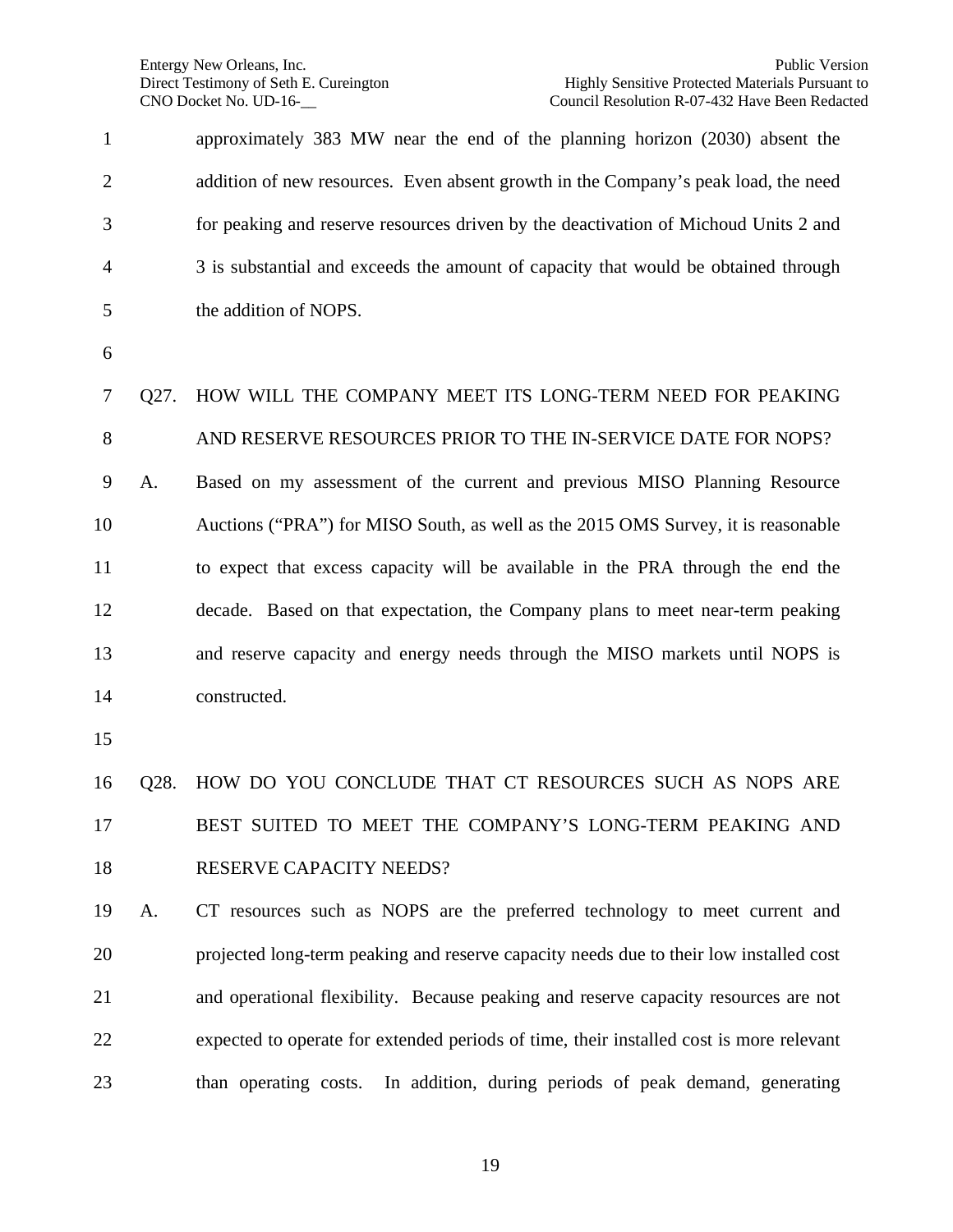approximately 383 MW near the end of the planning horizon (2030) absent the addition of new resources. Even absent growth in the Company's peak load, the need for peaking and reserve resources driven by the deactivation of Michoud Units 2 and 3 is substantial and exceeds the amount of capacity that would be obtained through the addition of NOPS.

Q27. HOW WILL THE COMPANY MEET ITS LONG-TERM NEED FOR PEAKING AND RESERVE RESOURCES PRIOR TO THE IN-SERVICE DATE FOR NOPS?

A. Based on my assessment of the current and previous MISO Planning Resource Auctions ("PRA") for MISO South, as well as the 2015 OMS Survey, it is reasonable to expect that excess capacity will be available in the PRA through the end the decade. Based on that expectation, the Company plans to meet near-term peaking and reserve capacity and energy needs through the MISO markets until NOPS is constructed.

Q28. HOW DO YOU CONCLUDE THAT CT RESOURCES SUCH AS NOPS ARE BEST SUITED TO MEET THE COMPANY'S LONG-TERM PEAKING AND RESERVE CAPACITY NEEDS?

A. CT resources such as NOPS are the preferred technology to meet current and projected long-term peaking and reserve capacity needs due to their low installed cost and operational flexibility. Because peaking and reserve capacity resources are not expected to operate for extended periods of time, their installed cost is more relevant than operating costs. In addition, during periods of peak demand, generating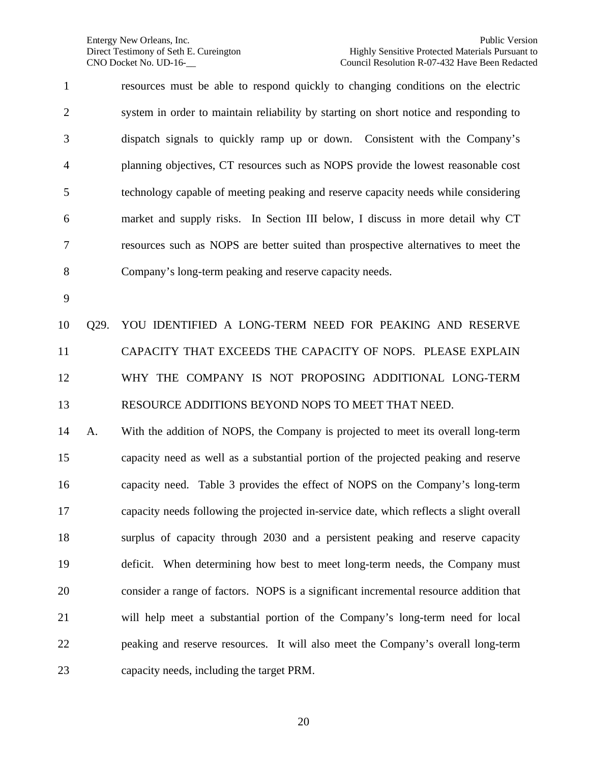resources must be able to respond quickly to changing conditions on the electric system in order to maintain reliability by starting on short notice and responding to dispatch signals to quickly ramp up or down. Consistent with the Company's planning objectives, CT resources such as NOPS provide the lowest reasonable cost technology capable of meeting peaking and reserve capacity needs while considering market and supply risks. In Section III below, I discuss in more detail why CT resources such as NOPS are better suited than prospective alternatives to meet the Company's long-term peaking and reserve capacity needs.

Q29. YOU IDENTIFIED A LONG-TERM NEED FOR PEAKING AND RESERVE CAPACITY THAT EXCEEDS THE CAPACITY OF NOPS. PLEASE EXPLAIN WHY THE COMPANY IS NOT PROPOSING ADDITIONAL LONG-TERM RESOURCE ADDITIONS BEYOND NOPS TO MEET THAT NEED.

A. With the addition of NOPS, the Company is projected to meet its overall long-term capacity need as well as a substantial portion of the projected peaking and reserve capacity need. Table 3 provides the effect of NOPS on the Company's long-term capacity needs following the projected in-service date, which reflects a slight overall surplus of capacity through 2030 and a persistent peaking and reserve capacity deficit. When determining how best to meet long-term needs, the Company must consider a range of factors. NOPS is a significant incremental resource addition that will help meet a substantial portion of the Company's long-term need for local peaking and reserve resources. It will also meet the Company's overall long-term capacity needs, including the target PRM.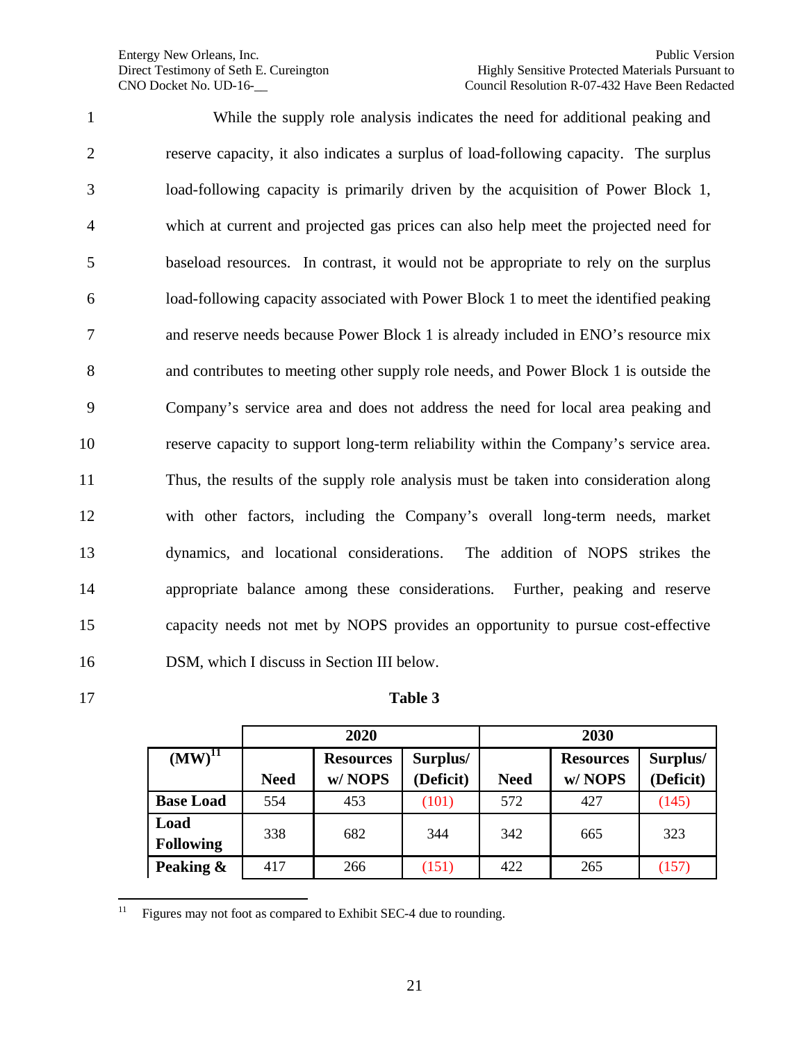While the supply role analysis indicates the need for additional peaking and reserve capacity, it also indicates a surplus of load-following capacity. The surplus load-following capacity is primarily driven by the acquisition of Power Block 1, which at current and projected gas prices can also help meet the projected need for baseload resources. In contrast, it would not be appropriate to rely on the surplus load-following capacity associated with Power Block 1 to meet the identified peaking and reserve needs because Power Block 1 is already included in ENO's resource mix and contributes to meeting other supply role needs, and Power Block 1 is outside the Company's service area and does not address the need for local area peaking and reserve capacity to support long-term reliability within the Company's service area. Thus, the results of the supply role analysis must be taken into consideration along with other factors, including the Company's overall long-term needs, market dynamics, and locational considerations. The addition of NOPS strikes the appropriate balance among these considerations. Further, peaking and reserve capacity needs not met by NOPS provides an opportunity to pursue cost-effective DSM, which I discuss in Section III below.

**Table 3**

| | 2020 | | | 2030 | | |
|---|---|---|---|---|---|---|
| **(MW)**[11] | **Need** | **Resources w/ NOPS** | **Surplus/ (Deficit)** | **Need** | **Resources w/ NOPS** | **Surplus/ (Deficit)** |
| **Base Load** | 554 | 453 | (101) | 572 | 427 | (145) |
| **Load Following** | 338 | 682 | 344 | 342 | 665 | 323 |
| **Peaking &** | 417 | 266 | (151) | 422 | 265 | (157) |

[11] Figures may not foot as compared to Exhibit SEC-4 due to rounding.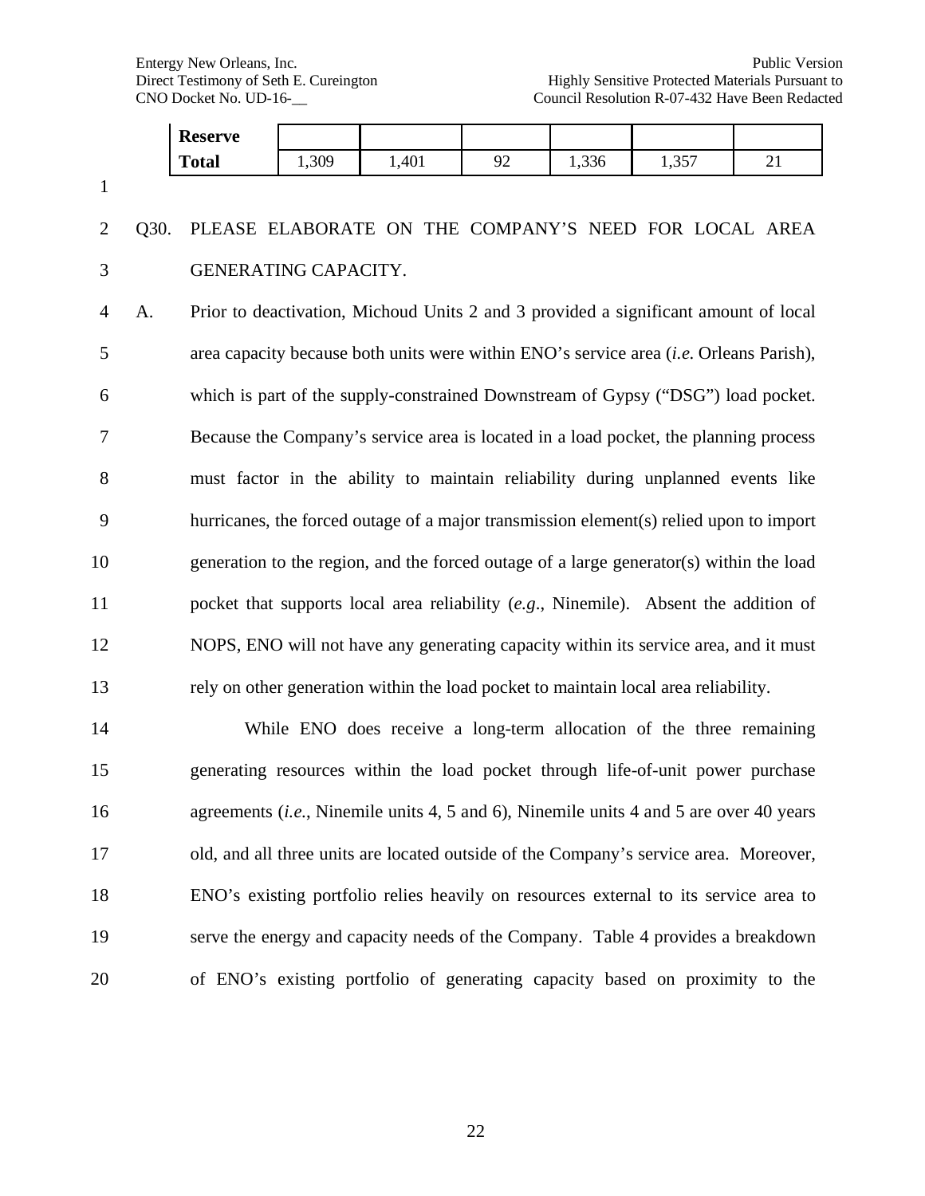| | | | | | | |
|---|---|---|---|---|---|---|
| **Reserve** | | | | | | |
| **Total** | 1,309 | 1,401 | 92 | 1,336 | 1,357 | 21 |

Q30. PLEASE ELABORATE ON THE COMPANY'S NEED FOR LOCAL AREA GENERATING CAPACITY.

A. Prior to deactivation, Michoud Units 2 and 3 provided a significant amount of local area capacity because both units were within ENO's service area (*i.e.* Orleans Parish), which is part of the supply-constrained Downstream of Gypsy ("DSG") load pocket. Because the Company's service area is located in a load pocket, the planning process must factor in the ability to maintain reliability during unplanned events like hurricanes, the forced outage of a major transmission element(s) relied upon to import generation to the region, and the forced outage of a large generator(s) within the load pocket that supports local area reliability (*e.g*., Ninemile). Absent the addition of NOPS, ENO will not have any generating capacity within its service area, and it must rely on other generation within the load pocket to maintain local area reliability.

While ENO does receive a long-term allocation of the three remaining generating resources within the load pocket through life-of-unit power purchase agreements (*i.e.*, Ninemile units 4, 5 and 6), Ninemile units 4 and 5 are over 40 years old, and all three units are located outside of the Company's service area. Moreover, ENO's existing portfolio relies heavily on resources external to its service area to serve the energy and capacity needs of the Company. Table 4 provides a breakdown of ENO's existing portfolio of generating capacity based on proximity to the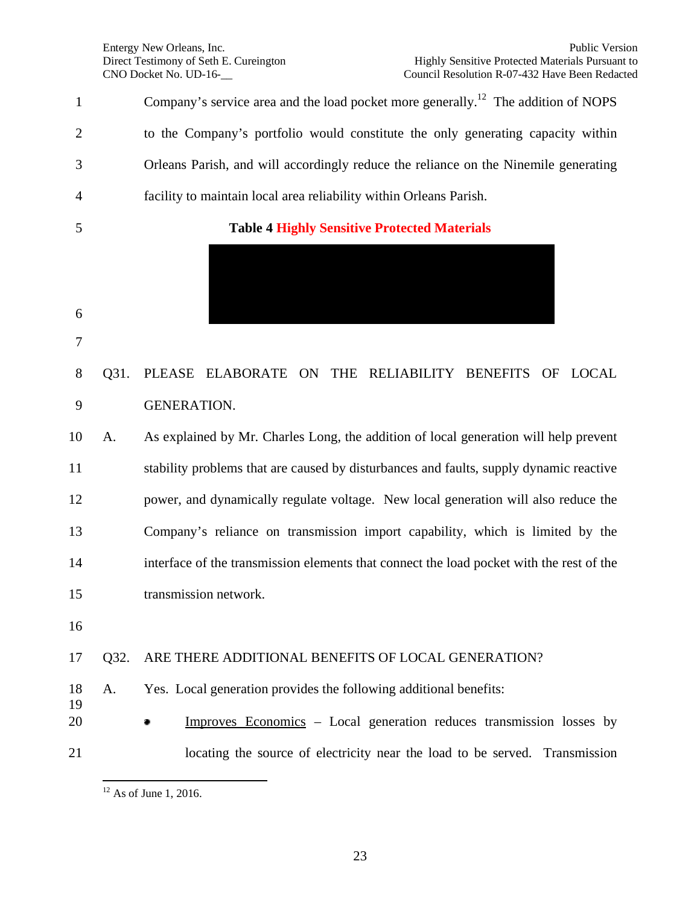Company's service area and the load pocket more generally.[12] The addition of NOPS to the Company's portfolio would constitute the only generating capacity within Orleans Parish, and will accordingly reduce the reliance on the Ninemile generating facility to maintain local area reliability within Orleans Parish.

**Table 4 Highly Sensitive Protected Materials**

Q31. PLEASE ELABORATE ON THE RELIABILITY BENEFITS OF LOCAL GENERATION.

A. As explained by Mr. Charles Long, the addition of local generation will help prevent stability problems that are caused by disturbances and faults, supply dynamic reactive power, and dynamically regulate voltage. New local generation will also reduce the Company's reliance on transmission import capability, which is limited by the interface of the transmission elements that connect the load pocket with the rest of the transmission network.

Q32. ARE THERE ADDITIONAL BENEFITS OF LOCAL GENERATION?

A. Yes. Local generation provides the following additional benefits:

- Improves Economics – Local generation reduces transmission losses by locating the source of electricity near the load to be served. Transmission

[12] As of June 1, 2016.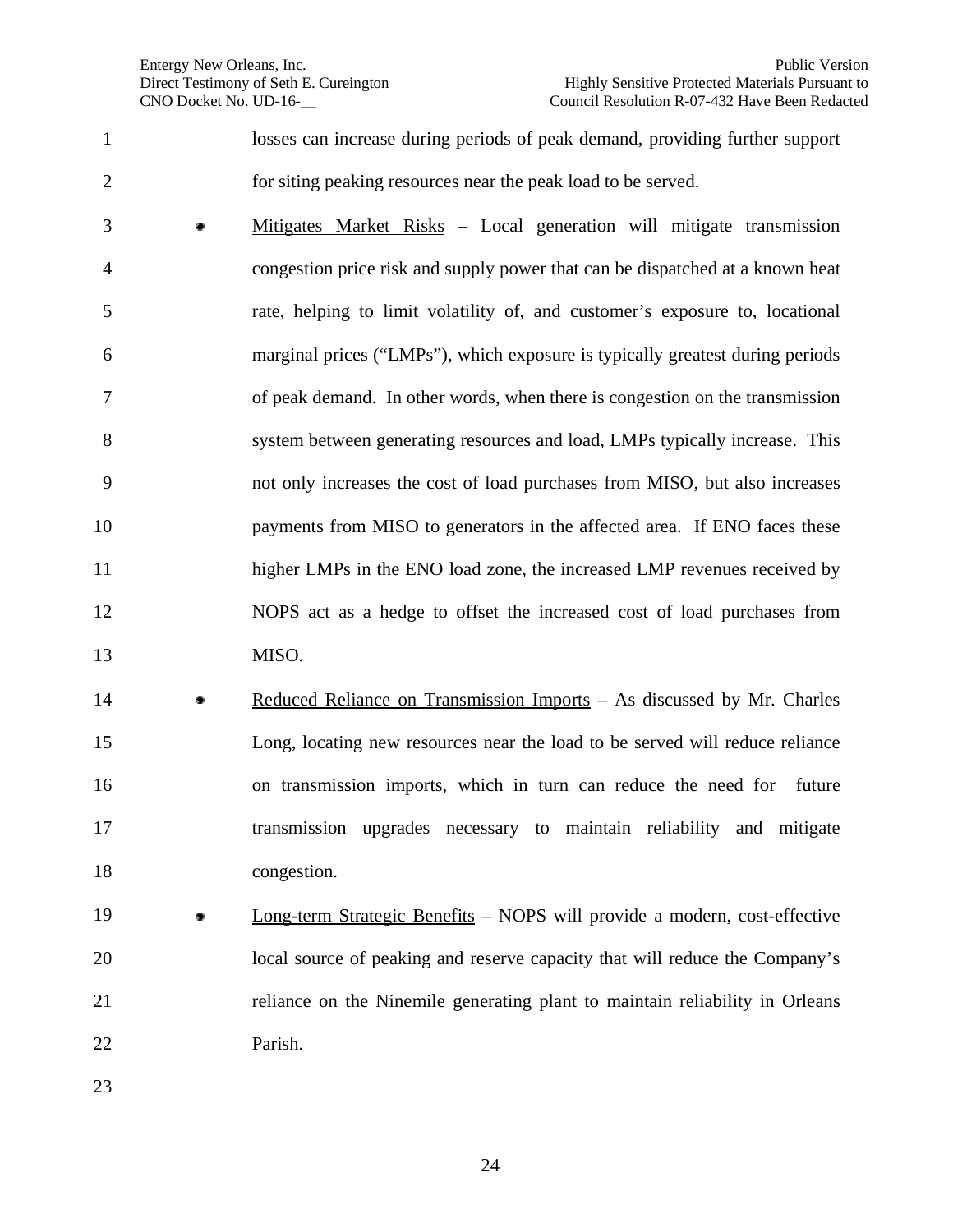losses can increase during periods of peak demand, providing further support for siting peaking resources near the peak load to be served.

- Mitigates Market Risks – Local generation will mitigate transmission congestion price risk and supply power that can be dispatched at a known heat rate, helping to limit volatility of, and customer's exposure to, locational marginal prices ("LMPs"), which exposure is typically greatest during periods of peak demand. In other words, when there is congestion on the transmission system between generating resources and load, LMPs typically increase. This not only increases the cost of load purchases from MISO, but also increases payments from MISO to generators in the affected area. If ENO faces these higher LMPs in the ENO load zone, the increased LMP revenues received by NOPS act as a hedge to offset the increased cost of load purchases from MISO.

- Reduced Reliance on Transmission Imports – As discussed by Mr. Charles Long, locating new resources near the load to be served will reduce reliance on transmission imports, which in turn can reduce the need for future transmission upgrades necessary to maintain reliability and mitigate congestion.

- Long-term Strategic Benefits – NOPS will provide a modern, cost-effective local source of peaking and reserve capacity that will reduce the Company's reliance on the Ninemile generating plant to maintain reliability in Orleans Parish.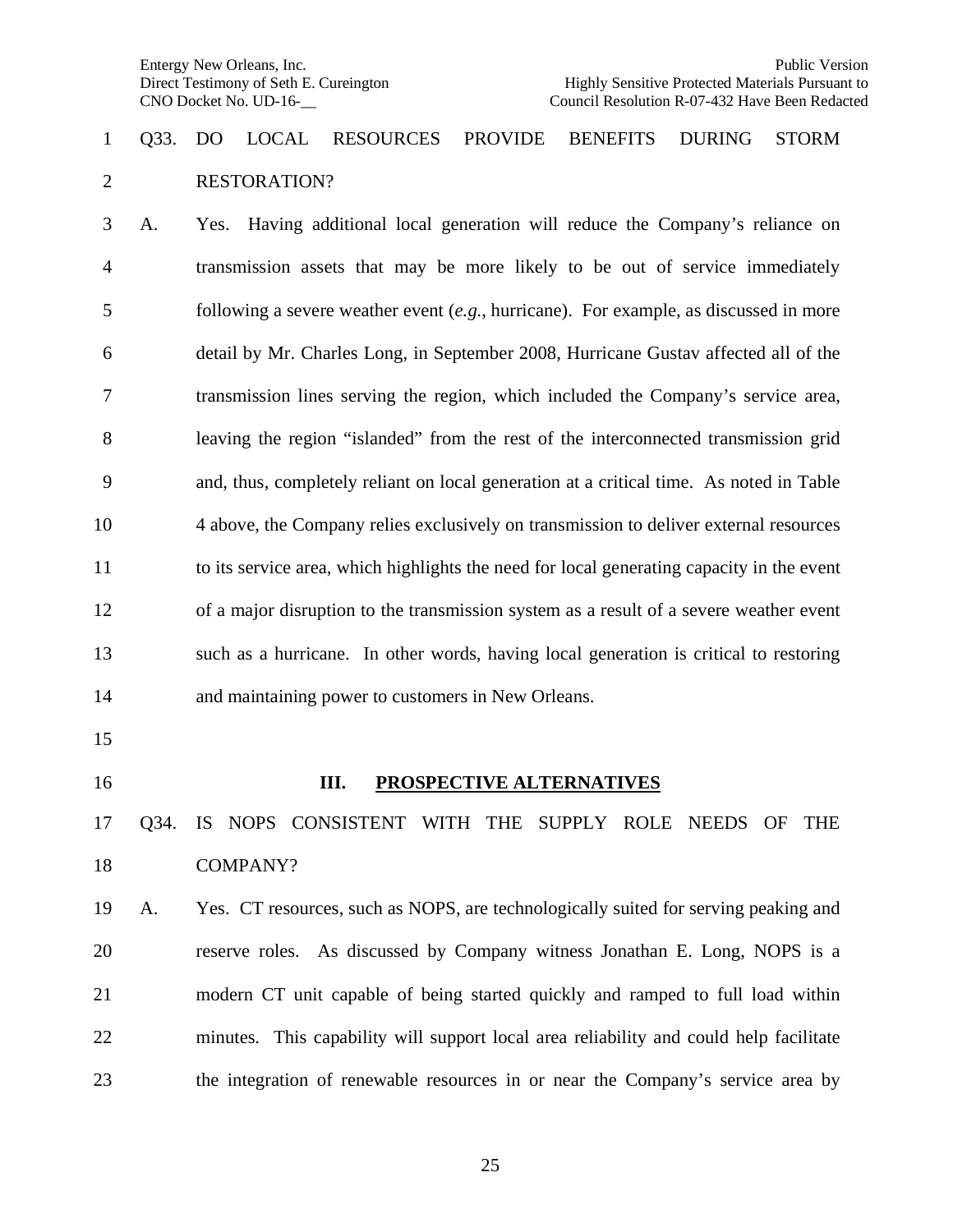Q33. DO LOCAL RESOURCES PROVIDE BENEFITS DURING STORM RESTORATION?

A. Yes. Having additional local generation will reduce the Company's reliance on transmission assets that may be more likely to be out of service immediately following a severe weather event (*e.g.*, hurricane). For example, as discussed in more detail by Mr. Charles Long, in September 2008, Hurricane Gustav affected all of the transmission lines serving the region, which included the Company's service area, leaving the region "islanded" from the rest of the interconnected transmission grid and, thus, completely reliant on local generation at a critical time. As noted in Table 4 above, the Company relies exclusively on transmission to deliver external resources to its service area, which highlights the need for local generating capacity in the event of a major disruption to the transmission system as a result of a severe weather event such as a hurricane. In other words, having local generation is critical to restoring and maintaining power to customers in New Orleans.

## III. PROSPECTIVE ALTERNATIVES

Q34. IS NOPS CONSISTENT WITH THE SUPPLY ROLE NEEDS OF THE COMPANY?

A. Yes. CT resources, such as NOPS, are technologically suited for serving peaking and reserve roles. As discussed by Company witness Jonathan E. Long, NOPS is a modern CT unit capable of being started quickly and ramped to full load within minutes. This capability will support local area reliability and could help facilitate the integration of renewable resources in or near the Company's service area by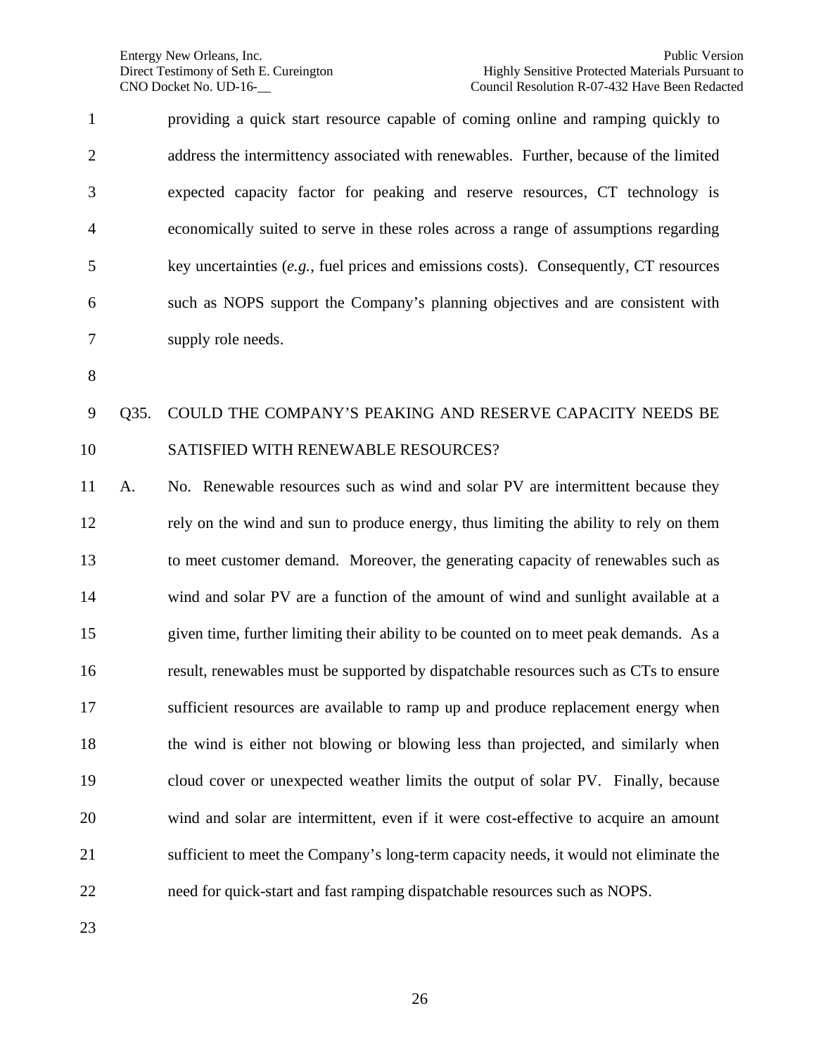providing a quick start resource capable of coming online and ramping quickly to address the intermittency associated with renewables. Further, because of the limited expected capacity factor for peaking and reserve resources, CT technology is economically suited to serve in these roles across a range of assumptions regarding key uncertainties (*e.g.*, fuel prices and emissions costs). Consequently, CT resources such as NOPS support the Company's planning objectives and are consistent with supply role needs.

Q35. COULD THE COMPANY'S PEAKING AND RESERVE CAPACITY NEEDS BE SATISFIED WITH RENEWABLE RESOURCES?

A. No. Renewable resources such as wind and solar PV are intermittent because they rely on the wind and sun to produce energy, thus limiting the ability to rely on them to meet customer demand. Moreover, the generating capacity of renewables such as wind and solar PV are a function of the amount of wind and sunlight available at a given time, further limiting their ability to be counted on to meet peak demands. As a result, renewables must be supported by dispatchable resources such as CTs to ensure sufficient resources are available to ramp up and produce replacement energy when the wind is either not blowing or blowing less than projected, and similarly when cloud cover or unexpected weather limits the output of solar PV. Finally, because wind and solar are intermittent, even if it were cost-effective to acquire an amount sufficient to meet the Company's long-term capacity needs, it would not eliminate the need for quick-start and fast ramping dispatchable resources such as NOPS.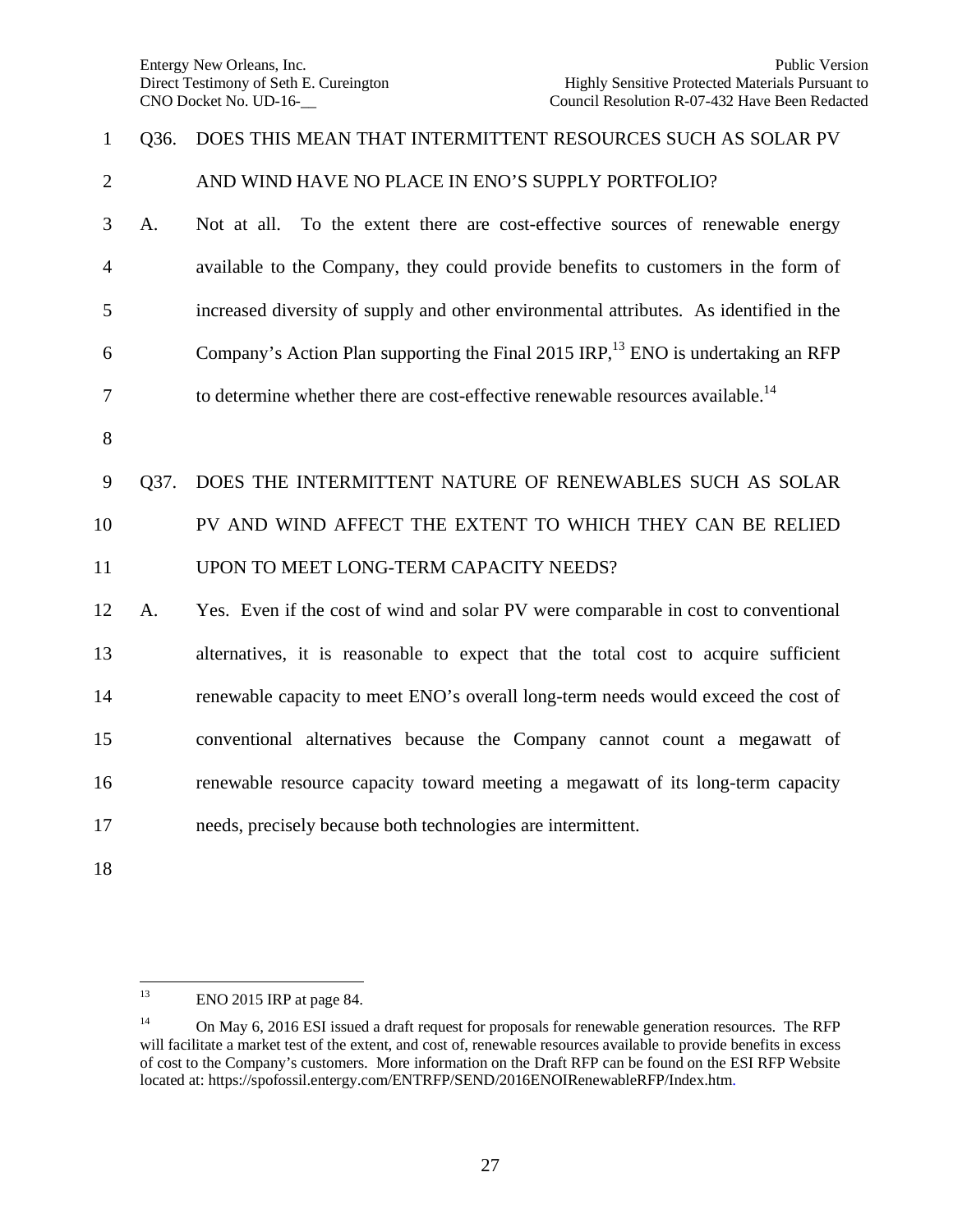Q36. DOES THIS MEAN THAT INTERMITTENT RESOURCES SUCH AS SOLAR PV AND WIND HAVE NO PLACE IN ENO'S SUPPLY PORTFOLIO?

A. Not at all. To the extent there are cost-effective sources of renewable energy available to the Company, they could provide benefits to customers in the form of increased diversity of supply and other environmental attributes. As identified in the Company's Action Plan supporting the Final 2015 IRP,[13] ENO is undertaking an RFP to determine whether there are cost-effective renewable resources available.[14]

Q37. DOES THE INTERMITTENT NATURE OF RENEWABLES SUCH AS SOLAR PV AND WIND AFFECT THE EXTENT TO WHICH THEY CAN BE RELIED UPON TO MEET LONG-TERM CAPACITY NEEDS?

A. Yes. Even if the cost of wind and solar PV were comparable in cost to conventional alternatives, it is reasonable to expect that the total cost to acquire sufficient renewable capacity to meet ENO's overall long-term needs would exceed the cost of conventional alternatives because the Company cannot count a megawatt of renewable resource capacity toward meeting a megawatt of its long-term capacity needs, precisely because both technologies are intermittent.

---

[13] ENO 2015 IRP at page 84.

[14] On May 6, 2016 ESI issued a draft request for proposals for renewable generation resources. The RFP will facilitate a market test of the extent, and cost of, renewable resources available to provide benefits in excess of cost to the Company's customers. More information on the Draft RFP can be found on the ESI RFP Website located at: https://spofossil.entergy.com/ENTRFP/SEND/2016ENOIRenewableRFP/Index.htm.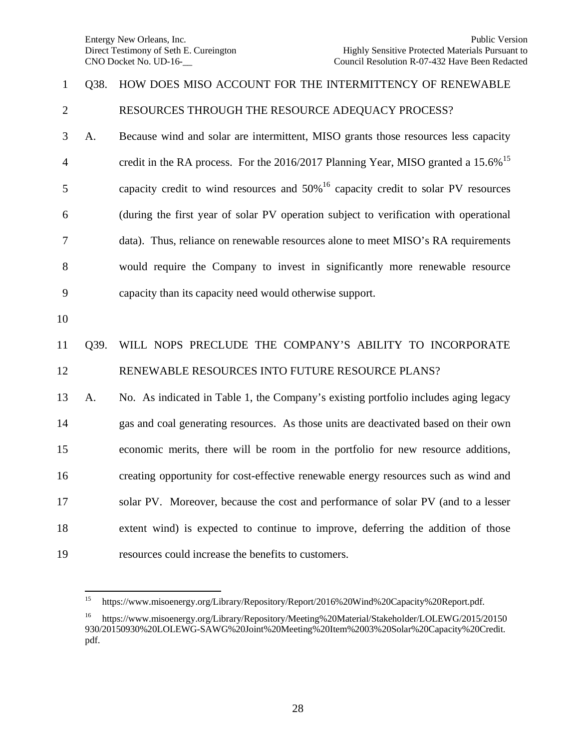Q38. HOW DOES MISO ACCOUNT FOR THE INTERMITTENCY OF RENEWABLE RESOURCES THROUGH THE RESOURCE ADEQUACY PROCESS?

A. Because wind and solar are intermittent, MISO grants those resources less capacity credit in the RA process. For the 2016/2017 Planning Year, MISO granted a 15.6%[15] capacity credit to wind resources and 50%[16] capacity credit to solar PV resources (during the first year of solar PV operation subject to verification with operational data). Thus, reliance on renewable resources alone to meet MISO's RA requirements would require the Company to invest in significantly more renewable resource capacity than its capacity need would otherwise support.

Q39. WILL NOPS PRECLUDE THE COMPANY'S ABILITY TO INCORPORATE RENEWABLE RESOURCES INTO FUTURE RESOURCE PLANS?

A. No. As indicated in Table 1, the Company's existing portfolio includes aging legacy gas and coal generating resources. As those units are deactivated based on their own economic merits, there will be room in the portfolio for new resource additions, creating opportunity for cost-effective renewable energy resources such as wind and solar PV. Moreover, because the cost and performance of solar PV (and to a lesser extent wind) is expected to continue to improve, deferring the addition of those resources could increase the benefits to customers.

---

[15] https://www.misoenergy.org/Library/Repository/Report/2016%20Wind%20Capacity%20Report.pdf.

[16] https://www.misoenergy.org/Library/Repository/Meeting%20Material/Stakeholder/LOLEWG/2015/20150930/20150930%20LOLEWG-SAWG%20Joint%20Meeting%20Item%2003%20Solar%20Capacity%20Credit.pdf.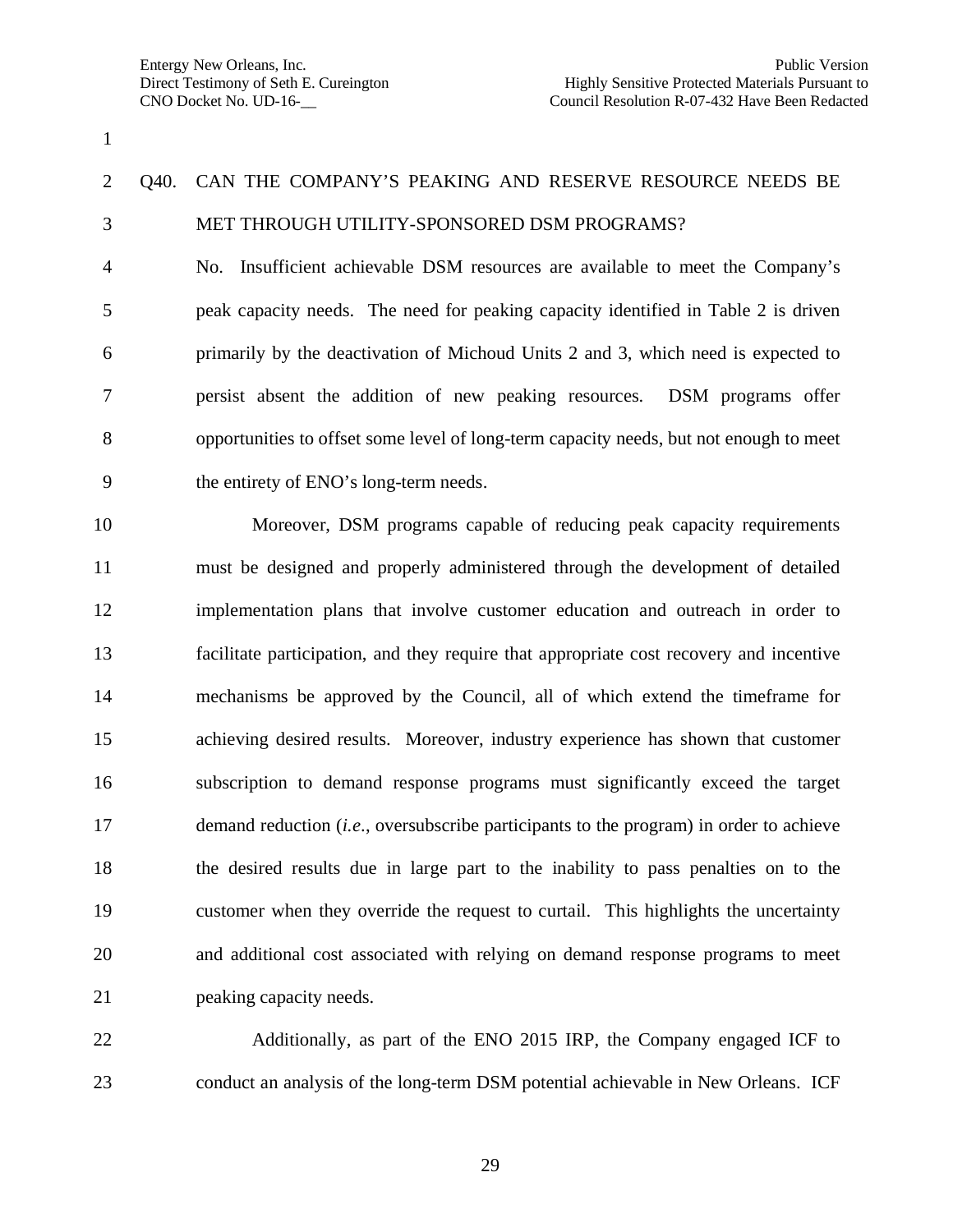Q40. CAN THE COMPANY'S PEAKING AND RESERVE RESOURCE NEEDS BE MET THROUGH UTILITY-SPONSORED DSM PROGRAMS?

No. Insufficient achievable DSM resources are available to meet the Company's peak capacity needs. The need for peaking capacity identified in Table 2 is driven primarily by the deactivation of Michoud Units 2 and 3, which need is expected to persist absent the addition of new peaking resources. DSM programs offer opportunities to offset some level of long-term capacity needs, but not enough to meet the entirety of ENO's long-term needs.

Moreover, DSM programs capable of reducing peak capacity requirements must be designed and properly administered through the development of detailed implementation plans that involve customer education and outreach in order to facilitate participation, and they require that appropriate cost recovery and incentive mechanisms be approved by the Council, all of which extend the timeframe for achieving desired results. Moreover, industry experience has shown that customer subscription to demand response programs must significantly exceed the target demand reduction (*i.e.*, oversubscribe participants to the program) in order to achieve the desired results due in large part to the inability to pass penalties on to the customer when they override the request to curtail. This highlights the uncertainty and additional cost associated with relying on demand response programs to meet peaking capacity needs.

Additionally, as part of the ENO 2015 IRP, the Company engaged ICF to conduct an analysis of the long-term DSM potential achievable in New Orleans. ICF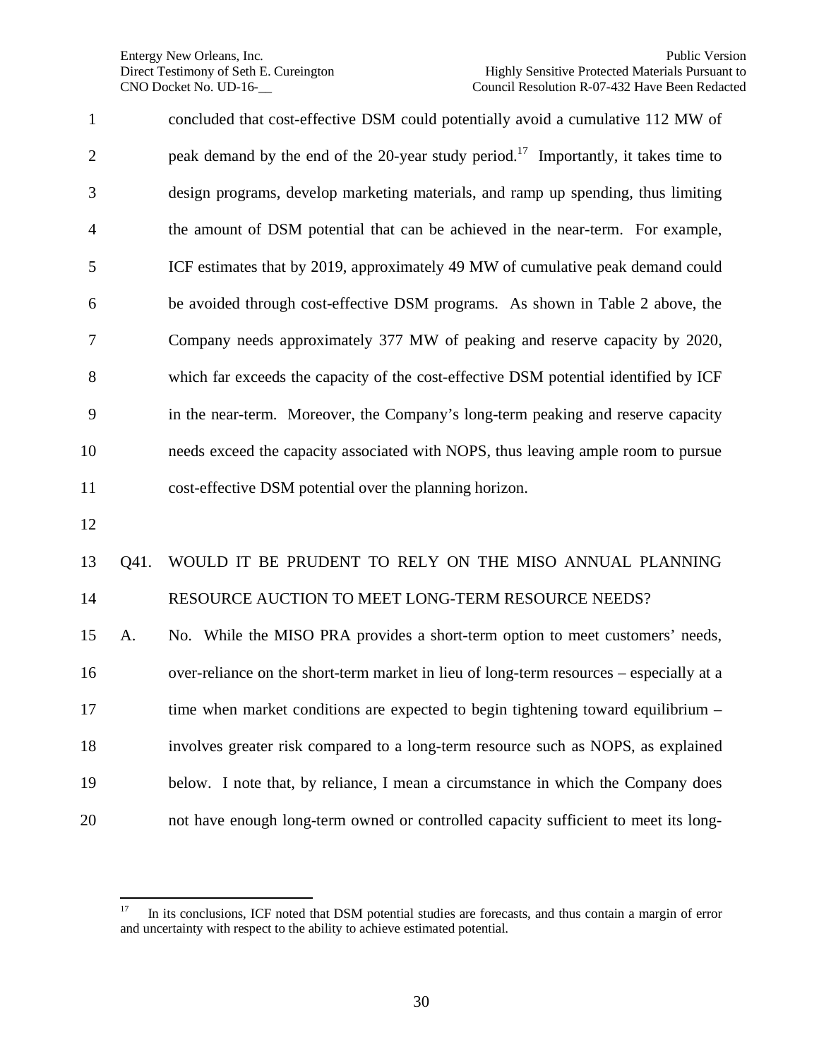concluded that cost-effective DSM could potentially avoid a cumulative 112 MW of peak demand by the end of the 20-year study period.[17] Importantly, it takes time to design programs, develop marketing materials, and ramp up spending, thus limiting the amount of DSM potential that can be achieved in the near-term. For example, ICF estimates that by 2019, approximately 49 MW of cumulative peak demand could be avoided through cost-effective DSM programs. As shown in Table 2 above, the Company needs approximately 377 MW of peaking and reserve capacity by 2020, which far exceeds the capacity of the cost-effective DSM potential identified by ICF in the near-term. Moreover, the Company's long-term peaking and reserve capacity needs exceed the capacity associated with NOPS, thus leaving ample room to pursue cost-effective DSM potential over the planning horizon.

Q41. WOULD IT BE PRUDENT TO RELY ON THE MISO ANNUAL PLANNING RESOURCE AUCTION TO MEET LONG-TERM RESOURCE NEEDS?

A. No. While the MISO PRA provides a short-term option to meet customers' needs, over-reliance on the short-term market in lieu of long-term resources – especially at a time when market conditions are expected to begin tightening toward equilibrium – involves greater risk compared to a long-term resource such as NOPS, as explained below. I note that, by reliance, I mean a circumstance in which the Company does not have enough long-term owned or controlled capacity sufficient to meet its long-

---

[17] In its conclusions, ICF noted that DSM potential studies are forecasts, and thus contain a margin of error and uncertainty with respect to the ability to achieve estimated potential.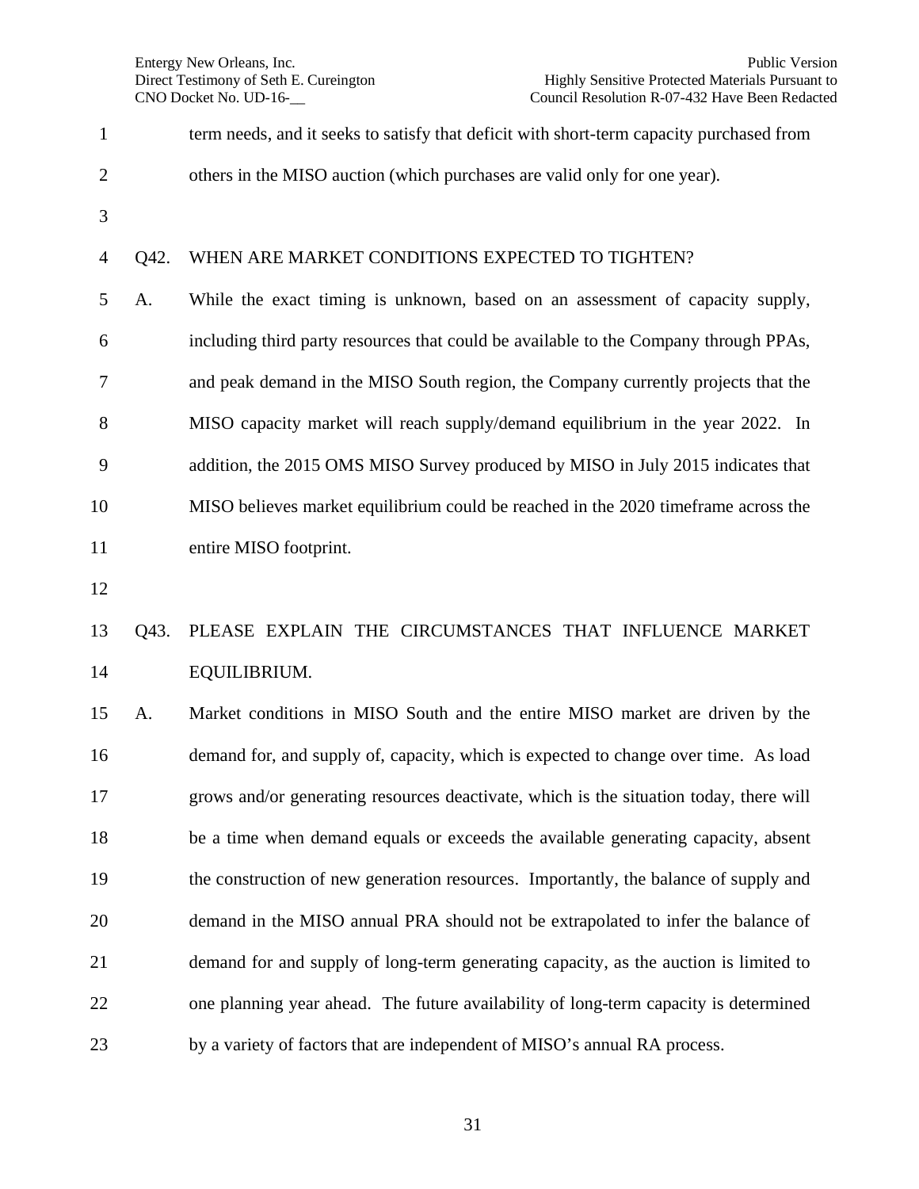term needs, and it seeks to satisfy that deficit with short-term capacity purchased from others in the MISO auction (which purchases are valid only for one year).

Q42. WHEN ARE MARKET CONDITIONS EXPECTED TO TIGHTEN?

A. While the exact timing is unknown, based on an assessment of capacity supply, including third party resources that could be available to the Company through PPAs, and peak demand in the MISO South region, the Company currently projects that the MISO capacity market will reach supply/demand equilibrium in the year 2022. In addition, the 2015 OMS MISO Survey produced by MISO in July 2015 indicates that MISO believes market equilibrium could be reached in the 2020 timeframe across the entire MISO footprint.

Q43. PLEASE EXPLAIN THE CIRCUMSTANCES THAT INFLUENCE MARKET EQUILIBRIUM.

A. Market conditions in MISO South and the entire MISO market are driven by the demand for, and supply of, capacity, which is expected to change over time. As load grows and/or generating resources deactivate, which is the situation today, there will be a time when demand equals or exceeds the available generating capacity, absent the construction of new generation resources. Importantly, the balance of supply and demand in the MISO annual PRA should not be extrapolated to infer the balance of demand for and supply of long-term generating capacity, as the auction is limited to one planning year ahead. The future availability of long-term capacity is determined by a variety of factors that are independent of MISO's annual RA process.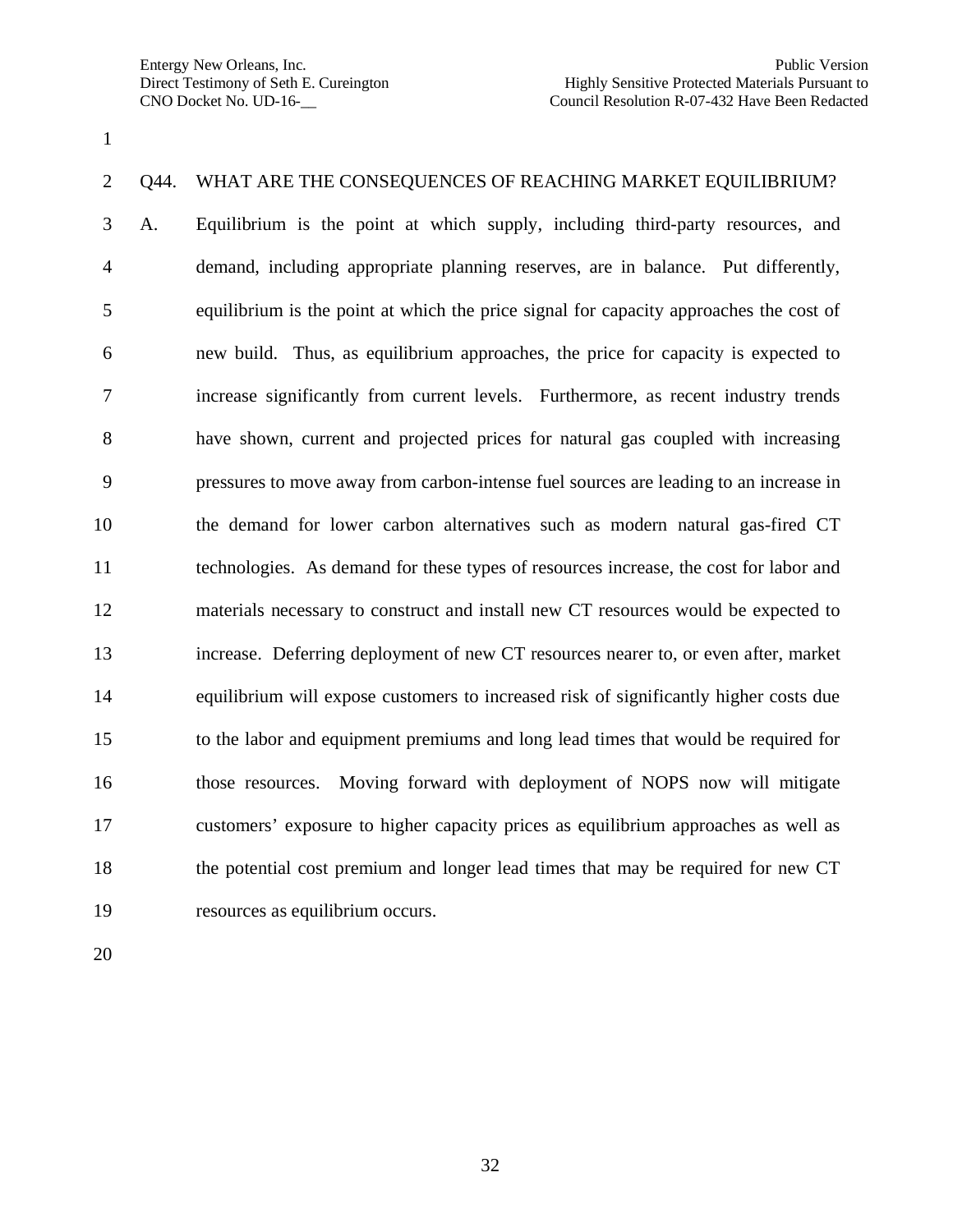Q44. WHAT ARE THE CONSEQUENCES OF REACHING MARKET EQUILIBRIUM?

A. Equilibrium is the point at which supply, including third-party resources, and demand, including appropriate planning reserves, are in balance. Put differently, equilibrium is the point at which the price signal for capacity approaches the cost of new build. Thus, as equilibrium approaches, the price for capacity is expected to increase significantly from current levels. Furthermore, as recent industry trends have shown, current and projected prices for natural gas coupled with increasing pressures to move away from carbon-intense fuel sources are leading to an increase in the demand for lower carbon alternatives such as modern natural gas-fired CT technologies. As demand for these types of resources increase, the cost for labor and materials necessary to construct and install new CT resources would be expected to increase. Deferring deployment of new CT resources nearer to, or even after, market equilibrium will expose customers to increased risk of significantly higher costs due to the labor and equipment premiums and long lead times that would be required for those resources. Moving forward with deployment of NOPS now will mitigate customers' exposure to higher capacity prices as equilibrium approaches as well as the potential cost premium and longer lead times that may be required for new CT resources as equilibrium occurs.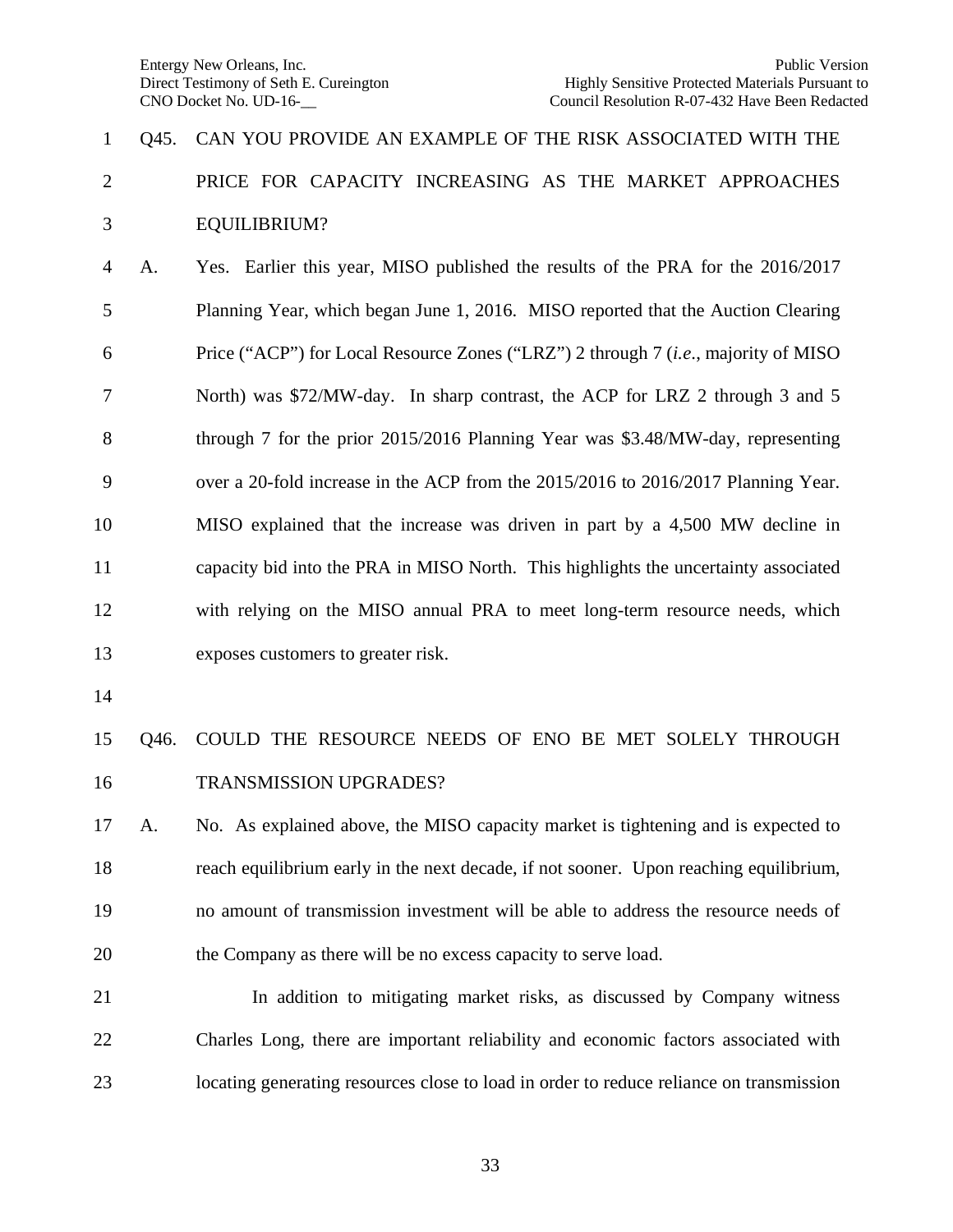Q45. CAN YOU PROVIDE AN EXAMPLE OF THE RISK ASSOCIATED WITH THE PRICE FOR CAPACITY INCREASING AS THE MARKET APPROACHES EQUILIBRIUM?

A. Yes. Earlier this year, MISO published the results of the PRA for the 2016/2017 Planning Year, which began June 1, 2016. MISO reported that the Auction Clearing Price ("ACP") for Local Resource Zones ("LRZ") 2 through 7 (*i.e.*, majority of MISO North) was $72/MW-day. In sharp contrast, the ACP for LRZ 2 through 3 and 5 through 7 for the prior 2015/2016 Planning Year was $3.48/MW-day, representing over a 20-fold increase in the ACP from the 2015/2016 to 2016/2017 Planning Year. MISO explained that the increase was driven in part by a 4,500 MW decline in capacity bid into the PRA in MISO North. This highlights the uncertainty associated with relying on the MISO annual PRA to meet long-term resource needs, which exposes customers to greater risk.

Q46. COULD THE RESOURCE NEEDS OF ENO BE MET SOLELY THROUGH TRANSMISSION UPGRADES?

A. No. As explained above, the MISO capacity market is tightening and is expected to reach equilibrium early in the next decade, if not sooner. Upon reaching equilibrium, no amount of transmission investment will be able to address the resource needs of the Company as there will be no excess capacity to serve load.

In addition to mitigating market risks, as discussed by Company witness Charles Long, there are important reliability and economic factors associated with locating generating resources close to load in order to reduce reliance on transmission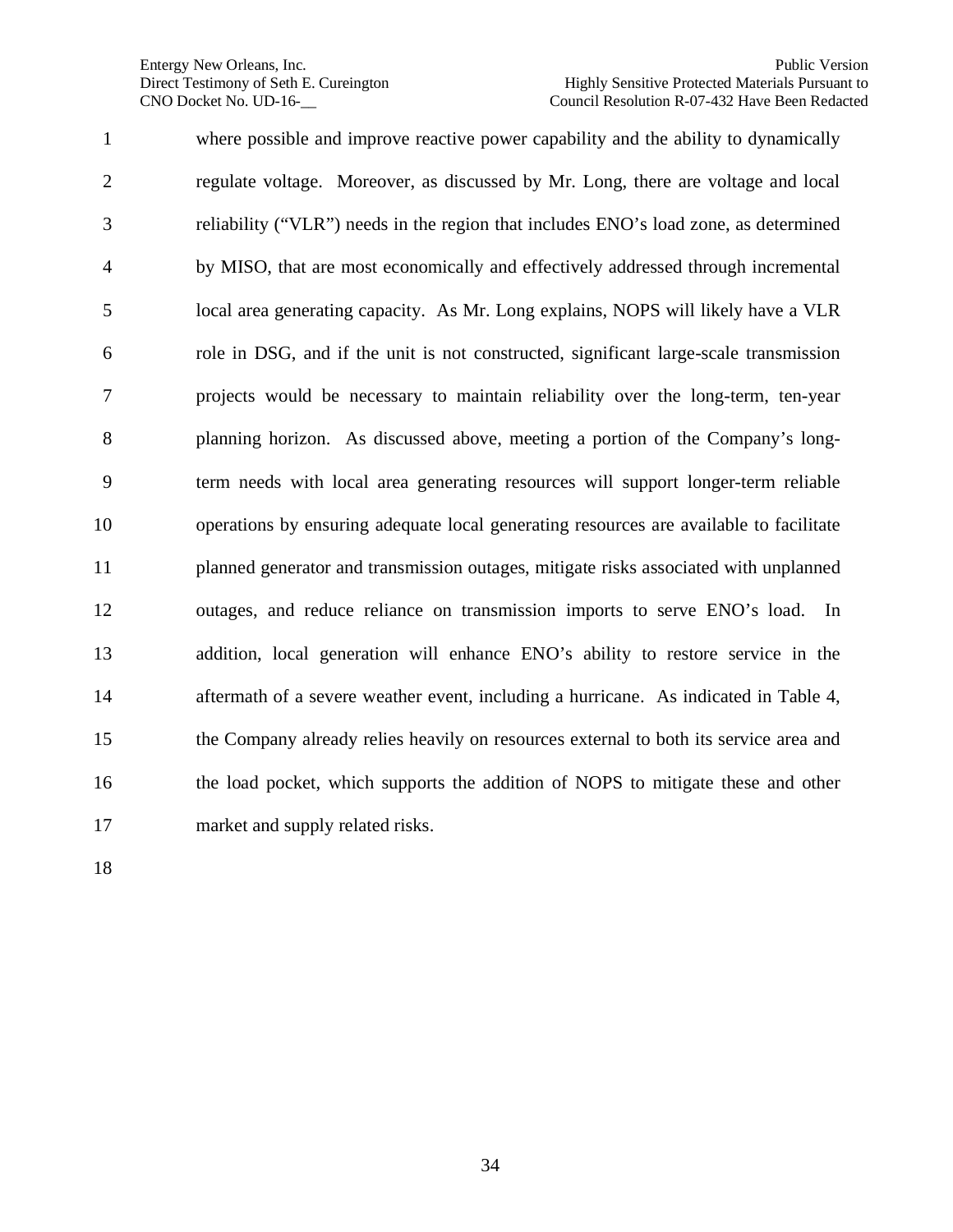where possible and improve reactive power capability and the ability to dynamically regulate voltage. Moreover, as discussed by Mr. Long, there are voltage and local reliability ("VLR") needs in the region that includes ENO's load zone, as determined by MISO, that are most economically and effectively addressed through incremental local area generating capacity. As Mr. Long explains, NOPS will likely have a VLR role in DSG, and if the unit is not constructed, significant large-scale transmission projects would be necessary to maintain reliability over the long-term, ten-year planning horizon. As discussed above, meeting a portion of the Company's long-term needs with local area generating resources will support longer-term reliable operations by ensuring adequate local generating resources are available to facilitate planned generator and transmission outages, mitigate risks associated with unplanned outages, and reduce reliance on transmission imports to serve ENO's load. In addition, local generation will enhance ENO's ability to restore service in the aftermath of a severe weather event, including a hurricane. As indicated in Table 4, the Company already relies heavily on resources external to both its service area and the load pocket, which supports the addition of NOPS to mitigate these and other market and supply related risks.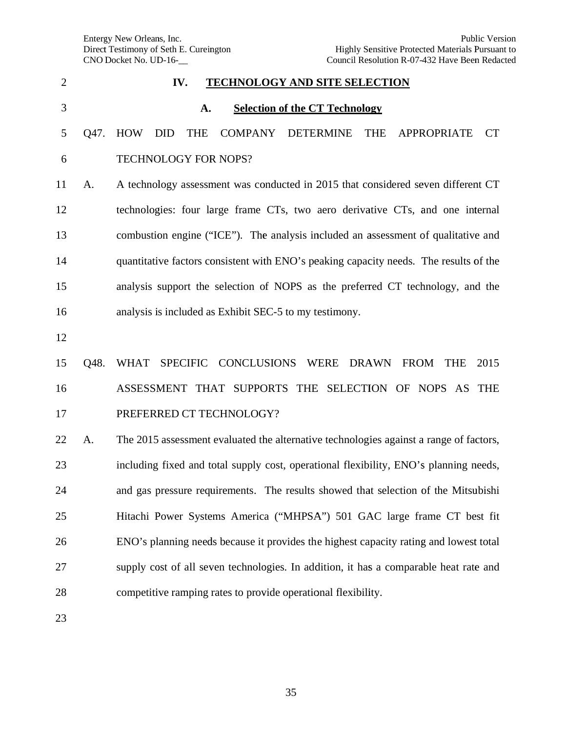## IV. TECHNOLOGY AND SITE SELECTION

### A. Selection of the CT Technology

Q47. HOW DID THE COMPANY DETERMINE THE APPROPRIATE CT TECHNOLOGY FOR NOPS?

A. A technology assessment was conducted in 2015 that considered seven different CT technologies: four large frame CTs, two aero derivative CTs, and one internal combustion engine ("ICE"). The analysis included an assessment of qualitative and quantitative factors consistent with ENO's peaking capacity needs. The results of the analysis support the selection of NOPS as the preferred CT technology, and the analysis is included as Exhibit SEC-5 to my testimony.

Q48. WHAT SPECIFIC CONCLUSIONS WERE DRAWN FROM THE 2015 ASSESSMENT THAT SUPPORTS THE SELECTION OF NOPS AS THE PREFERRED CT TECHNOLOGY?

A. The 2015 assessment evaluated the alternative technologies against a range of factors, including fixed and total supply cost, operational flexibility, ENO's planning needs, and gas pressure requirements. The results showed that selection of the Mitsubishi Hitachi Power Systems America ("MHPSA") 501 GAC large frame CT best fit ENO's planning needs because it provides the highest capacity rating and lowest total supply cost of all seven technologies. In addition, it has a comparable heat rate and competitive ramping rates to provide operational flexibility.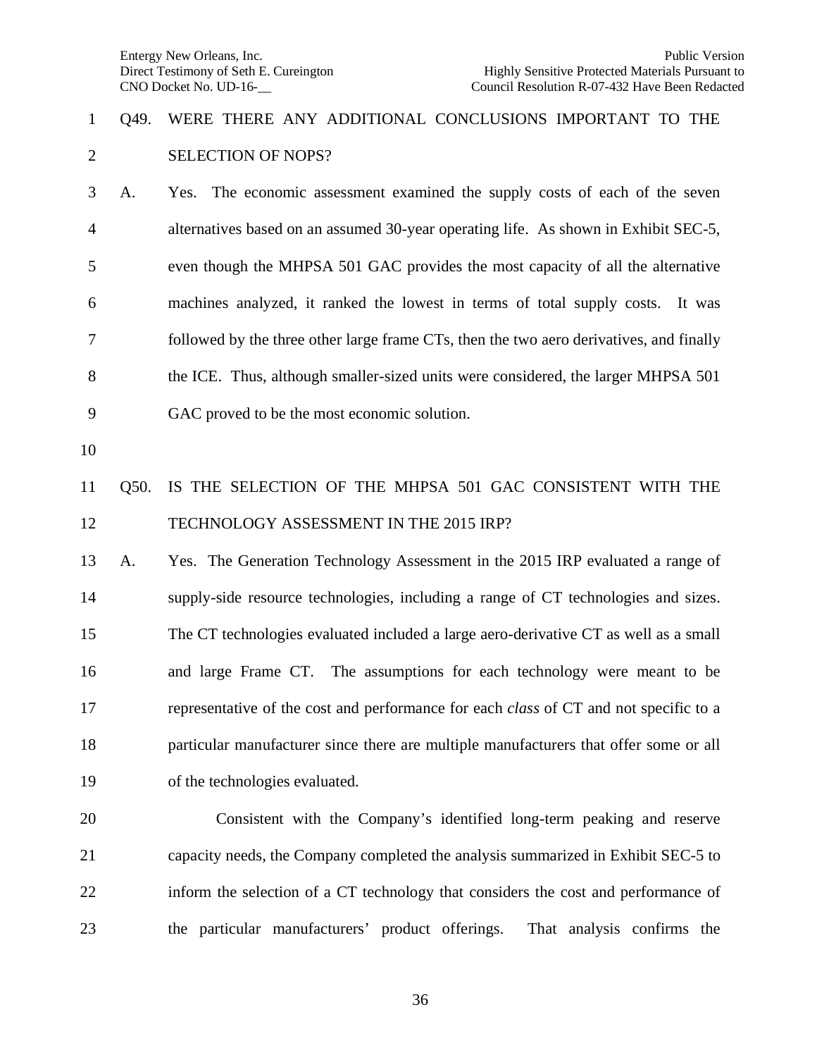Q49. WERE THERE ANY ADDITIONAL CONCLUSIONS IMPORTANT TO THE SELECTION OF NOPS?

A. Yes. The economic assessment examined the supply costs of each of the seven alternatives based on an assumed 30-year operating life. As shown in Exhibit SEC-5, even though the MHPSA 501 GAC provides the most capacity of all the alternative machines analyzed, it ranked the lowest in terms of total supply costs. It was followed by the three other large frame CTs, then the two aero derivatives, and finally the ICE. Thus, although smaller-sized units were considered, the larger MHPSA 501 GAC proved to be the most economic solution.

Q50. IS THE SELECTION OF THE MHPSA 501 GAC CONSISTENT WITH THE TECHNOLOGY ASSESSMENT IN THE 2015 IRP?

A. Yes. The Generation Technology Assessment in the 2015 IRP evaluated a range of supply-side resource technologies, including a range of CT technologies and sizes. The CT technologies evaluated included a large aero-derivative CT as well as a small and large Frame CT. The assumptions for each technology were meant to be representative of the cost and performance for each *class* of CT and not specific to a particular manufacturer since there are multiple manufacturers that offer some or all of the technologies evaluated.

Consistent with the Company's identified long-term peaking and reserve capacity needs, the Company completed the analysis summarized in Exhibit SEC-5 to inform the selection of a CT technology that considers the cost and performance of the particular manufacturers' product offerings. That analysis confirms the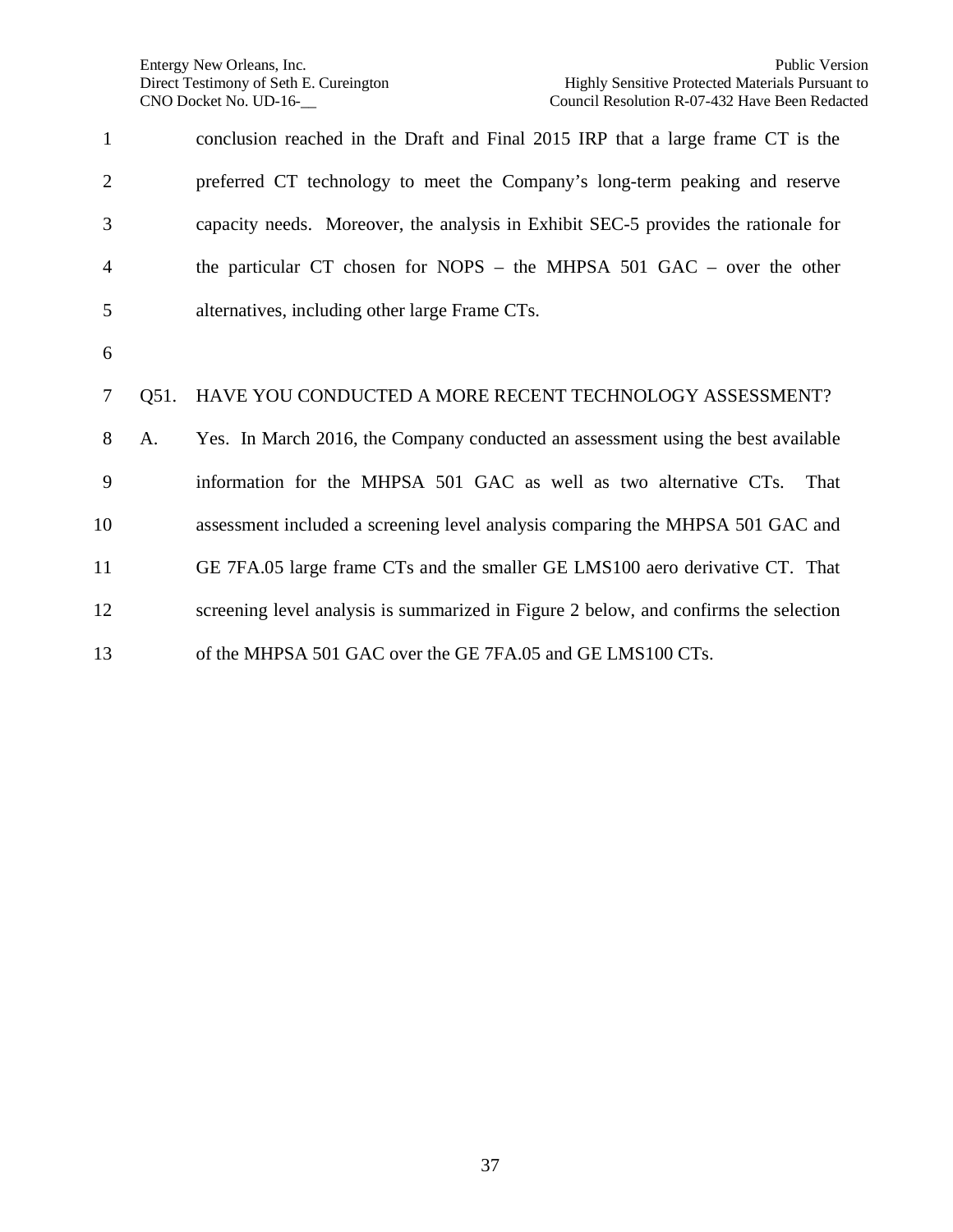conclusion reached in the Draft and Final 2015 IRP that a large frame CT is the preferred CT technology to meet the Company's long-term peaking and reserve capacity needs. Moreover, the analysis in Exhibit SEC-5 provides the rationale for the particular CT chosen for NOPS – the MHPSA 501 GAC – over the other alternatives, including other large Frame CTs.

Q51. HAVE YOU CONDUCTED A MORE RECENT TECHNOLOGY ASSESSMENT?

A. Yes. In March 2016, the Company conducted an assessment using the best available information for the MHPSA 501 GAC as well as two alternative CTs. That assessment included a screening level analysis comparing the MHPSA 501 GAC and GE 7FA.05 large frame CTs and the smaller GE LMS100 aero derivative CT. That screening level analysis is summarized in Figure 2 below, and confirms the selection of the MHPSA 501 GAC over the GE 7FA.05 and GE LMS100 CTs.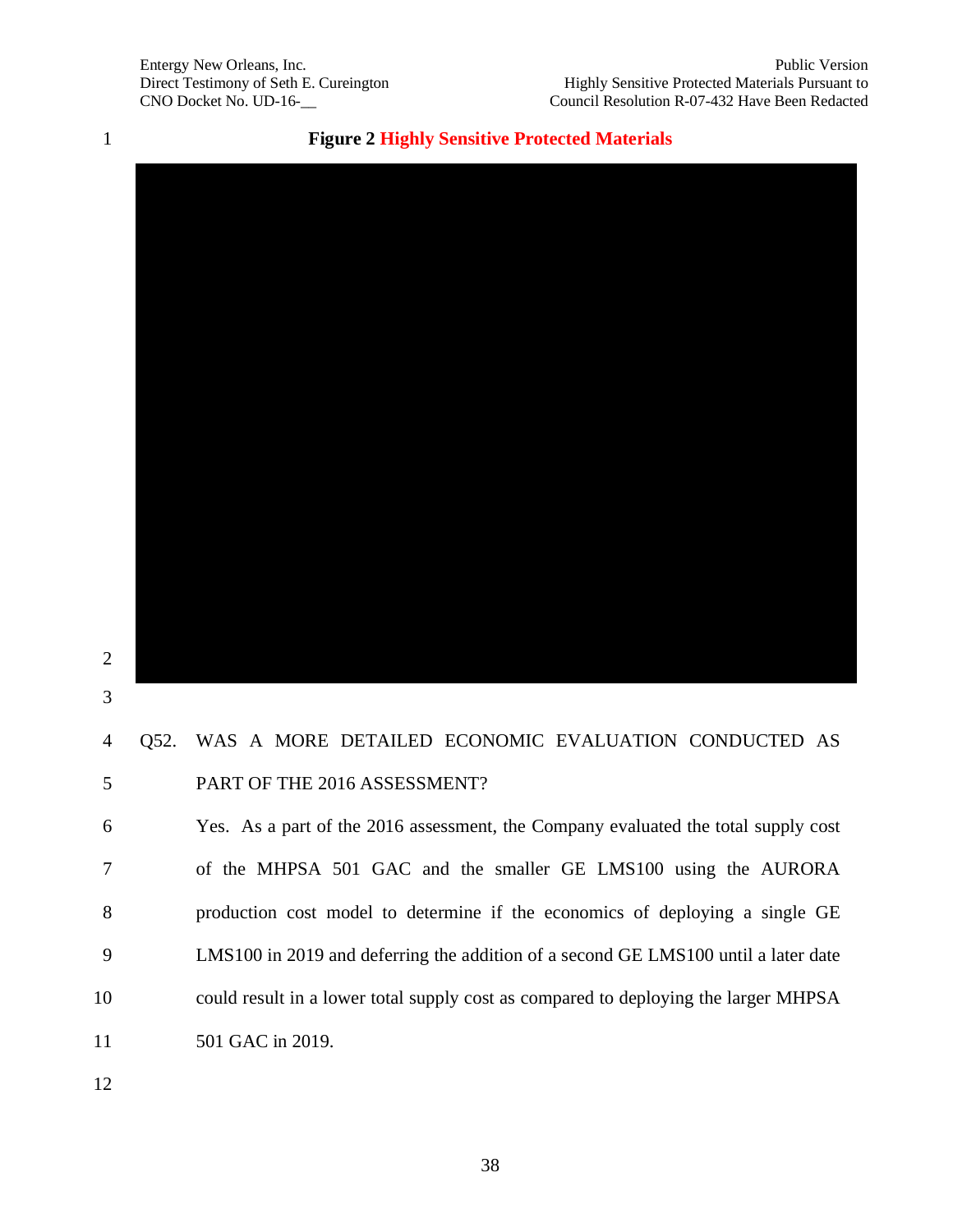**Figure 2 Highly Sensitive Protected Materials**

Q52. WAS A MORE DETAILED ECONOMIC EVALUATION CONDUCTED AS PART OF THE 2016 ASSESSMENT?

Yes. As a part of the 2016 assessment, the Company evaluated the total supply cost of the MHPSA 501 GAC and the smaller GE LMS100 using the AURORA production cost model to determine if the economics of deploying a single GE LMS100 in 2019 and deferring the addition of a second GE LMS100 until a later date could result in a lower total supply cost as compared to deploying the larger MHPSA 501 GAC in 2019.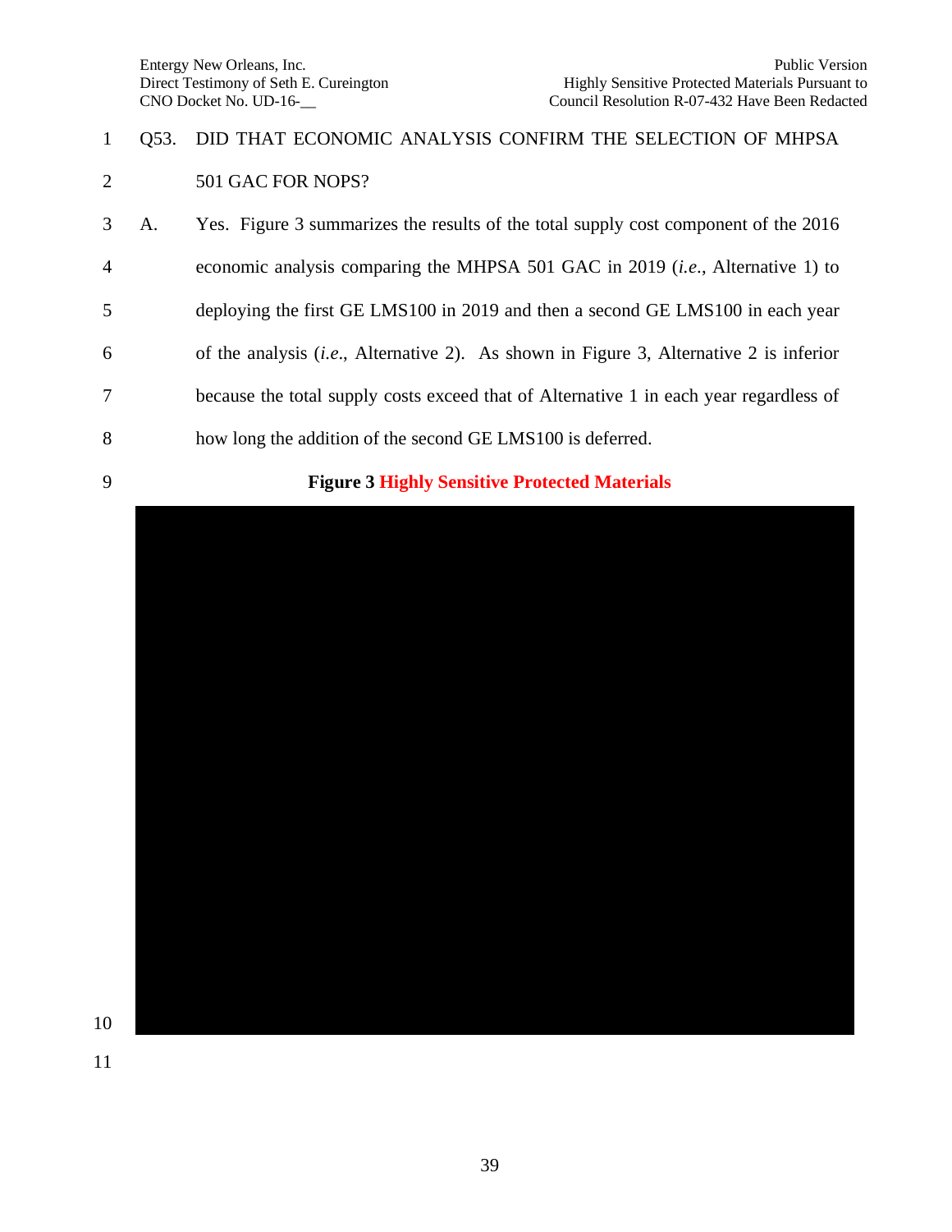Q53. DID THAT ECONOMIC ANALYSIS CONFIRM THE SELECTION OF MHPSA 501 GAC FOR NOPS?

A. Yes. Figure 3 summarizes the results of the total supply cost component of the 2016 economic analysis comparing the MHPSA 501 GAC in 2019 (*i.e.*, Alternative 1) to deploying the first GE LMS100 in 2019 and then a second GE LMS100 in each year of the analysis (*i.e.*, Alternative 2). As shown in Figure 3, Alternative 2 is inferior because the total supply costs exceed that of Alternative 1 in each year regardless of how long the addition of the second GE LMS100 is deferred.

**Figure 3 Highly Sensitive Protected Materials**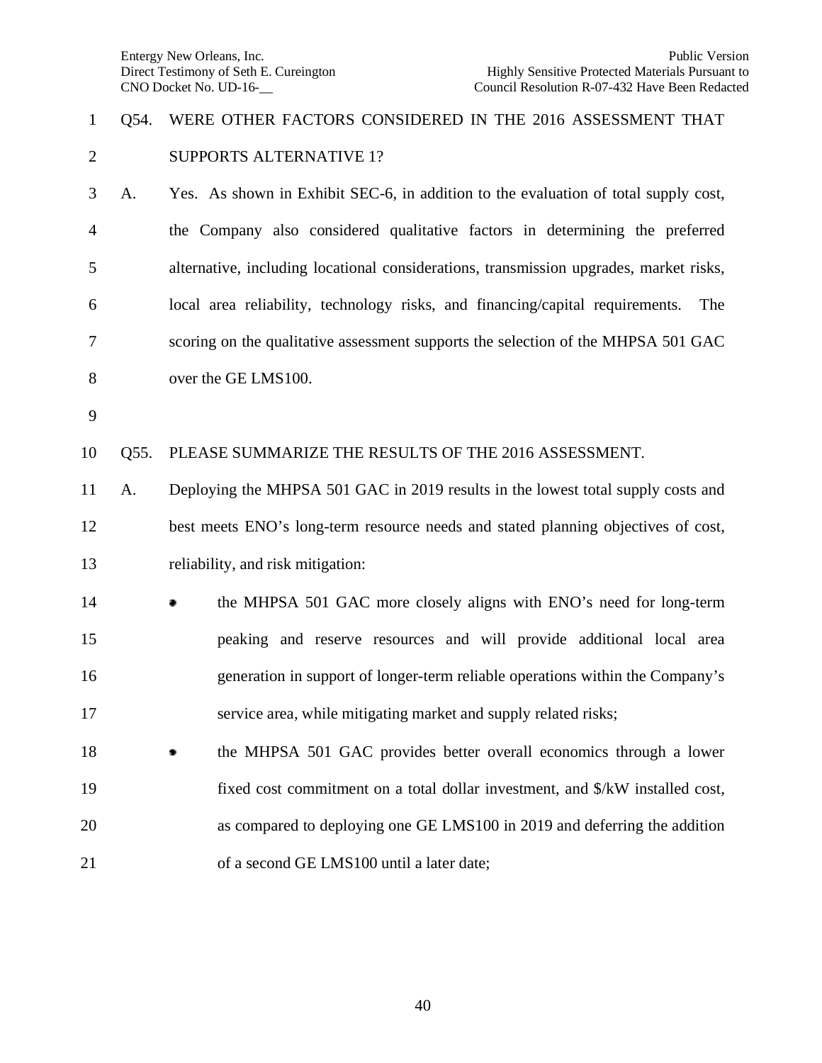Q54. WERE OTHER FACTORS CONSIDERED IN THE 2016 ASSESSMENT THAT SUPPORTS ALTERNATIVE 1?

A. Yes. As shown in Exhibit SEC-6, in addition to the evaluation of total supply cost, the Company also considered qualitative factors in determining the preferred alternative, including locational considerations, transmission upgrades, market risks, local area reliability, technology risks, and financing/capital requirements. The scoring on the qualitative assessment supports the selection of the MHPSA 501 GAC over the GE LMS100.

Q55. PLEASE SUMMARIZE THE RESULTS OF THE 2016 ASSESSMENT.

A. Deploying the MHPSA 501 GAC in 2019 results in the lowest total supply costs and best meets ENO's long-term resource needs and stated planning objectives of cost, reliability, and risk mitigation:

- the MHPSA 501 GAC more closely aligns with ENO's need for long-term peaking and reserve resources and will provide additional local area generation in support of longer-term reliable operations within the Company's service area, while mitigating market and supply related risks;
- the MHPSA 501 GAC provides better overall economics through a lower fixed cost commitment on a total dollar investment, and $/kW installed cost, as compared to deploying one GE LMS100 in 2019 and deferring the addition of a second GE LMS100 until a later date;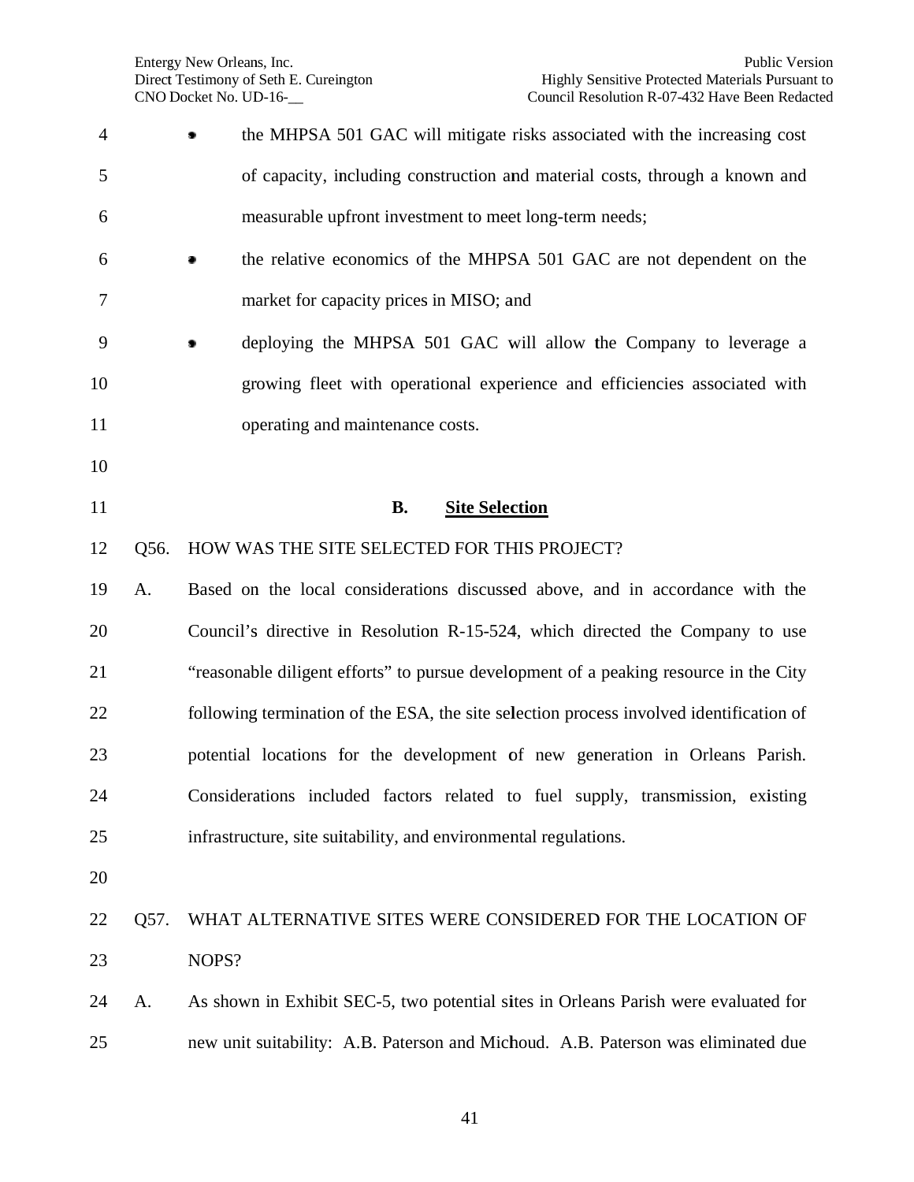- the MHPSA 501 GAC will mitigate risks associated with the increasing cost of capacity, including construction and material costs, through a known and measurable upfront investment to meet long-term needs;
- the relative economics of the MHPSA 501 GAC are not dependent on the market for capacity prices in MISO; and
- deploying the MHPSA 501 GAC will allow the Company to leverage a growing fleet with operational experience and efficiencies associated with operating and maintenance costs.

### B. Site Selection

Q56. HOW WAS THE SITE SELECTED FOR THIS PROJECT?

A. Based on the local considerations discussed above, and in accordance with the Council's directive in Resolution R-15-524, which directed the Company to use "reasonable diligent efforts" to pursue development of a peaking resource in the City following termination of the ESA, the site selection process involved identification of potential locations for the development of new generation in Orleans Parish. Considerations included factors related to fuel supply, transmission, existing infrastructure, site suitability, and environmental regulations.

Q57. WHAT ALTERNATIVE SITES WERE CONSIDERED FOR THE LOCATION OF NOPS?

A. As shown in Exhibit SEC-5, two potential sites in Orleans Parish were evaluated for new unit suitability: A.B. Paterson and Michoud. A.B. Paterson was eliminated due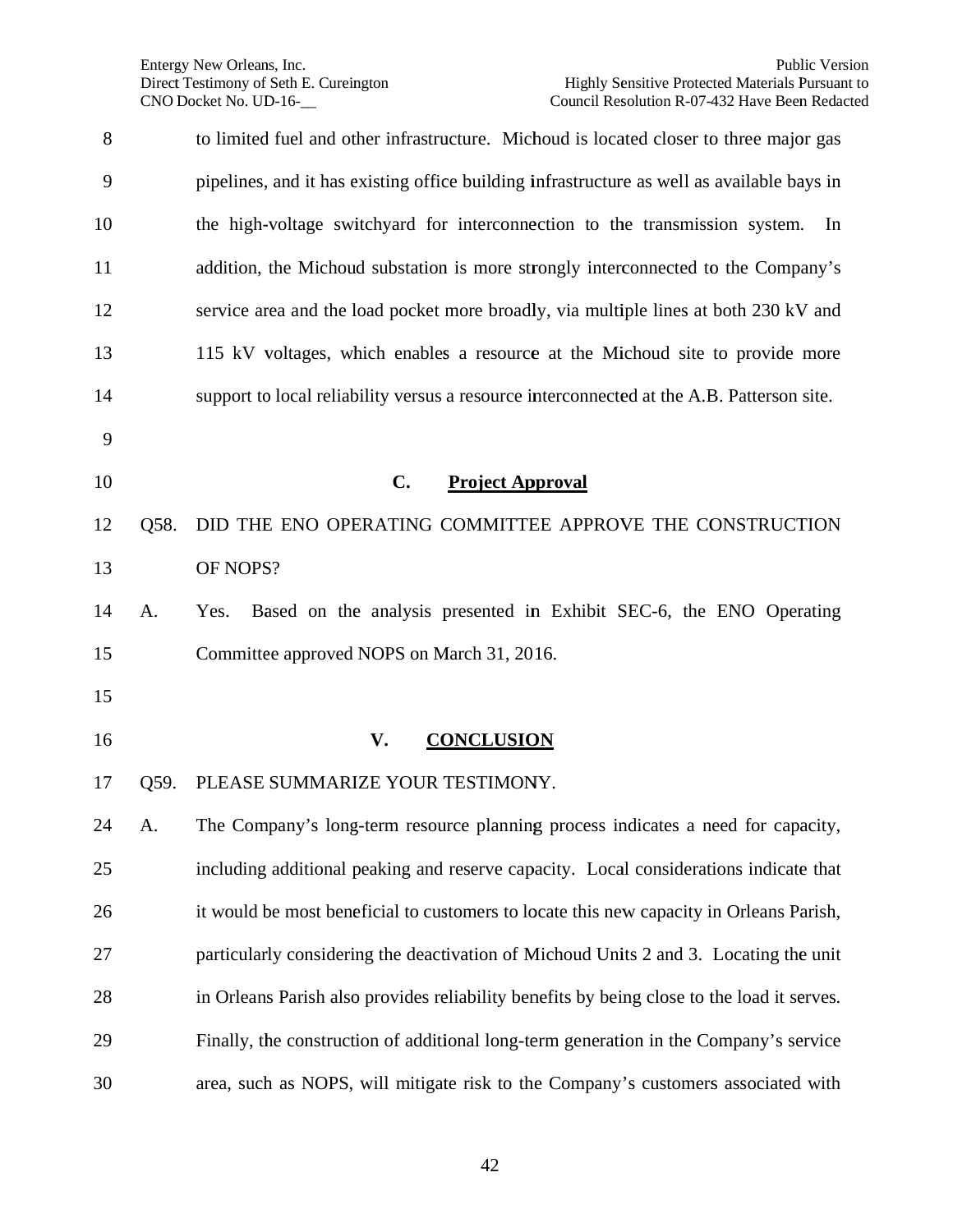to limited fuel and other infrastructure. Michoud is located closer to three major gas pipelines, and it has existing office building infrastructure as well as available bays in the high-voltage switchyard for interconnection to the transmission system. In addition, the Michoud substation is more strongly interconnected to the Company's service area and the load pocket more broadly, via multiple lines at both 230 kV and 115 kV voltages, which enables a resource at the Michoud site to provide more support to local reliability versus a resource interconnected at the A.B. Patterson site.

### C. Project Approval

Q58. DID THE ENO OPERATING COMMITTEE APPROVE THE CONSTRUCTION OF NOPS?

A. Yes. Based on the analysis presented in Exhibit SEC-6, the ENO Operating Committee approved NOPS on March 31, 2016.

## V. CONCLUSION

Q59. PLEASE SUMMARIZE YOUR TESTIMONY.

A. The Company's long-term resource planning process indicates a need for capacity, including additional peaking and reserve capacity. Local considerations indicate that it would be most beneficial to customers to locate this new capacity in Orleans Parish, particularly considering the deactivation of Michoud Units 2 and 3. Locating the unit in Orleans Parish also provides reliability benefits by being close to the load it serves. Finally, the construction of additional long-term generation in the Company's service area, such as NOPS, will mitigate risk to the Company's customers associated with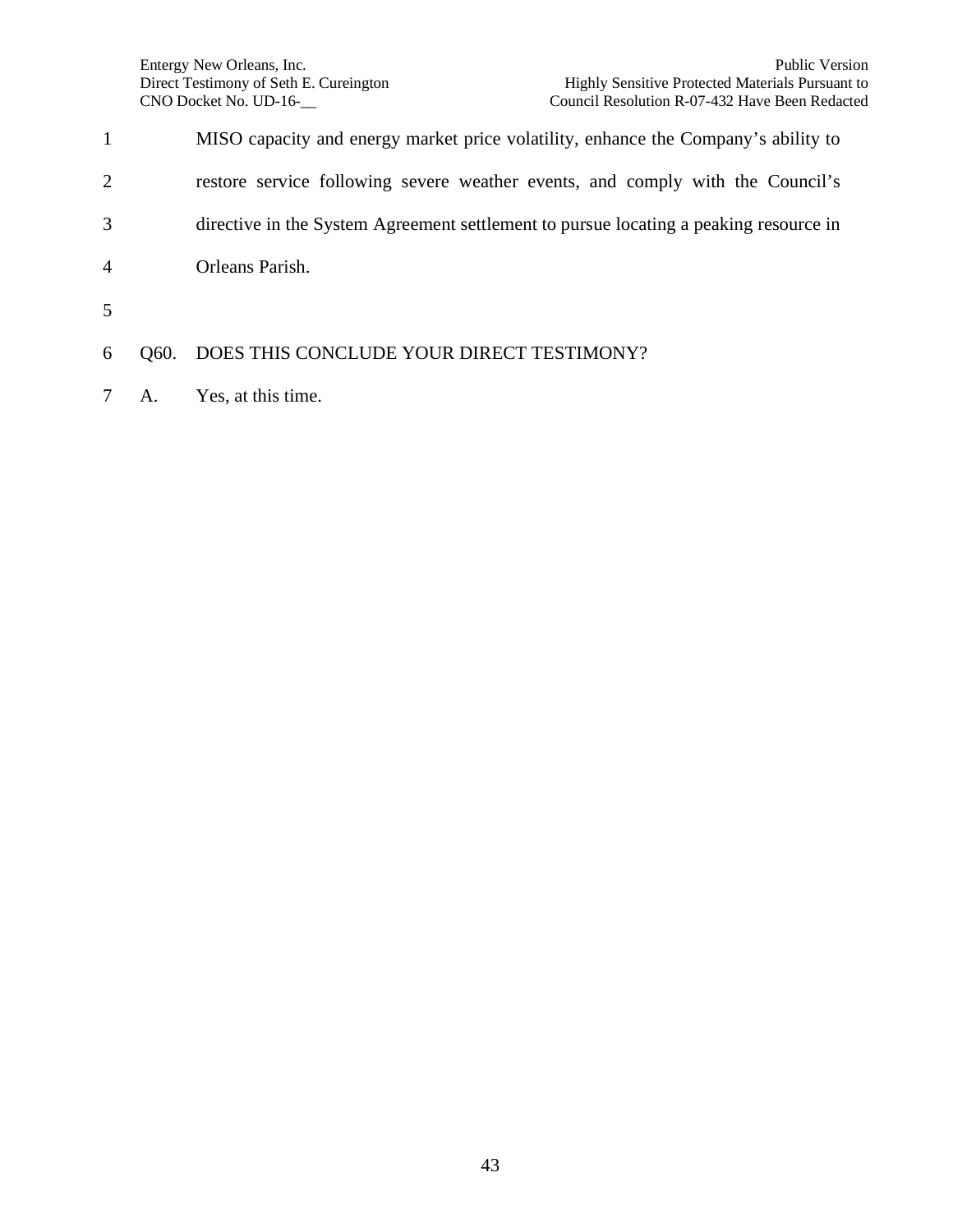MISO capacity and energy market price volatility, enhance the Company's ability to restore service following severe weather events, and comply with the Council's directive in the System Agreement settlement to pursue locating a peaking resource in Orleans Parish.

Q60. DOES THIS CONCLUDE YOUR DIRECT TESTIMONY?

A. Yes, at this time.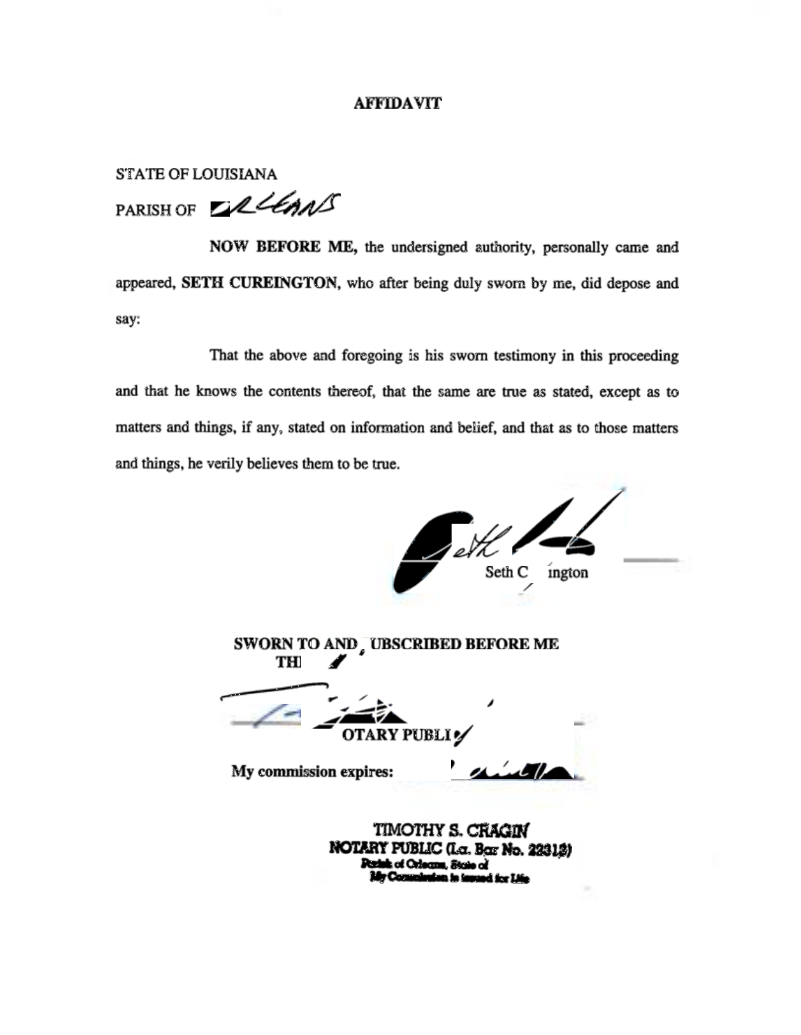# AFFIDAVIT

STATE OF LOUISIANA

PARISH OF ORLEANS

**NOW BEFORE ME,** the undersigned authority, personally came and appeared, **SETH CUREINGTON**, who after being duly sworn by me, did depose and say:

That the above and foregoing is his sworn testimony in this proceeding and that he knows the contents thereof, that the same are true as stated, except as to matters and things, if any, stated on information and belief, and that as to those matters and things, he verily believes them to be true.

Seth C ington

**SWORN TO AND UBSCRIBED BEFORE ME THI**

**OTARY PUBLI**

**My commission expires:**

**TIMOTHY S. CRAGIN**
**NOTARY PUBLIC (La. Bar No. 22313)**
Parish of Orleans, State of
My Commission is issued for Life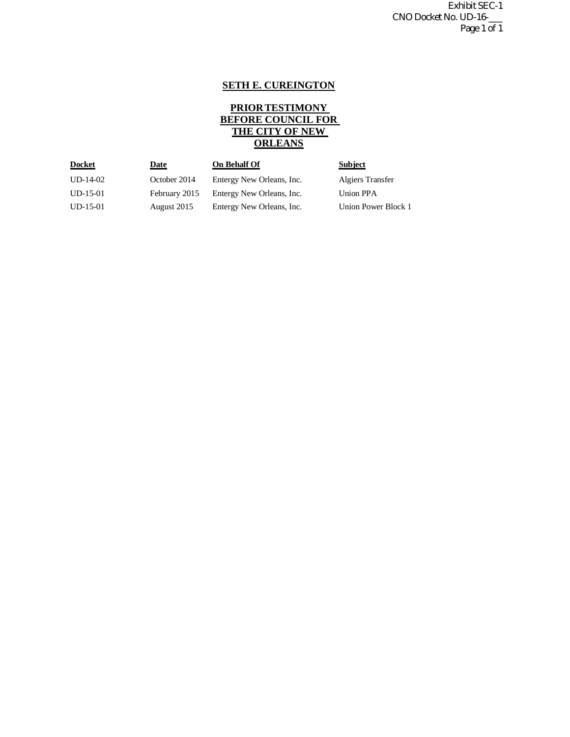Exhibit SEC-1
CNO Docket No. UD-16-___

## SETH E. CUREINGTON

## PRIOR TESTIMONY BEFORE COUNCIL FOR THE CITY OF NEW ORLEANS

| Docket | Date | On Behalf Of | Subject |
|---|---|---|---|
| UD-14-02 | October 2014 | Entergy New Orleans, Inc. | Algiers Transfer |
| UD-15-01 | February 2015 | Entergy New Orleans, Inc. | Union PPA |
| UD-15-01 | August 2015 | Entergy New Orleans, Inc. | Union Power Block 1 |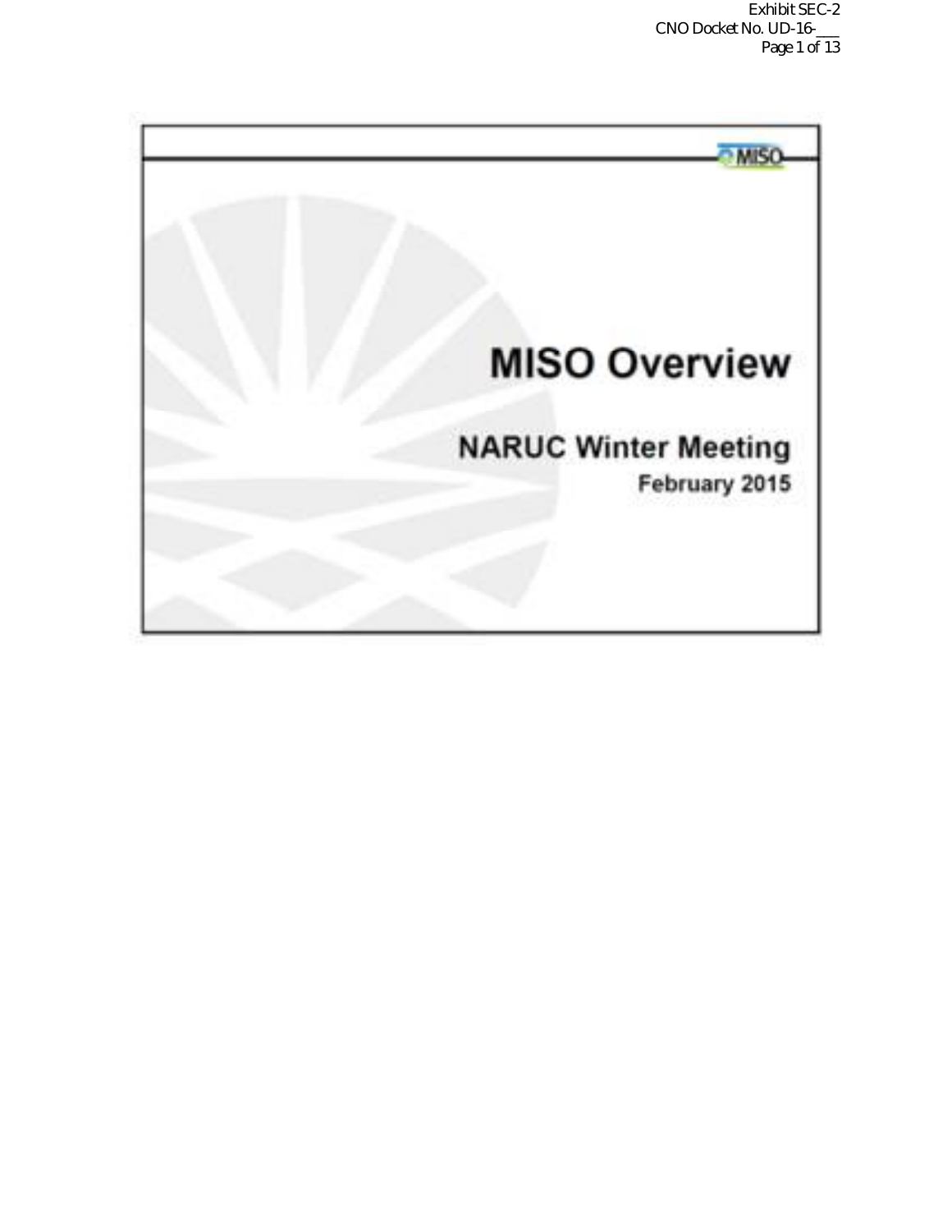# MISO Overview

## NARUC Winter Meeting

**February 2015**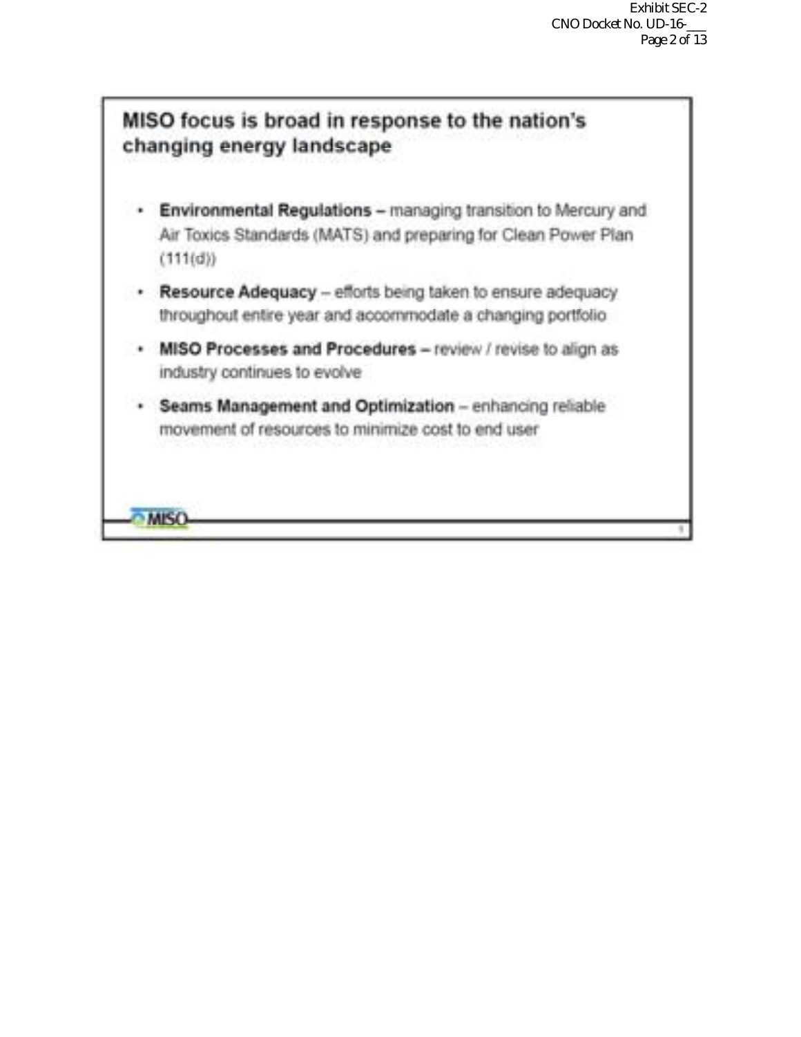## MISO focus is broad in response to the nation's changing energy landscape

- **Environmental Regulations –** managing transition to Mercury and Air Toxics Standards (MATS) and preparing for Clean Power Plan (111(d))
- **Resource Adequacy** – efforts being taken to ensure adequacy throughout entire year and accommodate a changing portfolio
- **MISO Processes and Procedures –** review / revise to align as industry continues to evolve
- **Seams Management and Optimization** – enhancing reliable movement of resources to minimize cost to end user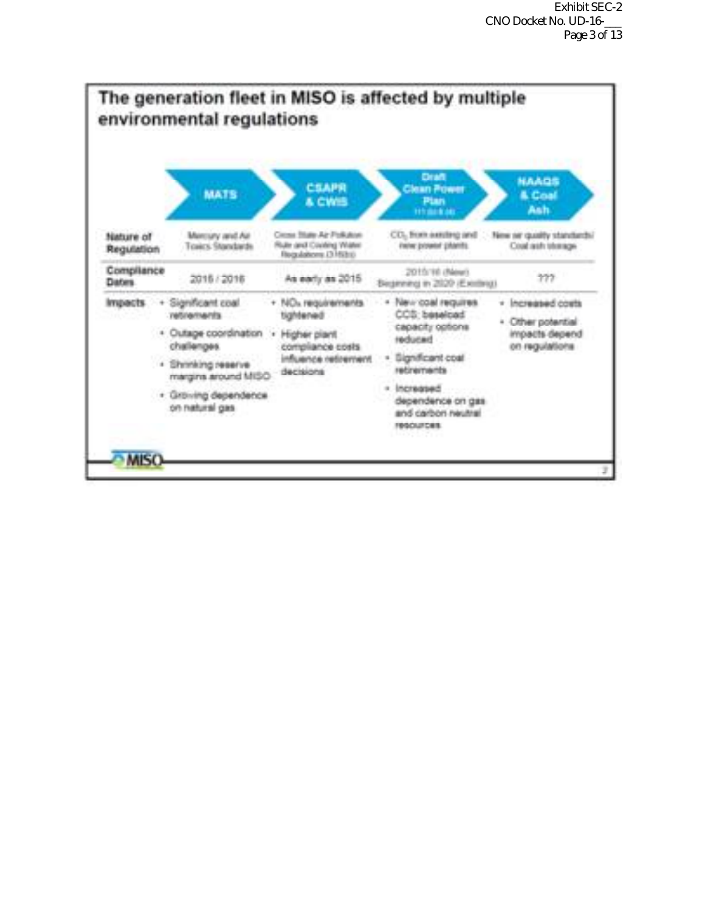# The generation fleet in MISO is affected by multiple environmental regulations

| | MATS | CSAPR & CWIS | Draft Clean Power Plan 111 (b) & (d) | NAAQS & Coal Ash |
|---|---|---|---|---|
| **Nature of Regulation** | Mercury and Air Toxics Standards | Cross State Air Pollution Rule and Cooling Water Regulations (316(b)) | $CO_2$ from existing and new power plants | New air quality standards/ Coal ash storage |
| **Compliance Dates** | 2015 / 2016 | As early as 2015 | 2015/16 (New) Beginning in 2020 (Existing) | ??? |
| **Impacts** | • Significant coal retirements<br>• Outage coordination challenges<br>• Shrinking reserve margins around MISO<br>• Growing dependence on natural gas | • $NO_x$ requirements tightened<br>• Higher plant compliance costs influence retirement decisions | • New coal requires CCS; baseload capacity options reduced<br>• Significant coal retirements<br>• Increased dependence on gas and carbon neutral resources | • Increased costs<br>• Other potential impacts depend on regulations |

MISO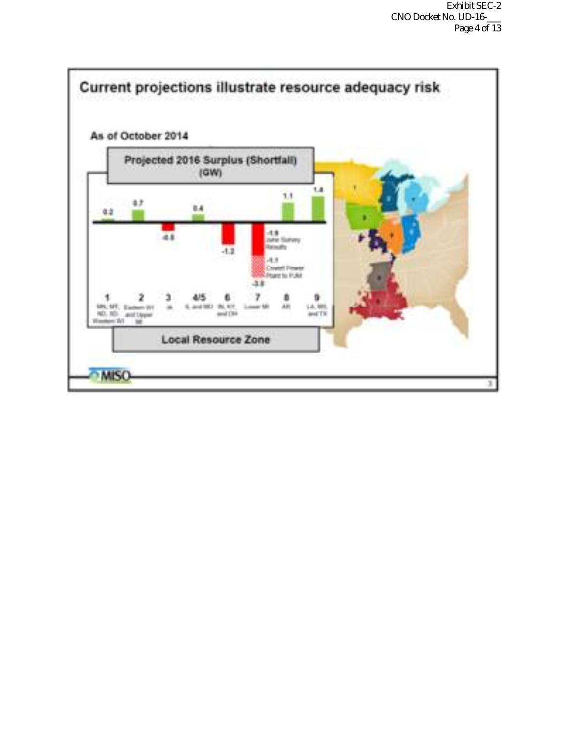# Current projections illustrate resource adequacy risk

As of October 2014

**Projected 2016 Surplus (Shortfall) (GW)**

| Local Resource Zone | Description | Surplus (Shortfall) (GW) |
|---|---|---|
| 1 | MN, MT, ND, SD, Western WI | 0.2 |
| 2 | Eastern WI and Upper MI | 0.7 |
| 3 | IA | -0.6 |
| 4/5 | IL and MO | 0.4 |
| 6 | IN, KY, and OH | -1.2 |
| 7 | Lower MI | -1.8 June Survey Results; -1.1 Covert Power Plant to PJM; -3.0 |
| 8 | AR | 1.1 |
| 9 | LA, MS, and TX | 1.4 |

MISO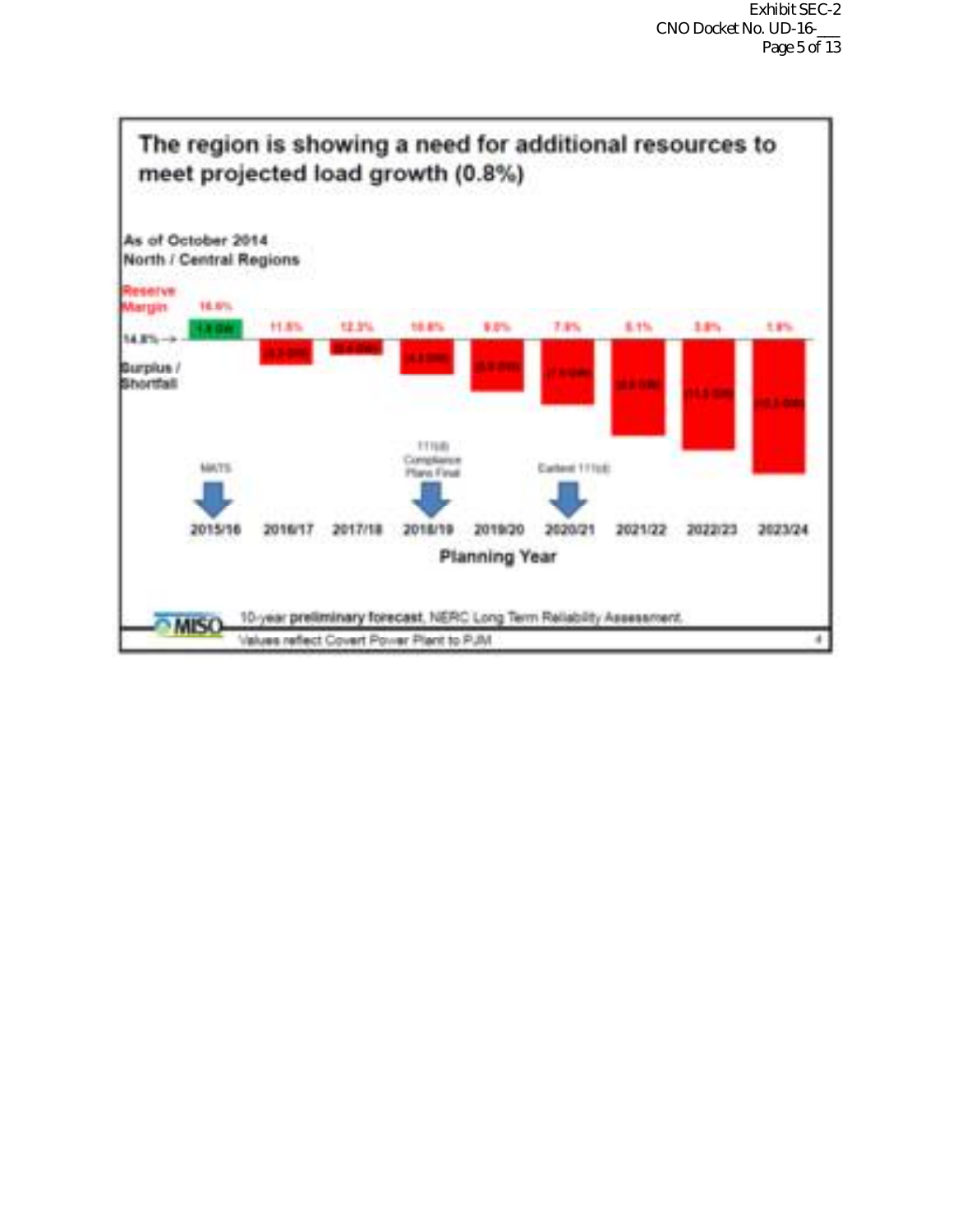## The region is showing a need for additional resources to meet projected load growth (0.8%)

As of October 2014
North / Central Regions

Reserve Margin

| Planning Year | 2015/16 | 2016/17 | 2017/18 | 2018/19 | 2019/20 | 2020/21 | 2021/22 | 2022/23 | 2023/24 |
|---|---|---|---|---|---|---|---|---|---|
| Reserve Margin | 16.6% | 11.8% | 12.3% | 10.6% | 9.0% | 7.8% | 6.1% | 3.8% | 1.9% |

14.8% →

Surplus / Shortfall

MATS — 2015/16

111(d) Compliance Plans Final — 2018/19

Earliest 111(d) — 2020/21

Planning Year

10-year **preliminary forecast**, NERC Long Term Reliability Assessment.

Values reflect Covert Power Plant to PJM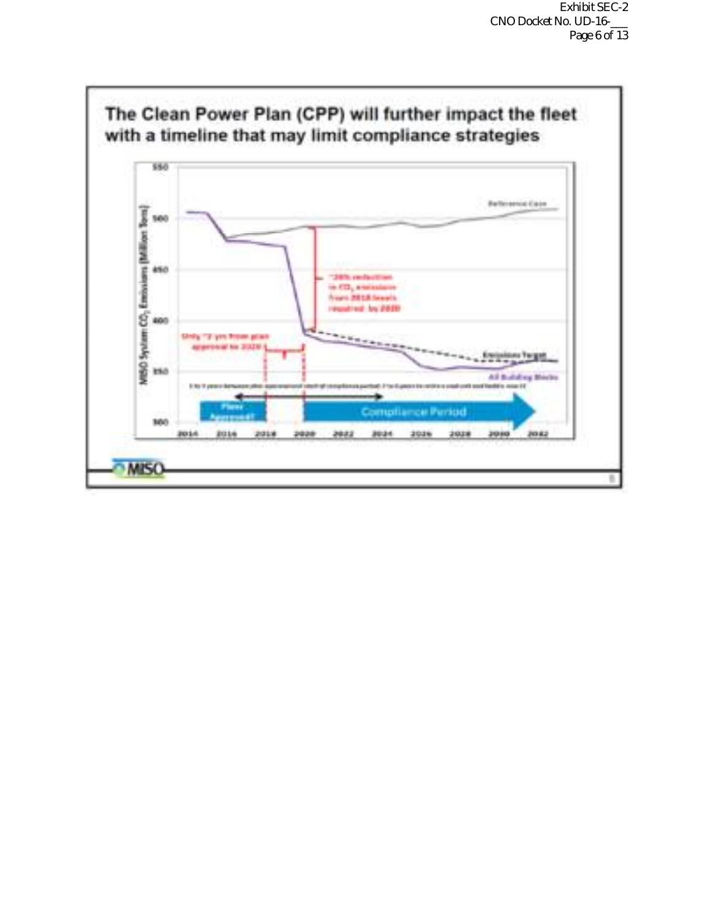## The Clean Power Plan (CPP) will further impact the fleet with a timeline that may limit compliance strategies

MISO System $CO_2$ Emissions (Million Tons)

550
500
450
400
350
300

2014 2016 2018 2020 2022 2024 2026 2028 2030 2032

Reference Case

~30% reduction in $CO_2$ emissions from 2018 levels required by 2020

Only ~2 yrs from plan approval to 2020

Emissions Target

All Building Blocks

Plans Approved?

Compliance Period

MISO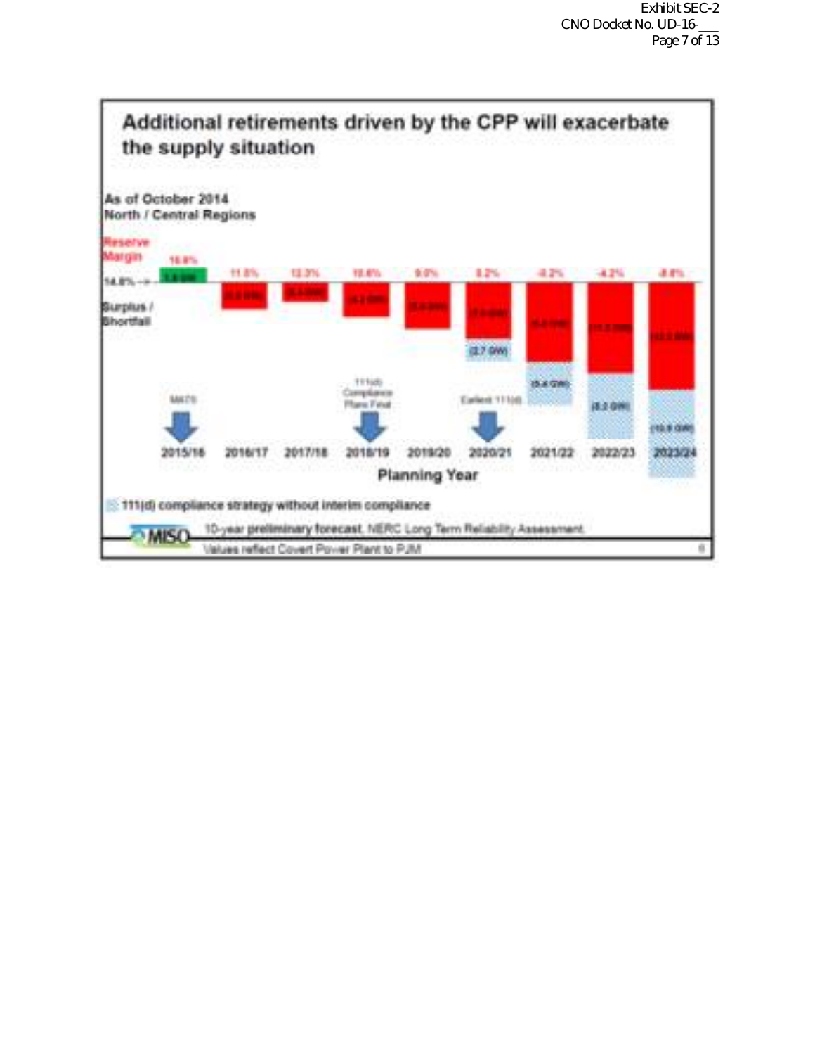## Additional retirements driven by the CPP will exacerbate the supply situation

As of October 2014
North / Central Regions

Reserve Margin

| Planning Year | 2015/16 | 2016/17 | 2017/18 | 2018/19 | 2019/20 | 2020/21 | 2021/22 | 2022/23 | 2023/24 |
|---|---|---|---|---|---|---|---|---|---|
| Reserve Margin (14.8% target) | 16.8% | 11.6% | 12.3% | 10.6% | 9.0% | 8.2% | -0.2% | -4.2% | -8.8% |
| Surplus / Shortfall | 1.6 GW | (3.5 GW) | (2.4 GW) | (4.2 GW) | (5.6 GW) | (7.0 GW) | (9.4 GW) | (11.2 GW) | (12.6 GW) |
| 111(d) compliance strategy without interim compliance | | | | | | (2.7 GW) | (5.4 GW) | (8.2 GW) | (10.8 GW) |

Markers: MATS (2015/16); 111(d) Compliance Plans Final (2018/19); Earliest 111(d) (2020/21)

111(d) compliance strategy without interim compliance

MISO — 10-year preliminary forecast, NERC Long Term Reliability Assessment

Values reflect Covert Power Plant to PJM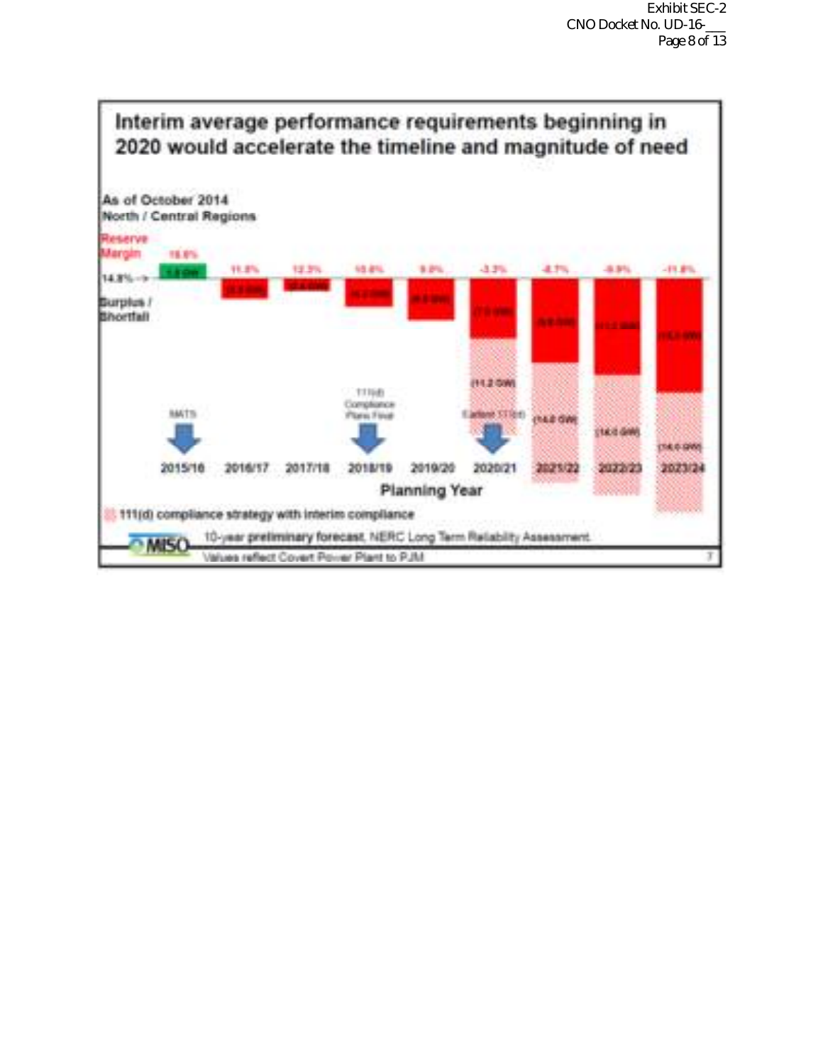## Interim average performance requirements beginning in 2020 would accelerate the timeline and magnitude of need

As of October 2014
North / Central Regions

Reserve Margin

| | 2015/16 | 2016/17 | 2017/18 | 2018/19 | 2019/20 | 2020/21 | 2021/22 | 2022/23 | 2023/24 |
|---|---|---|---|---|---|---|---|---|---|
| Reserve Margin | 16.6% | 11.8% | 12.5% | 10.6% | 9.0% | -3.3% | -8.7% | -8.9% | -11.8% |

14.8% -->

Surplus / Shortfall

MATS (2015/16)

111(d) Compliance Plans Final (2018/19)

Earliest 111(d) (2020/21)

(11.2 GW) (2020/21), (14.0 GW) (2021/22), (14.0 GW) (2022/23), (14.0 GW) (2023/24)

Planning Year

111(d) compliance strategy with interim compliance

10-year **preliminary forecast**, NERC Long Term Reliability Assessment

Values reflect Covert Power Plant to PJM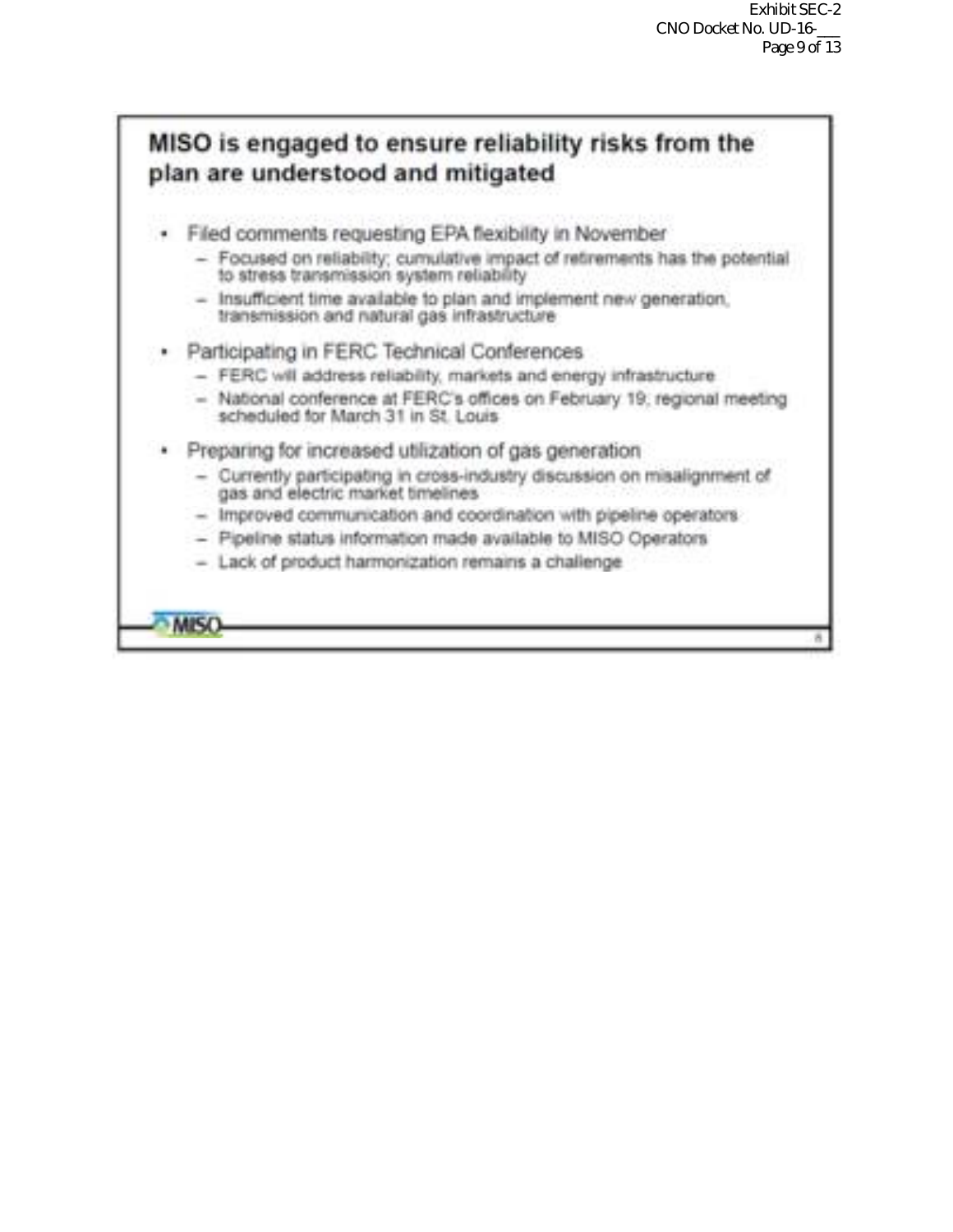## MISO is engaged to ensure reliability risks from the plan are understood and mitigated

- Filed comments requesting EPA flexibility in November
  - Focused on reliability; cumulative impact of retirements has the potential to stress transmission system reliability
  - Insufficient time available to plan and implement new generation, transmission and natural gas infrastructure
- Participating in FERC Technical Conferences
  - FERC will address reliability, markets and energy infrastructure
  - National conference at FERC's offices on February 19; regional meeting scheduled for March 31 in St. Louis
- Preparing for increased utilization of gas generation
  - Currently participating in cross-industry discussion on misalignment of gas and electric market timelines
  - Improved communication and coordination with pipeline operators
  - Pipeline status information made available to MISO Operators
  - Lack of product harmonization remains a challenge

MISO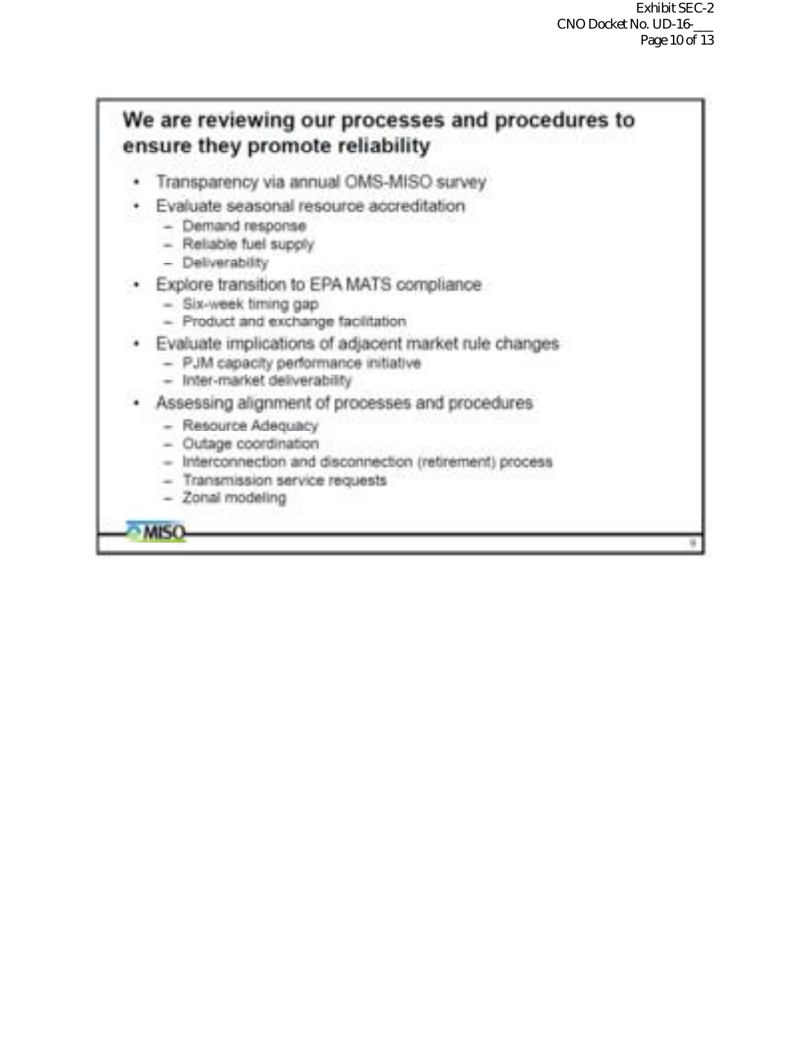## We are reviewing our processes and procedures to ensure they promote reliability

- Transparency via annual OMS-MISO survey
- Evaluate seasonal resource accreditation
  - Demand response
  - Reliable fuel supply
  - Deliverability
- Explore transition to EPA MATS compliance
  - Six-week timing gap
  - Product and exchange facilitation
- Evaluate implications of adjacent market rule changes
  - PJM capacity performance initiative
  - Inter-market deliverability
- Assessing alignment of processes and procedures
  - Resource Adequacy
  - Outage coordination
  - Interconnection and disconnection (retirement) process
  - Transmission service requests
  - Zonal modeling

MISO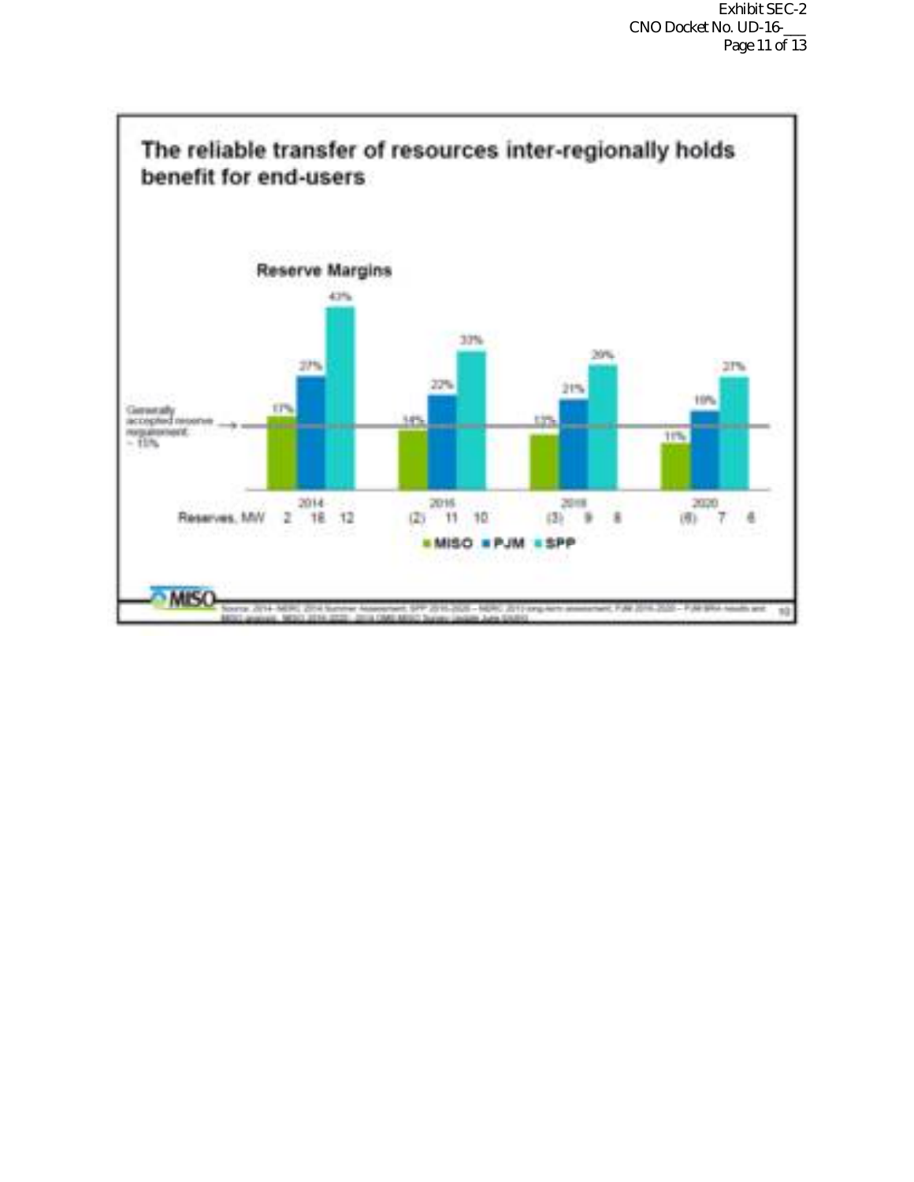## The reliable transfer of resources inter-regionally holds benefit for end-users

**Reserve Margins**

Generally accepted reserve requirement ~15%

| | 2014 | 2016 | 2018 | 2020 |
|---|---|---|---|---|
| MISO | 17% | 14% | 13% | 11% |
| PJM | 27% | 22% | 21% | 19% |
| SPP | 43% | 33% | 29% | 27% |

| Reserves, MW | 2014 | 2016 | 2018 | 2020 |
|---|---|---|---|---|
| MISO | 2 | (2) | (3) | (6) |
| PJM | 16 | 11 | 9 | 7 |
| SPP | 12 | 10 | 8 | 6 |

■ MISO ■ PJM ■ SPP

Source: 2014- NERC 2014 Summer Assessment, SPP 2016-2020 – NERC 2013 long-term assessment, PJM 2016-2020 – PJM BRA results and MISO analysis. MISO 2016-2020 - 2014 OMS-MISO Survey Update June 2014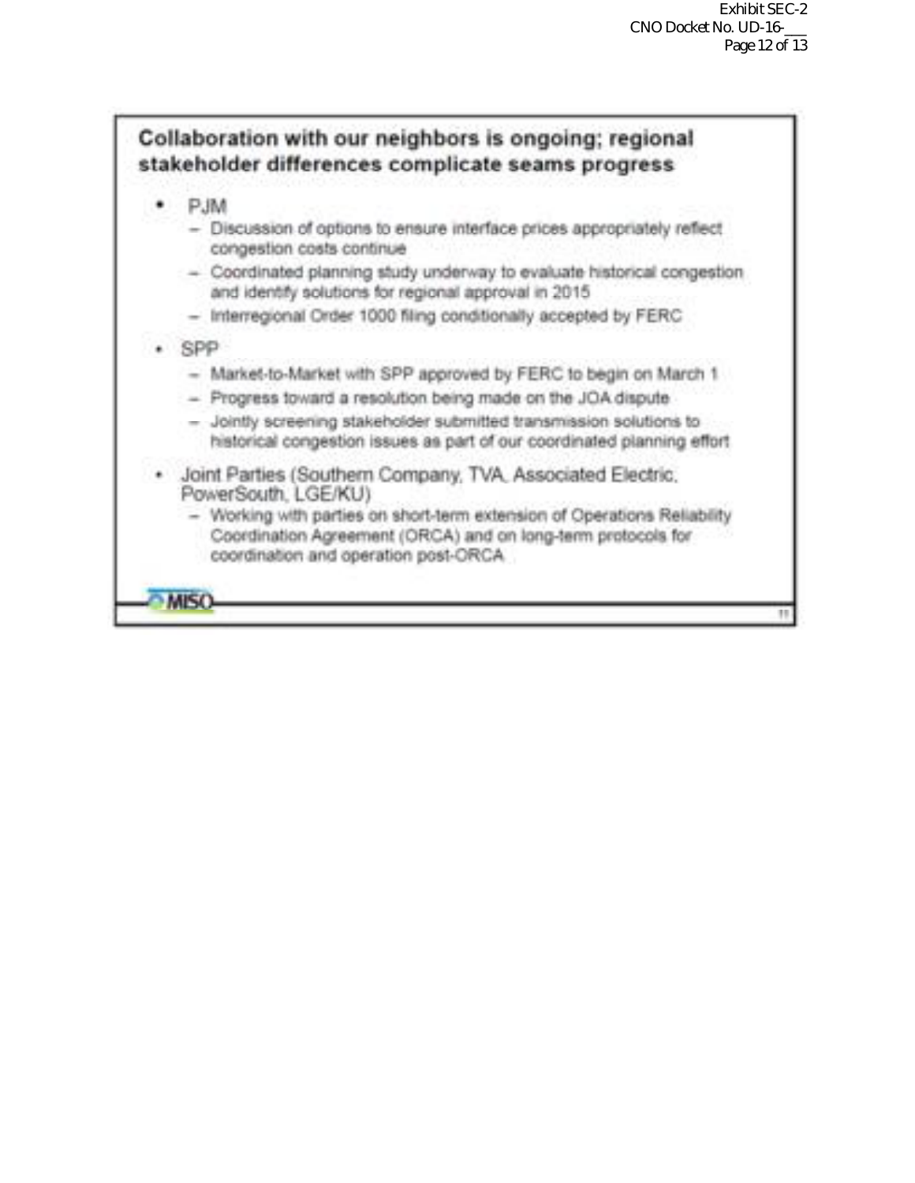## Collaboration with our neighbors is ongoing; regional stakeholder differences complicate seams progress

- PJM
  - Discussion of options to ensure interface prices appropriately reflect congestion costs continue
  - Coordinated planning study underway to evaluate historical congestion and identify solutions for regional approval in 2015
  - Interregional Order 1000 filing conditionally accepted by FERC
- SPP
  - Market-to-Market with SPP approved by FERC to begin on March 1
  - Progress toward a resolution being made on the JOA dispute
  - Jointly screening stakeholder submitted transmission solutions to historical congestion issues as part of our coordinated planning effort
- Joint Parties (Southern Company, TVA, Associated Electric, PowerSouth, LGE/KU)
  - Working with parties on short-term extension of Operations Reliability Coordination Agreement (ORCA) and on long-term protocols for coordination and operation post-ORCA

MISO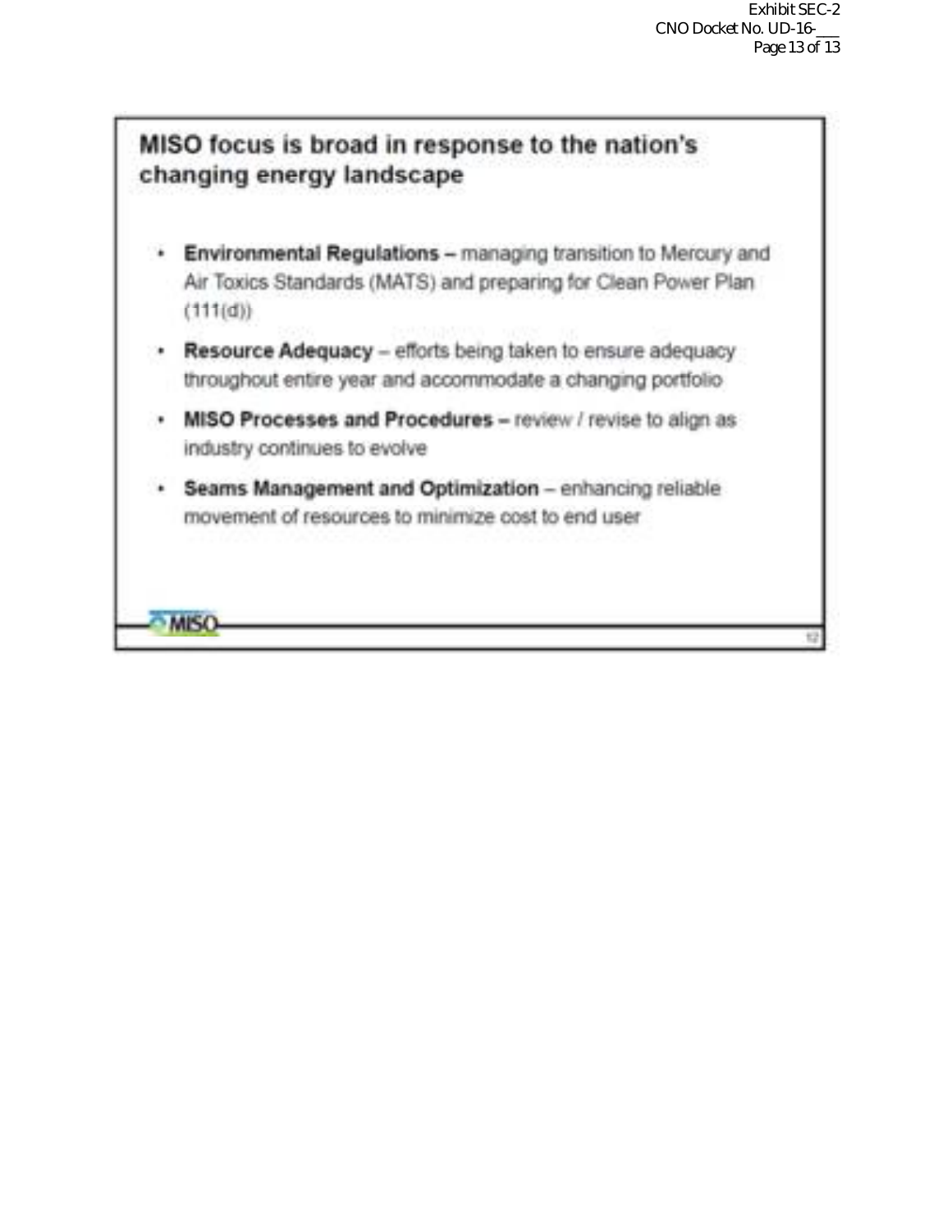## MISO focus is broad in response to the nation's changing energy landscape

- **Environmental Regulations –** managing transition to Mercury and Air Toxics Standards (MATS) and preparing for Clean Power Plan (111(d))
- **Resource Adequacy** – efforts being taken to ensure adequacy throughout entire year and accommodate a changing portfolio
- **MISO Processes and Procedures –** review / revise to align as industry continues to evolve
- **Seams Management and Optimization** – enhancing reliable movement of resources to minimize cost to end user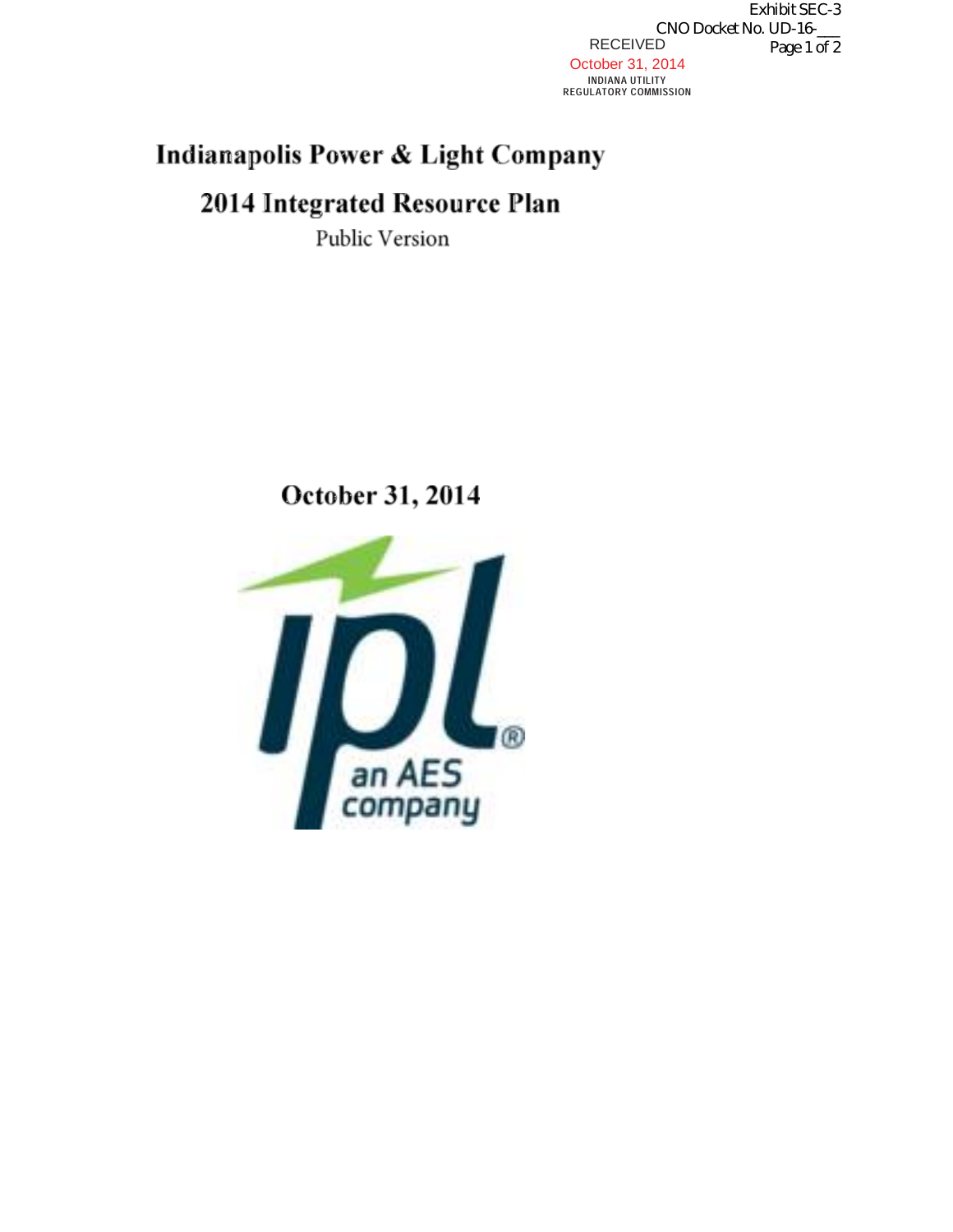Exhibit SEC-3
CNO Docket No. UD-16-___

RECEIVED
October 31, 2014
INDIANA UTILITY REGULATORY COMMISSION

# Indianapolis Power & Light Company

## 2014 Integrated Resource Plan

Public Version

## October 31, 2014

ipl® an AES company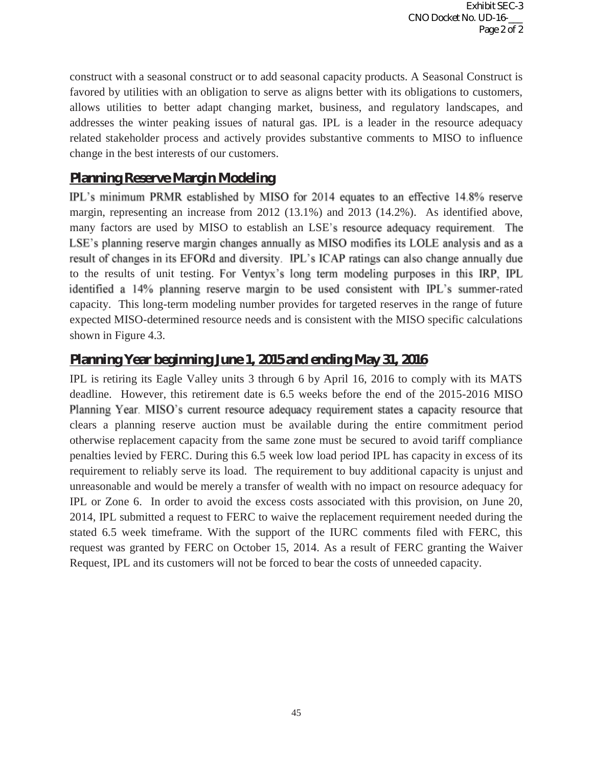construct with a seasonal construct or to add seasonal capacity products. A Seasonal Construct is favored by utilities with an obligation to serve as aligns better with its obligations to customers, allows utilities to better adapt changing market, business, and regulatory landscapes, and addresses the winter peaking issues of natural gas. IPL is a leader in the resource adequacy related stakeholder process and actively provides substantive comments to MISO to influence change in the best interests of our customers.

## Planning Reserve Margin Modeling

IPL's minimum PRMR established by MISO for 2014 equates to an effective 14.8% reserve margin, representing an increase from 2012 (13.1%) and 2013 (14.2%). As identified above, many factors are used by MISO to establish an LSE's resource adequacy requirement. The LSE's planning reserve margin changes annually as MISO modifies its LOLE analysis and as a result of changes in its EFORd and diversity. IPL's ICAP ratings can also change annually due to the results of unit testing. For Ventyx's long term modeling purposes in this IRP, IPL identified a 14% planning reserve margin to be used consistent with IPL's summer-rated capacity. This long-term modeling number provides for targeted reserves in the range of future expected MISO-determined resource needs and is consistent with the MISO specific calculations shown in Figure 4.3.

## Planning Year beginning June 1, 2015 and ending May 31, 2016

IPL is retiring its Eagle Valley units 3 through 6 by April 16, 2016 to comply with its MATS deadline. However, this retirement date is 6.5 weeks before the end of the 2015-2016 MISO Planning Year. MISO's current resource adequacy requirement states a capacity resource that clears a planning reserve auction must be available during the entire commitment period otherwise replacement capacity from the same zone must be secured to avoid tariff compliance penalties levied by FERC. During this 6.5 week low load period IPL has capacity in excess of its requirement to reliably serve its load. The requirement to buy additional capacity is unjust and unreasonable and would be merely a transfer of wealth with no impact on resource adequacy for IPL or Zone 6. In order to avoid the excess costs associated with this provision, on June 20, 2014, IPL submitted a request to FERC to waive the replacement requirement needed during the stated 6.5 week timeframe. With the support of the IURC comments filed with FERC, this request was granted by FERC on October 15, 2014. As a result of FERC granting the Waiver Request, IPL and its customers will not be forced to bear the costs of unneeded capacity.